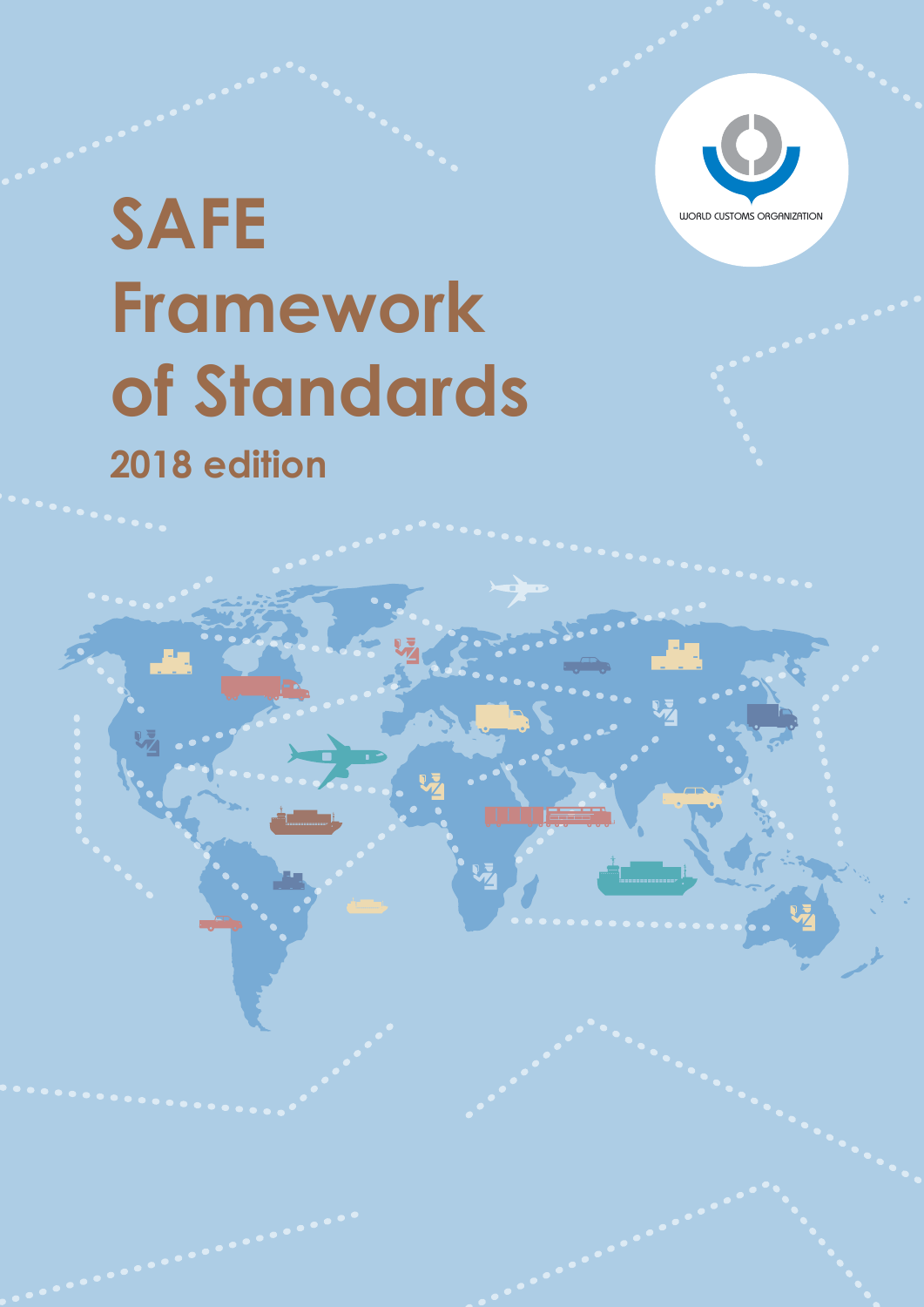WORLD CUSTOMS ORGANIZATION

# SAFE Framework of Standards

## 2018 edition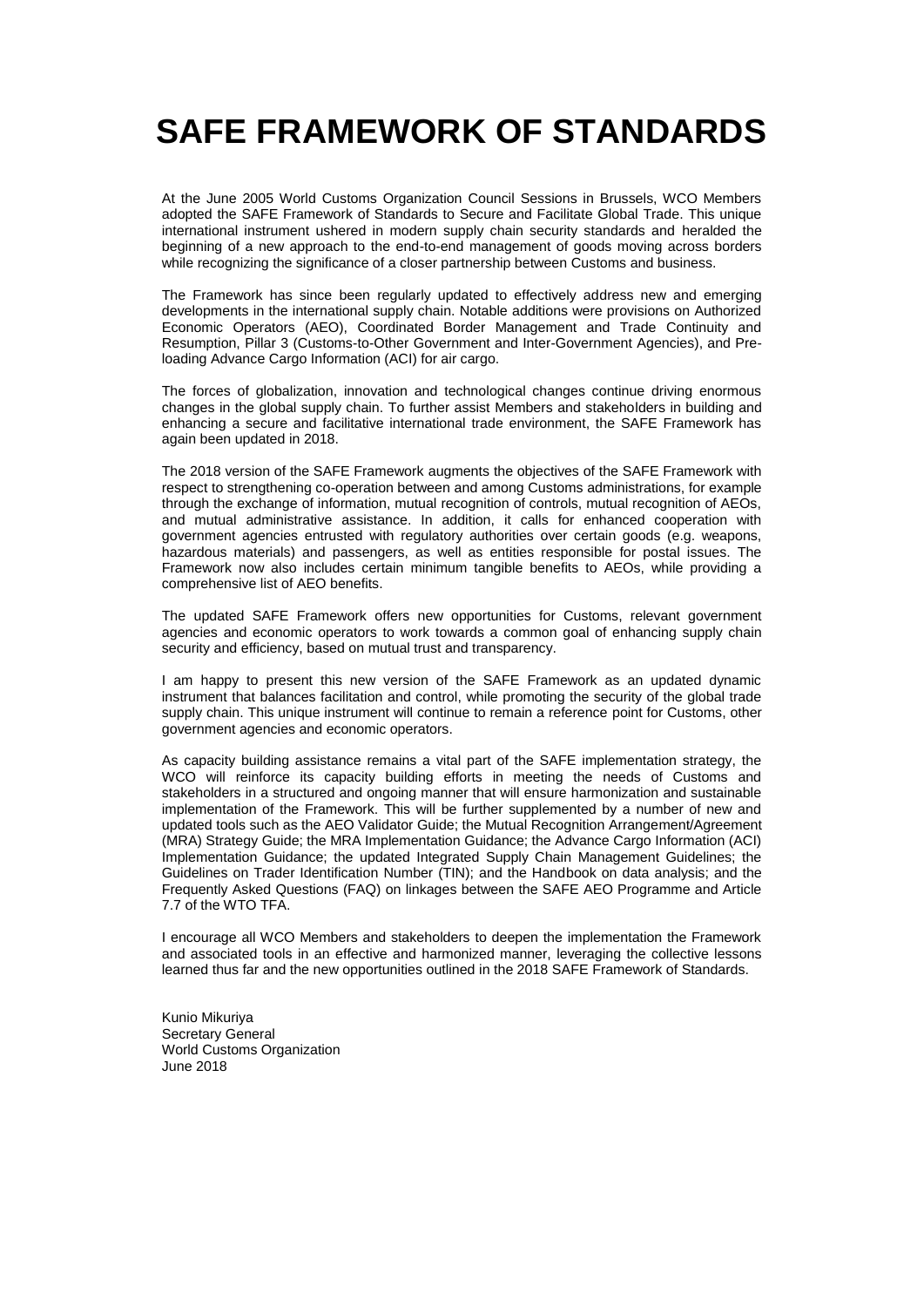# SAFE FRAMEWORK OF STANDARDS

At the June 2005 World Customs Organization Council Sessions in Brussels, WCO Members adopted the SAFE Framework of Standards to Secure and Facilitate Global Trade. This unique international instrument ushered in modern supply chain security standards and heralded the beginning of a new approach to the end-to-end management of goods moving across borders while recognizing the significance of a closer partnership between Customs and business.

The Framework has since been regularly updated to effectively address new and emerging developments in the international supply chain. Notable additions were provisions on Authorized Economic Operators (AEO), Coordinated Border Management and Trade Continuity and Resumption, Pillar 3 (Customs-to-Other Government and Inter-Government Agencies), and Pre-loading Advance Cargo Information (ACI) for air cargo.

The forces of globalization, innovation and technological changes continue driving enormous changes in the global supply chain. To further assist Members and stakeholders in building and enhancing a secure and facilitative international trade environment, the SAFE Framework has again been updated in 2018.

The 2018 version of the SAFE Framework augments the objectives of the SAFE Framework with respect to strengthening co-operation between and among Customs administrations, for example through the exchange of information, mutual recognition of controls, mutual recognition of AEOs, and mutual administrative assistance. In addition, it calls for enhanced cooperation with government agencies entrusted with regulatory authorities over certain goods (e.g. weapons, hazardous materials) and passengers, as well as entities responsible for postal issues. The Framework now also includes certain minimum tangible benefits to AEOs, while providing a comprehensive list of AEO benefits.

The updated SAFE Framework offers new opportunities for Customs, relevant government agencies and economic operators to work towards a common goal of enhancing supply chain security and efficiency, based on mutual trust and transparency.

I am happy to present this new version of the SAFE Framework as an updated dynamic instrument that balances facilitation and control, while promoting the security of the global trade supply chain. This unique instrument will continue to remain a reference point for Customs, other government agencies and economic operators.

As capacity building assistance remains a vital part of the SAFE implementation strategy, the WCO will reinforce its capacity building efforts in meeting the needs of Customs and stakeholders in a structured and ongoing manner that will ensure harmonization and sustainable implementation of the Framework. This will be further supplemented by a number of new and updated tools such as the AEO Validator Guide; the Mutual Recognition Arrangement/Agreement (MRA) Strategy Guide; the MRA Implementation Guidance; the Advance Cargo Information (ACI) Implementation Guidance; the updated Integrated Supply Chain Management Guidelines; the Guidelines on Trader Identification Number (TIN); and the Handbook on data analysis; and the Frequently Asked Questions (FAQ) on linkages between the SAFE AEO Programme and Article 7.7 of the WTO TFA.

I encourage all WCO Members and stakeholders to deepen the implementation the Framework and associated tools in an effective and harmonized manner, leveraging the collective lessons learned thus far and the new opportunities outlined in the 2018 SAFE Framework of Standards.

Kunio Mikuriya
Secretary General
World Customs Organization
June 2018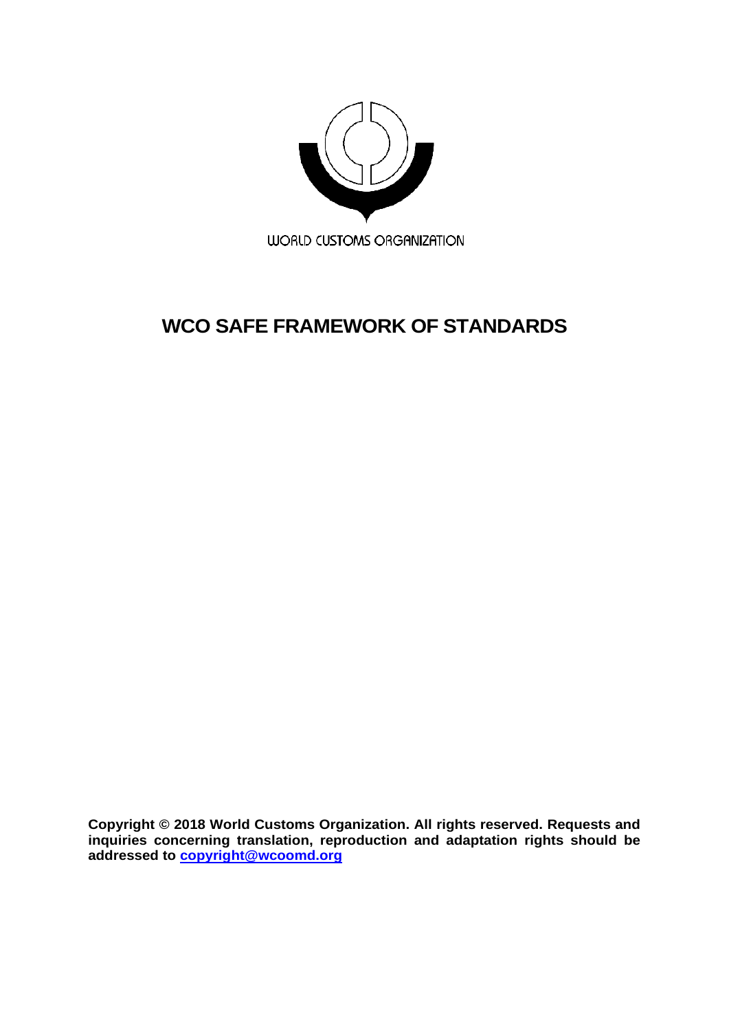WORLD CUSTOMS ORGANIZATION

# WCO SAFE FRAMEWORK OF STANDARDS

**Copyright © 2018 World Customs Organization. All rights reserved. Requests and inquiries concerning translation, reproduction and adaptation rights should be addressed to copyright@wcoomd.org**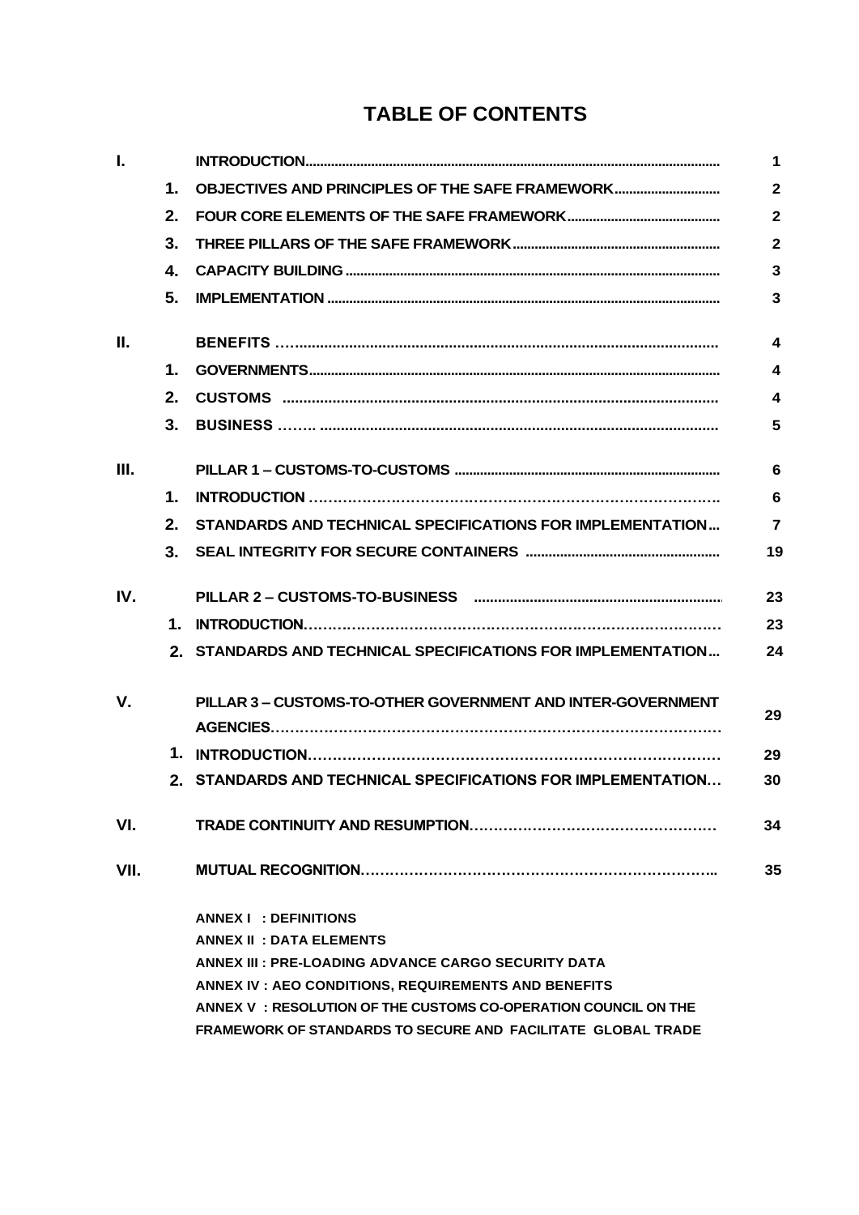# TABLE OF CONTENTS

| | | | |
|---|---|---|---|
| **I.** | | **INTRODUCTION** | **1** |
| | **1.** | **OBJECTIVES AND PRINCIPLES OF THE SAFE FRAMEWORK** | **2** |
| | **2.** | **FOUR CORE ELEMENTS OF THE SAFE FRAMEWORK** | **2** |
| | **3.** | **THREE PILLARS OF THE SAFE FRAMEWORK** | **2** |
| | **4.** | **CAPACITY BUILDING** | **3** |
| | **5.** | **IMPLEMENTATION** | **3** |
| **II.** | | **BENEFITS** | **4** |
| | **1.** | **GOVERNMENTS** | **4** |
| | **2.** | **CUSTOMS** | **4** |
| | **3.** | **BUSINESS** | **5** |
| **III.** | | **PILLAR 1 – CUSTOMS-TO-CUSTOMS** | **6** |
| | **1.** | **INTRODUCTION** | **6** |
| | **2.** | **STANDARDS AND TECHNICAL SPECIFICATIONS FOR IMPLEMENTATION** | **7** |
| | **3.** | **SEAL INTEGRITY FOR SECURE CONTAINERS** | **19** |
| **IV.** | | **PILLAR 2 – CUSTOMS-TO-BUSINESS** | **23** |
| | **1.** | **INTRODUCTION** | **23** |
| | **2.** | **STANDARDS AND TECHNICAL SPECIFICATIONS FOR IMPLEMENTATION** | **24** |
| **V.** | | **PILLAR 3 – CUSTOMS-TO-OTHER GOVERNMENT AND INTER-GOVERNMENT AGENCIES** | **29** |
| | **1.** | **INTRODUCTION** | **29** |
| | **2.** | **STANDARDS AND TECHNICAL SPECIFICATIONS FOR IMPLEMENTATION** | **30** |
| **VI.** | | **TRADE CONTINUITY AND RESUMPTION** | **34** |
| **VII.** | | **MUTUAL RECOGNITION** | **35** |

**ANNEX I : DEFINITIONS**
**ANNEX II : DATA ELEMENTS**
**ANNEX III : PRE-LOADING ADVANCE CARGO SECURITY DATA**
**ANNEX IV : AEO CONDITIONS, REQUIREMENTS AND BENEFITS**
**ANNEX V : RESOLUTION OF THE CUSTOMS CO-OPERATION COUNCIL ON THE FRAMEWORK OF STANDARDS TO SECURE AND FACILITATE GLOBAL TRADE**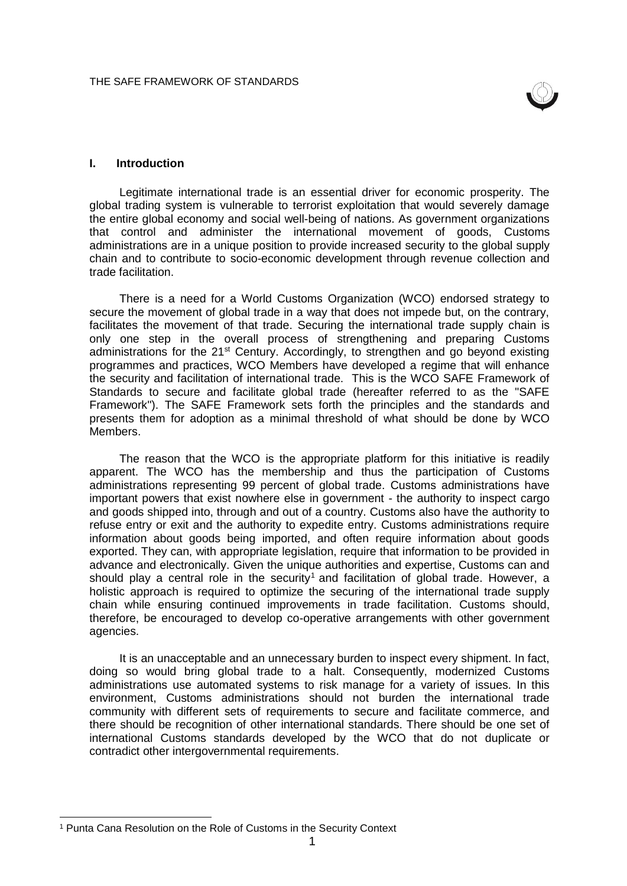## I. Introduction

Legitimate international trade is an essential driver for economic prosperity. The global trading system is vulnerable to terrorist exploitation that would severely damage the entire global economy and social well-being of nations. As government organizations that control and administer the international movement of goods, Customs administrations are in a unique position to provide increased security to the global supply chain and to contribute to socio-economic development through revenue collection and trade facilitation.

There is a need for a World Customs Organization (WCO) endorsed strategy to secure the movement of global trade in a way that does not impede but, on the contrary, facilitates the movement of that trade. Securing the international trade supply chain is only one step in the overall process of strengthening and preparing Customs administrations for the 21st Century. Accordingly, to strengthen and go beyond existing programmes and practices, WCO Members have developed a regime that will enhance the security and facilitation of international trade. This is the WCO SAFE Framework of Standards to secure and facilitate global trade (hereafter referred to as the "SAFE Framework"). The SAFE Framework sets forth the principles and the standards and presents them for adoption as a minimal threshold of what should be done by WCO Members.

The reason that the WCO is the appropriate platform for this initiative is readily apparent. The WCO has the membership and thus the participation of Customs administrations representing 99 percent of global trade. Customs administrations have important powers that exist nowhere else in government - the authority to inspect cargo and goods shipped into, through and out of a country. Customs also have the authority to refuse entry or exit and the authority to expedite entry. Customs administrations require information about goods being imported, and often require information about goods exported. They can, with appropriate legislation, require that information to be provided in advance and electronically. Given the unique authorities and expertise, Customs can and should play a central role in the security[1] and facilitation of global trade. However, a holistic approach is required to optimize the securing of the international trade supply chain while ensuring continued improvements in trade facilitation. Customs should, therefore, be encouraged to develop co-operative arrangements with other government agencies.

It is an unacceptable and an unnecessary burden to inspect every shipment. In fact, doing so would bring global trade to a halt. Consequently, modernized Customs administrations use automated systems to risk manage for a variety of issues. In this environment, Customs administrations should not burden the international trade community with different sets of requirements to secure and facilitate commerce, and there should be recognition of other international standards. There should be one set of international Customs standards developed by the WCO that do not duplicate or contradict other intergovernmental requirements.

[1] Punta Cana Resolution on the Role of Customs in the Security Context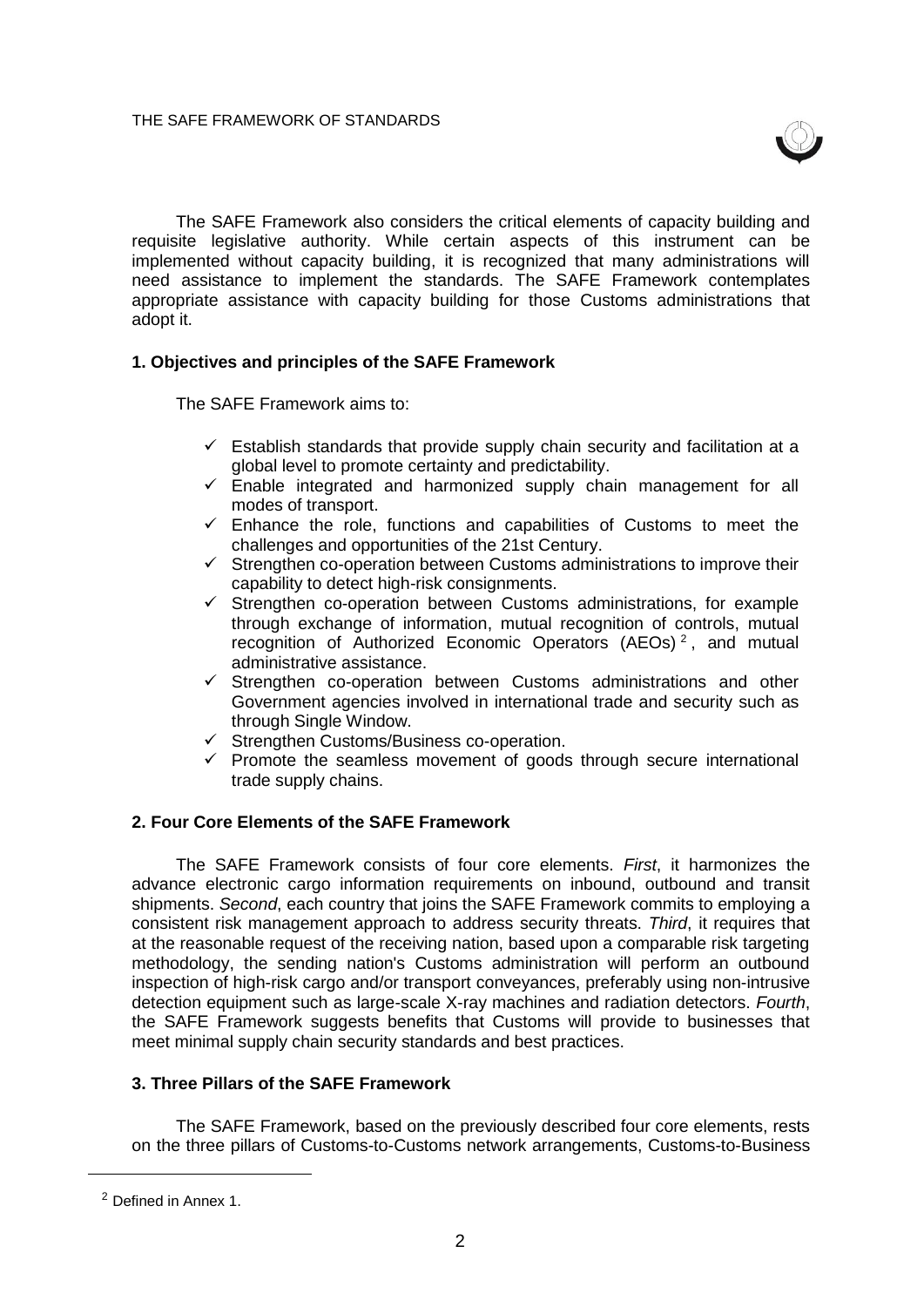The SAFE Framework also considers the critical elements of capacity building and requisite legislative authority. While certain aspects of this instrument can be implemented without capacity building, it is recognized that many administrations will need assistance to implement the standards. The SAFE Framework contemplates appropriate assistance with capacity building for those Customs administrations that adopt it.

### 1. Objectives and principles of the SAFE Framework

The SAFE Framework aims to:

- ✓ Establish standards that provide supply chain security and facilitation at a global level to promote certainty and predictability.
- ✓ Enable integrated and harmonized supply chain management for all modes of transport.
- ✓ Enhance the role, functions and capabilities of Customs to meet the challenges and opportunities of the 21st Century.
- ✓ Strengthen co-operation between Customs administrations to improve their capability to detect high-risk consignments.
- ✓ Strengthen co-operation between Customs administrations, for example through exchange of information, mutual recognition of controls, mutual recognition of Authorized Economic Operators (AEOs) [2], and mutual administrative assistance.
- ✓ Strengthen co-operation between Customs administrations and other Government agencies involved in international trade and security such as through Single Window.
- ✓ Strengthen Customs/Business co-operation.
- ✓ Promote the seamless movement of goods through secure international trade supply chains.

### 2. Four Core Elements of the SAFE Framework

The SAFE Framework consists of four core elements. *First*, it harmonizes the advance electronic cargo information requirements on inbound, outbound and transit shipments. *Second*, each country that joins the SAFE Framework commits to employing a consistent risk management approach to address security threats. *Third*, it requires that at the reasonable request of the receiving nation, based upon a comparable risk targeting methodology, the sending nation's Customs administration will perform an outbound inspection of high-risk cargo and/or transport conveyances, preferably using non-intrusive detection equipment such as large-scale X-ray machines and radiation detectors. *Fourth*, the SAFE Framework suggests benefits that Customs will provide to businesses that meet minimal supply chain security standards and best practices.

### 3. Three Pillars of the SAFE Framework

The SAFE Framework, based on the previously described four core elements, rests on the three pillars of Customs-to-Customs network arrangements, Customs-to-Business

---

[2] Defined in Annex 1.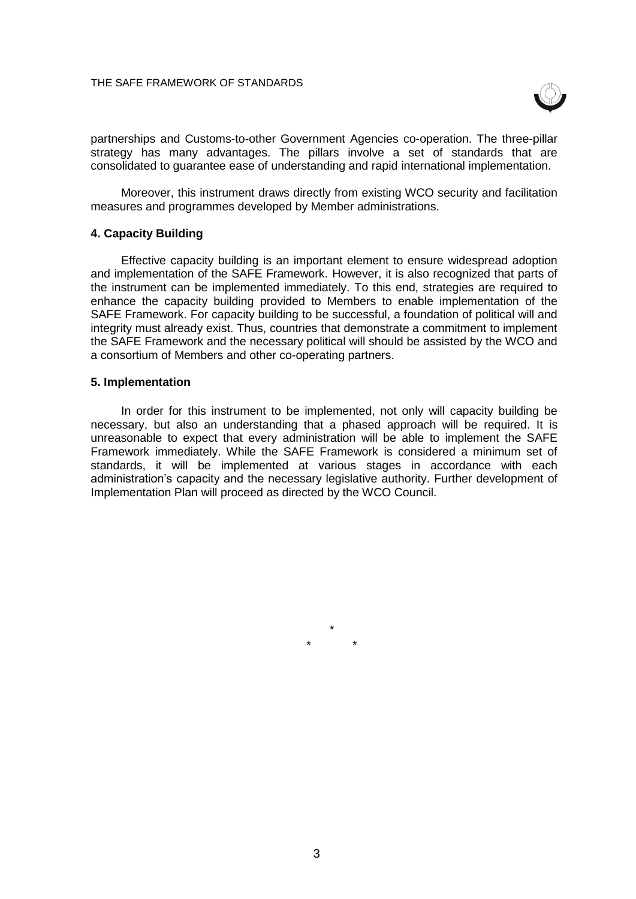partnerships and Customs-to-other Government Agencies co-operation. The three-pillar strategy has many advantages. The pillars involve a set of standards that are consolidated to guarantee ease of understanding and rapid international implementation.

Moreover, this instrument draws directly from existing WCO security and facilitation measures and programmes developed by Member administrations.

### 4. Capacity Building

Effective capacity building is an important element to ensure widespread adoption and implementation of the SAFE Framework. However, it is also recognized that parts of the instrument can be implemented immediately. To this end, strategies are required to enhance the capacity building provided to Members to enable implementation of the SAFE Framework. For capacity building to be successful, a foundation of political will and integrity must already exist. Thus, countries that demonstrate a commitment to implement the SAFE Framework and the necessary political will should be assisted by the WCO and a consortium of Members and other co-operating partners.

### 5. Implementation

In order for this instrument to be implemented, not only will capacity building be necessary, but also an understanding that a phased approach will be required. It is unreasonable to expect that every administration will be able to implement the SAFE Framework immediately. While the SAFE Framework is considered a minimum set of standards, it will be implemented at various stages in accordance with each administration's capacity and the necessary legislative authority. Further development of Implementation Plan will proceed as directed by the WCO Council.

\*

\*    \*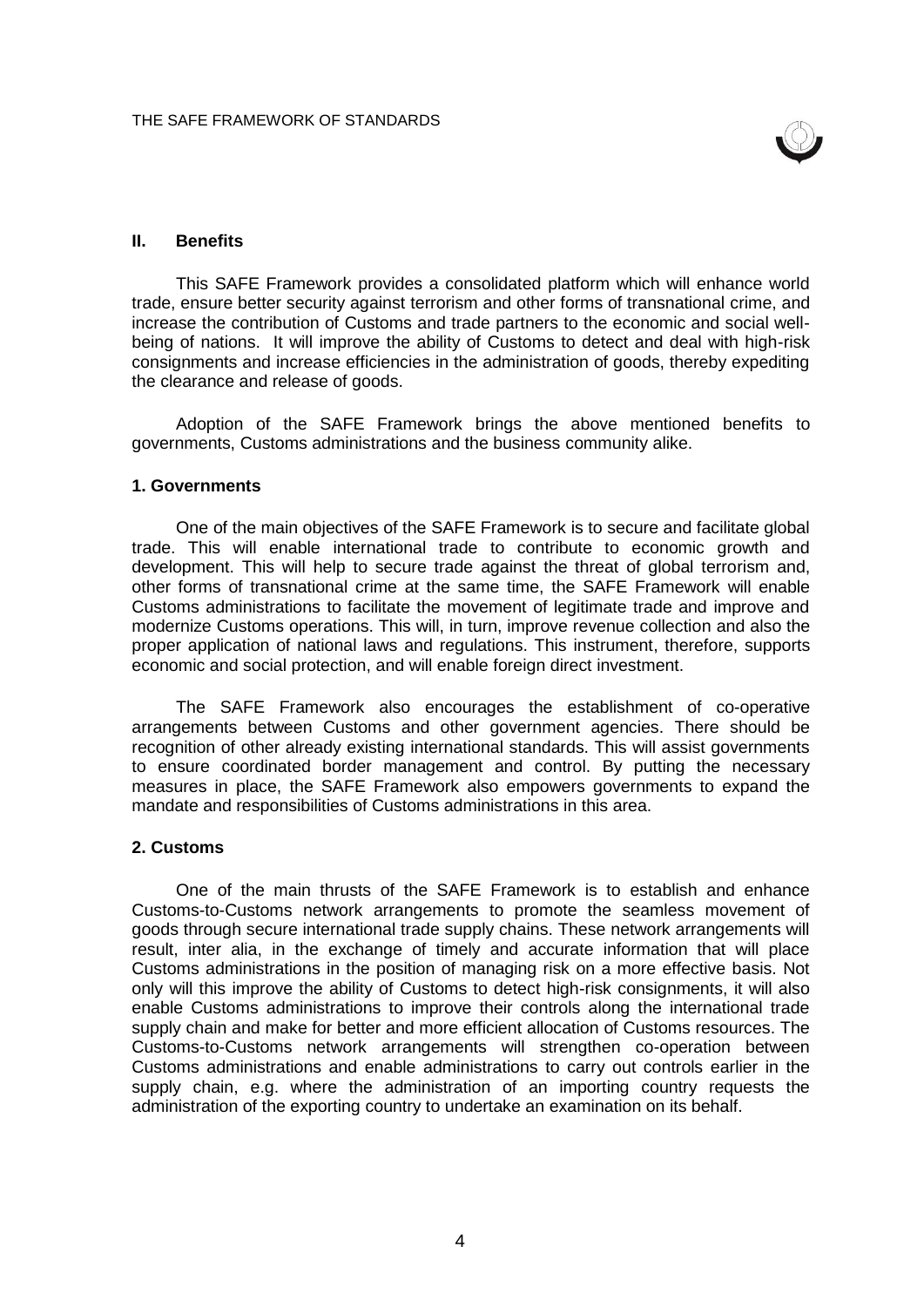## II. Benefits

This SAFE Framework provides a consolidated platform which will enhance world trade, ensure better security against terrorism and other forms of transnational crime, and increase the contribution of Customs and trade partners to the economic and social well-being of nations. It will improve the ability of Customs to detect and deal with high-risk consignments and increase efficiencies in the administration of goods, thereby expediting the clearance and release of goods.

Adoption of the SAFE Framework brings the above mentioned benefits to governments, Customs administrations and the business community alike.

### 1. Governments

One of the main objectives of the SAFE Framework is to secure and facilitate global trade. This will enable international trade to contribute to economic growth and development. This will help to secure trade against the threat of global terrorism and, other forms of transnational crime at the same time, the SAFE Framework will enable Customs administrations to facilitate the movement of legitimate trade and improve and modernize Customs operations. This will, in turn, improve revenue collection and also the proper application of national laws and regulations. This instrument, therefore, supports economic and social protection, and will enable foreign direct investment.

The SAFE Framework also encourages the establishment of co-operative arrangements between Customs and other government agencies. There should be recognition of other already existing international standards. This will assist governments to ensure coordinated border management and control. By putting the necessary measures in place, the SAFE Framework also empowers governments to expand the mandate and responsibilities of Customs administrations in this area.

### 2. Customs

One of the main thrusts of the SAFE Framework is to establish and enhance Customs-to-Customs network arrangements to promote the seamless movement of goods through secure international trade supply chains. These network arrangements will result, inter alia, in the exchange of timely and accurate information that will place Customs administrations in the position of managing risk on a more effective basis. Not only will this improve the ability of Customs to detect high-risk consignments, it will also enable Customs administrations to improve their controls along the international trade supply chain and make for better and more efficient allocation of Customs resources. The Customs-to-Customs network arrangements will strengthen co-operation between Customs administrations and enable administrations to carry out controls earlier in the supply chain, e.g. where the administration of an importing country requests the administration of the exporting country to undertake an examination on its behalf.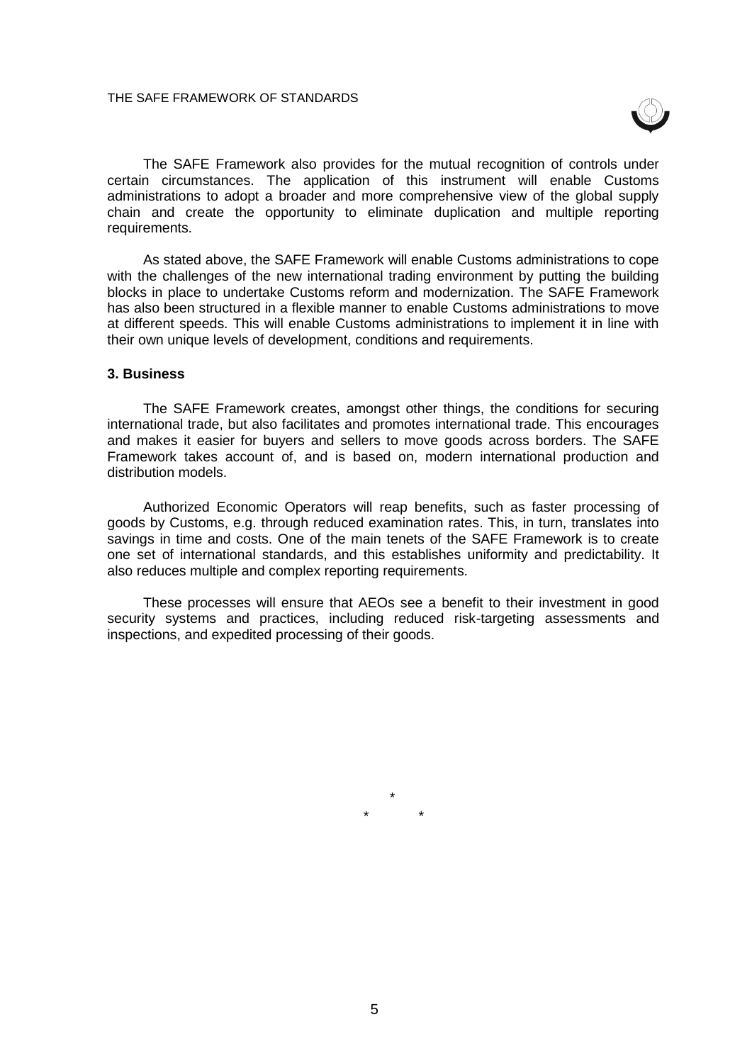The SAFE Framework also provides for the mutual recognition of controls under certain circumstances. The application of this instrument will enable Customs administrations to adopt a broader and more comprehensive view of the global supply chain and create the opportunity to eliminate duplication and multiple reporting requirements.

As stated above, the SAFE Framework will enable Customs administrations to cope with the challenges of the new international trading environment by putting the building blocks in place to undertake Customs reform and modernization. The SAFE Framework has also been structured in a flexible manner to enable Customs administrations to move at different speeds. This will enable Customs administrations to implement it in line with their own unique levels of development, conditions and requirements.

### 3. Business

The SAFE Framework creates, amongst other things, the conditions for securing international trade, but also facilitates and promotes international trade. This encourages and makes it easier for buyers and sellers to move goods across borders. The SAFE Framework takes account of, and is based on, modern international production and distribution models.

Authorized Economic Operators will reap benefits, such as faster processing of goods by Customs, e.g. through reduced examination rates. This, in turn, translates into savings in time and costs. One of the main tenets of the SAFE Framework is to create one set of international standards, and this establishes uniformity and predictability. It also reduces multiple and complex reporting requirements.

These processes will ensure that AEOs see a benefit to their investment in good security systems and practices, including reduced risk-targeting assessments and inspections, and expedited processing of their goods.

*

\*   *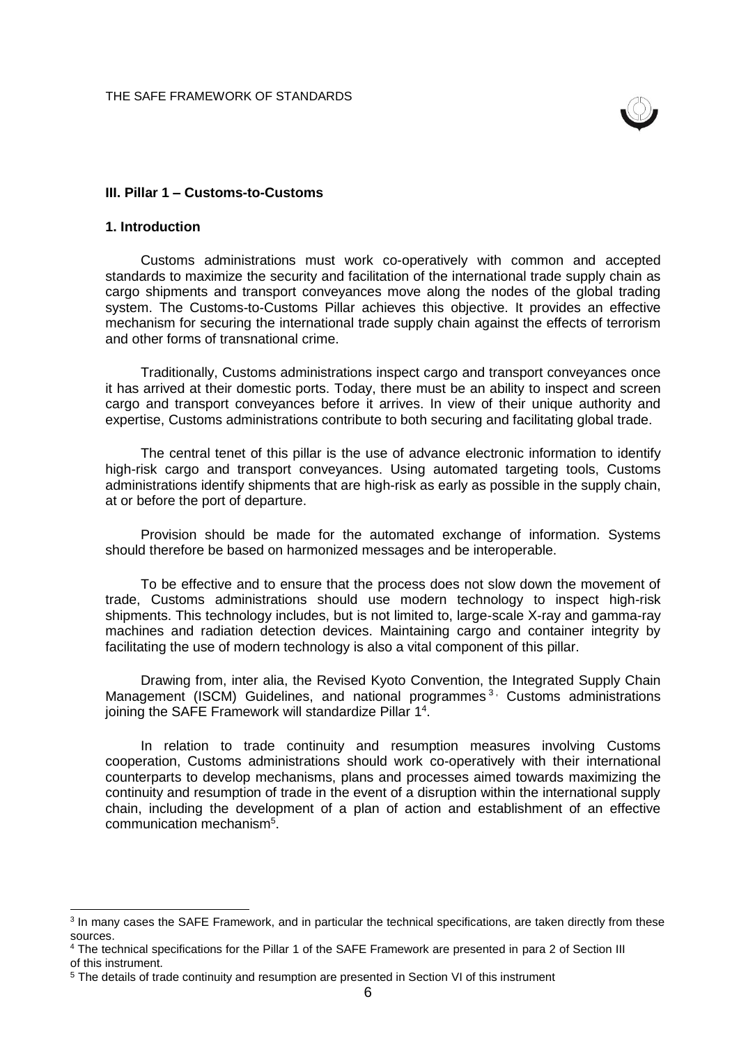## III. Pillar 1 – Customs-to-Customs

### 1. Introduction

Customs administrations must work co-operatively with common and accepted standards to maximize the security and facilitation of the international trade supply chain as cargo shipments and transport conveyances move along the nodes of the global trading system. The Customs-to-Customs Pillar achieves this objective. It provides an effective mechanism for securing the international trade supply chain against the effects of terrorism and other forms of transnational crime.

Traditionally, Customs administrations inspect cargo and transport conveyances once it has arrived at their domestic ports. Today, there must be an ability to inspect and screen cargo and transport conveyances before it arrives. In view of their unique authority and expertise, Customs administrations contribute to both securing and facilitating global trade.

The central tenet of this pillar is the use of advance electronic information to identify high-risk cargo and transport conveyances. Using automated targeting tools, Customs administrations identify shipments that are high-risk as early as possible in the supply chain, at or before the port of departure.

Provision should be made for the automated exchange of information. Systems should therefore be based on harmonized messages and be interoperable.

To be effective and to ensure that the process does not slow down the movement of trade, Customs administrations should use modern technology to inspect high-risk shipments. This technology includes, but is not limited to, large-scale X-ray and gamma-ray machines and radiation detection devices. Maintaining cargo and container integrity by facilitating the use of modern technology is also a vital component of this pillar.

Drawing from, inter alia, the Revised Kyoto Convention, the Integrated Supply Chain Management (ISCM) Guidelines, and national programmes[3], Customs administrations joining the SAFE Framework will standardize Pillar 1[4].

In relation to trade continuity and resumption measures involving Customs cooperation, Customs administrations should work co-operatively with their international counterparts to develop mechanisms, plans and processes aimed towards maximizing the continuity and resumption of trade in the event of a disruption within the international supply chain, including the development of a plan of action and establishment of an effective communication mechanism[5].

---

[3] In many cases the SAFE Framework, and in particular the technical specifications, are taken directly from these sources.

[4] The technical specifications for the Pillar 1 of the SAFE Framework are presented in para 2 of Section III of this instrument.

[5] The details of trade continuity and resumption are presented in Section VI of this instrument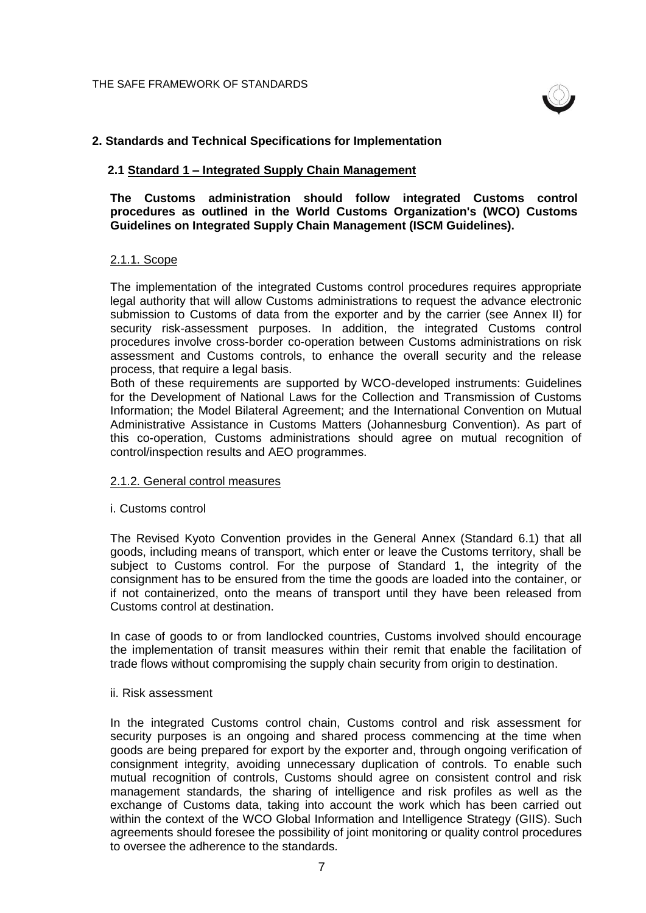## 2. Standards and Technical Specifications for Implementation

### 2.1 Standard 1 – Integrated Supply Chain Management

**The Customs administration should follow integrated Customs control procedures as outlined in the World Customs Organization's (WCO) Customs Guidelines on Integrated Supply Chain Management (ISCM Guidelines).**

#### 2.1.1. Scope

The implementation of the integrated Customs control procedures requires appropriate legal authority that will allow Customs administrations to request the advance electronic submission to Customs of data from the exporter and by the carrier (see Annex II) for security risk-assessment purposes. In addition, the integrated Customs control procedures involve cross-border co-operation between Customs administrations on risk assessment and Customs controls, to enhance the overall security and the release process, that require a legal basis.

Both of these requirements are supported by WCO-developed instruments: Guidelines for the Development of National Laws for the Collection and Transmission of Customs Information; the Model Bilateral Agreement; and the International Convention on Mutual Administrative Assistance in Customs Matters (Johannesburg Convention). As part of this co-operation, Customs administrations should agree on mutual recognition of control/inspection results and AEO programmes.

#### 2.1.2. General control measures

i. Customs control

The Revised Kyoto Convention provides in the General Annex (Standard 6.1) that all goods, including means of transport, which enter or leave the Customs territory, shall be subject to Customs control. For the purpose of Standard 1, the integrity of the consignment has to be ensured from the time the goods are loaded into the container, or if not containerized, onto the means of transport until they have been released from Customs control at destination.

In case of goods to or from landlocked countries, Customs involved should encourage the implementation of transit measures within their remit that enable the facilitation of trade flows without compromising the supply chain security from origin to destination.

ii. Risk assessment

In the integrated Customs control chain, Customs control and risk assessment for security purposes is an ongoing and shared process commencing at the time when goods are being prepared for export by the exporter and, through ongoing verification of consignment integrity, avoiding unnecessary duplication of controls. To enable such mutual recognition of controls, Customs should agree on consistent control and risk management standards, the sharing of intelligence and risk profiles as well as the exchange of Customs data, taking into account the work which has been carried out within the context of the WCO Global Information and Intelligence Strategy (GIIS). Such agreements should foresee the possibility of joint monitoring or quality control procedures to oversee the adherence to the standards.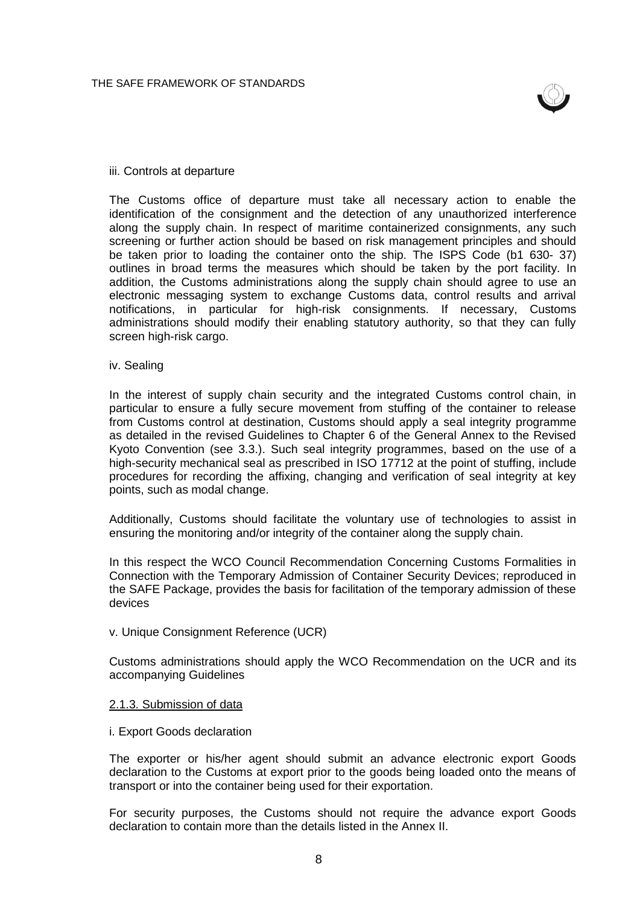iii. Controls at departure

The Customs office of departure must take all necessary action to enable the identification of the consignment and the detection of any unauthorized interference along the supply chain. In respect of maritime containerized consignments, any such screening or further action should be based on risk management principles and should be taken prior to loading the container onto the ship. The ISPS Code (b1 630- 37) outlines in broad terms the measures which should be taken by the port facility. In addition, the Customs administrations along the supply chain should agree to use an electronic messaging system to exchange Customs data, control results and arrival notifications, in particular for high-risk consignments. If necessary, Customs administrations should modify their enabling statutory authority, so that they can fully screen high-risk cargo.

iv. Sealing

In the interest of supply chain security and the integrated Customs control chain, in particular to ensure a fully secure movement from stuffing of the container to release from Customs control at destination, Customs should apply a seal integrity programme as detailed in the revised Guidelines to Chapter 6 of the General Annex to the Revised Kyoto Convention (see 3.3.). Such seal integrity programmes, based on the use of a high-security mechanical seal as prescribed in ISO 17712 at the point of stuffing, include procedures for recording the affixing, changing and verification of seal integrity at key points, such as modal change.

Additionally, Customs should facilitate the voluntary use of technologies to assist in ensuring the monitoring and/or integrity of the container along the supply chain.

In this respect the WCO Council Recommendation Concerning Customs Formalities in Connection with the Temporary Admission of Container Security Devices; reproduced in the SAFE Package, provides the basis for facilitation of the temporary admission of these devices

v. Unique Consignment Reference (UCR)

Customs administrations should apply the WCO Recommendation on the UCR and its accompanying Guidelines

2.1.3. Submission of data

i. Export Goods declaration

The exporter or his/her agent should submit an advance electronic export Goods declaration to the Customs at export prior to the goods being loaded onto the means of transport or into the container being used for their exportation.

For security purposes, the Customs should not require the advance export Goods declaration to contain more than the details listed in the Annex II.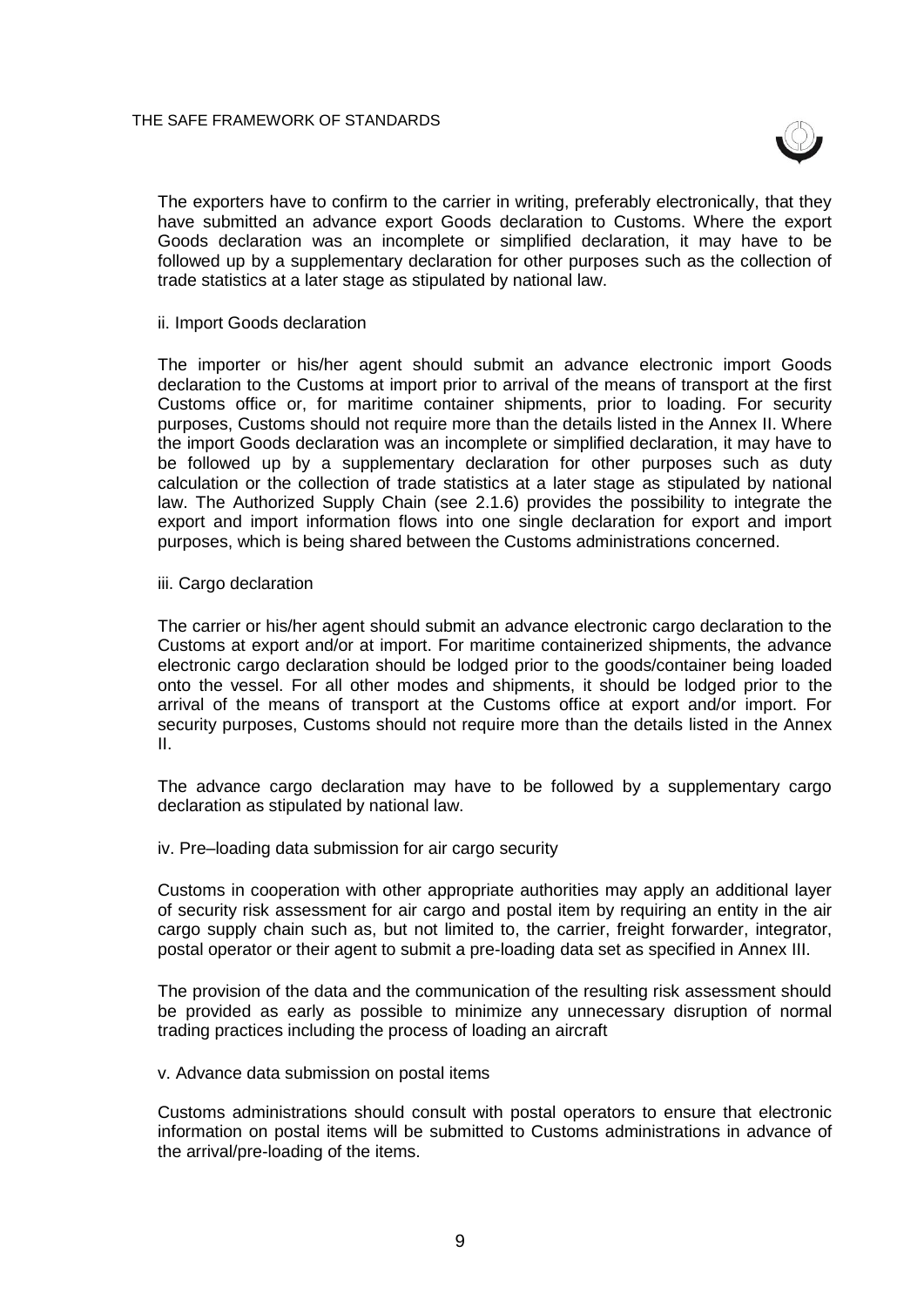The exporters have to confirm to the carrier in writing, preferably electronically, that they have submitted an advance export Goods declaration to Customs. Where the export Goods declaration was an incomplete or simplified declaration, it may have to be followed up by a supplementary declaration for other purposes such as the collection of trade statistics at a later stage as stipulated by national law.

ii. Import Goods declaration

The importer or his/her agent should submit an advance electronic import Goods declaration to the Customs at import prior to arrival of the means of transport at the first Customs office or, for maritime container shipments, prior to loading. For security purposes, Customs should not require more than the details listed in the Annex II. Where the import Goods declaration was an incomplete or simplified declaration, it may have to be followed up by a supplementary declaration for other purposes such as duty calculation or the collection of trade statistics at a later stage as stipulated by national law. The Authorized Supply Chain (see 2.1.6) provides the possibility to integrate the export and import information flows into one single declaration for export and import purposes, which is being shared between the Customs administrations concerned.

iii. Cargo declaration

The carrier or his/her agent should submit an advance electronic cargo declaration to the Customs at export and/or at import. For maritime containerized shipments, the advance electronic cargo declaration should be lodged prior to the goods/container being loaded onto the vessel. For all other modes and shipments, it should be lodged prior to the arrival of the means of transport at the Customs office at export and/or import. For security purposes, Customs should not require more than the details listed in the Annex II.

The advance cargo declaration may have to be followed by a supplementary cargo declaration as stipulated by national law.

iv. Pre–loading data submission for air cargo security

Customs in cooperation with other appropriate authorities may apply an additional layer of security risk assessment for air cargo and postal item by requiring an entity in the air cargo supply chain such as, but not limited to, the carrier, freight forwarder, integrator, postal operator or their agent to submit a pre-loading data set as specified in Annex III.

The provision of the data and the communication of the resulting risk assessment should be provided as early as possible to minimize any unnecessary disruption of normal trading practices including the process of loading an aircraft

v. Advance data submission on postal items

Customs administrations should consult with postal operators to ensure that electronic information on postal items will be submitted to Customs administrations in advance of the arrival/pre-loading of the items.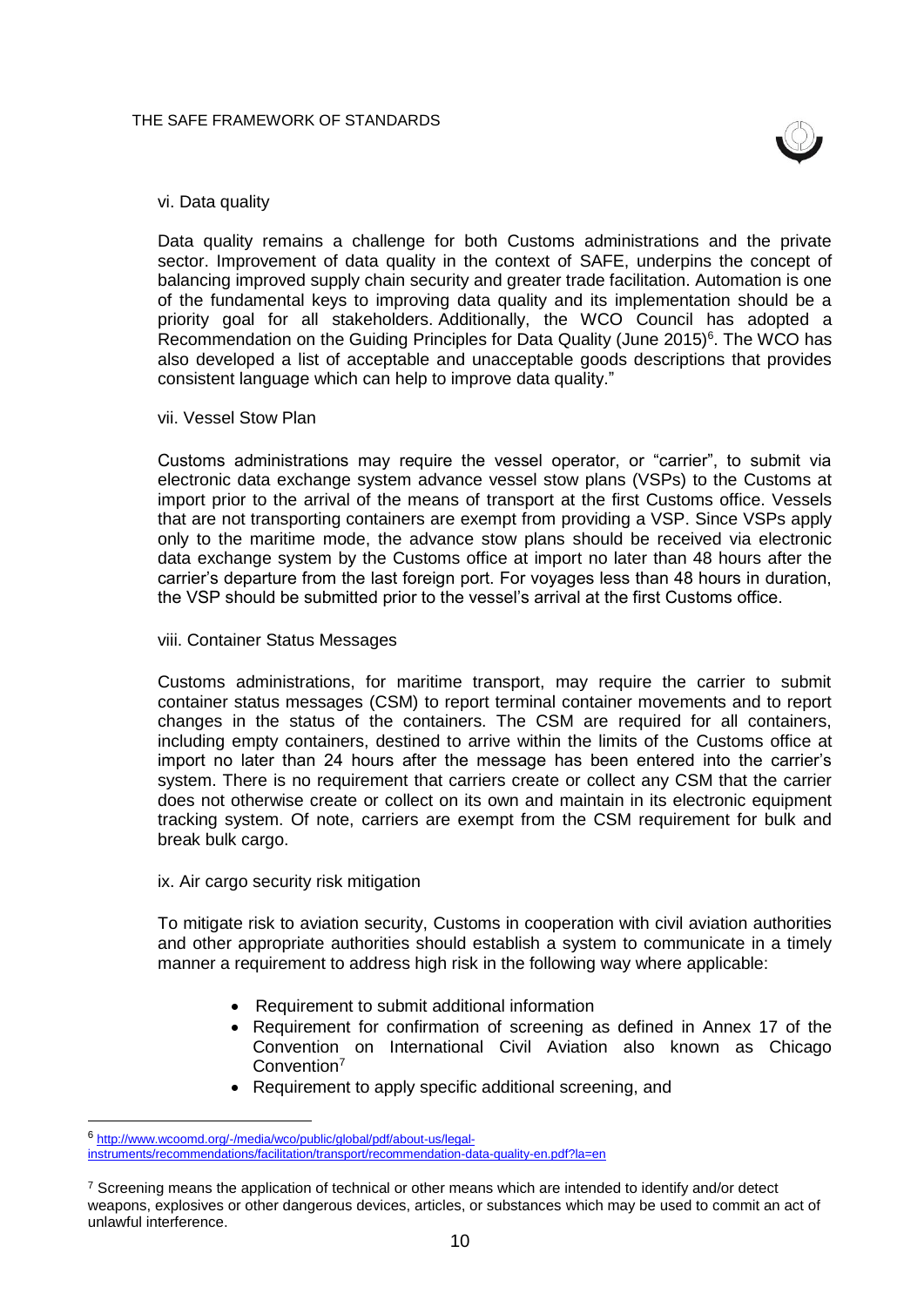vi. Data quality

Data quality remains a challenge for both Customs administrations and the private sector. Improvement of data quality in the context of SAFE, underpins the concept of balancing improved supply chain security and greater trade facilitation. Automation is one of the fundamental keys to improving data quality and its implementation should be a priority goal for all stakeholders. Additionally, the WCO Council has adopted a Recommendation on the Guiding Principles for Data Quality (June 2015)[6]. The WCO has also developed a list of acceptable and unacceptable goods descriptions that provides consistent language which can help to improve data quality."

vii. Vessel Stow Plan

Customs administrations may require the vessel operator, or "carrier", to submit via electronic data exchange system advance vessel stow plans (VSPs) to the Customs at import prior to the arrival of the means of transport at the first Customs office. Vessels that are not transporting containers are exempt from providing a VSP. Since VSPs apply only to the maritime mode, the advance stow plans should be received via electronic data exchange system by the Customs office at import no later than 48 hours after the carrier's departure from the last foreign port. For voyages less than 48 hours in duration, the VSP should be submitted prior to the vessel's arrival at the first Customs office.

viii. Container Status Messages

Customs administrations, for maritime transport, may require the carrier to submit container status messages (CSM) to report terminal container movements and to report changes in the status of the containers. The CSM are required for all containers, including empty containers, destined to arrive within the limits of the Customs office at import no later than 24 hours after the message has been entered into the carrier's system. There is no requirement that carriers create or collect any CSM that the carrier does not otherwise create or collect on its own and maintain in its electronic equipment tracking system. Of note, carriers are exempt from the CSM requirement for bulk and break bulk cargo.

ix. Air cargo security risk mitigation

To mitigate risk to aviation security, Customs in cooperation with civil aviation authorities and other appropriate authorities should establish a system to communicate in a timely manner a requirement to address high risk in the following way where applicable:

- Requirement to submit additional information
- Requirement for confirmation of screening as defined in Annex 17 of the Convention on International Civil Aviation also known as Chicago Convention[7]
- Requirement to apply specific additional screening, and

[6] http://www.wcoomd.org/-/media/wco/public/global/pdf/about-us/legal-instruments/recommendations/facilitation/transport/recommendation-data-quality-en.pdf?la=en

[7] Screening means the application of technical or other means which are intended to identify and/or detect weapons, explosives or other dangerous devices, articles, or substances which may be used to commit an act of unlawful interference.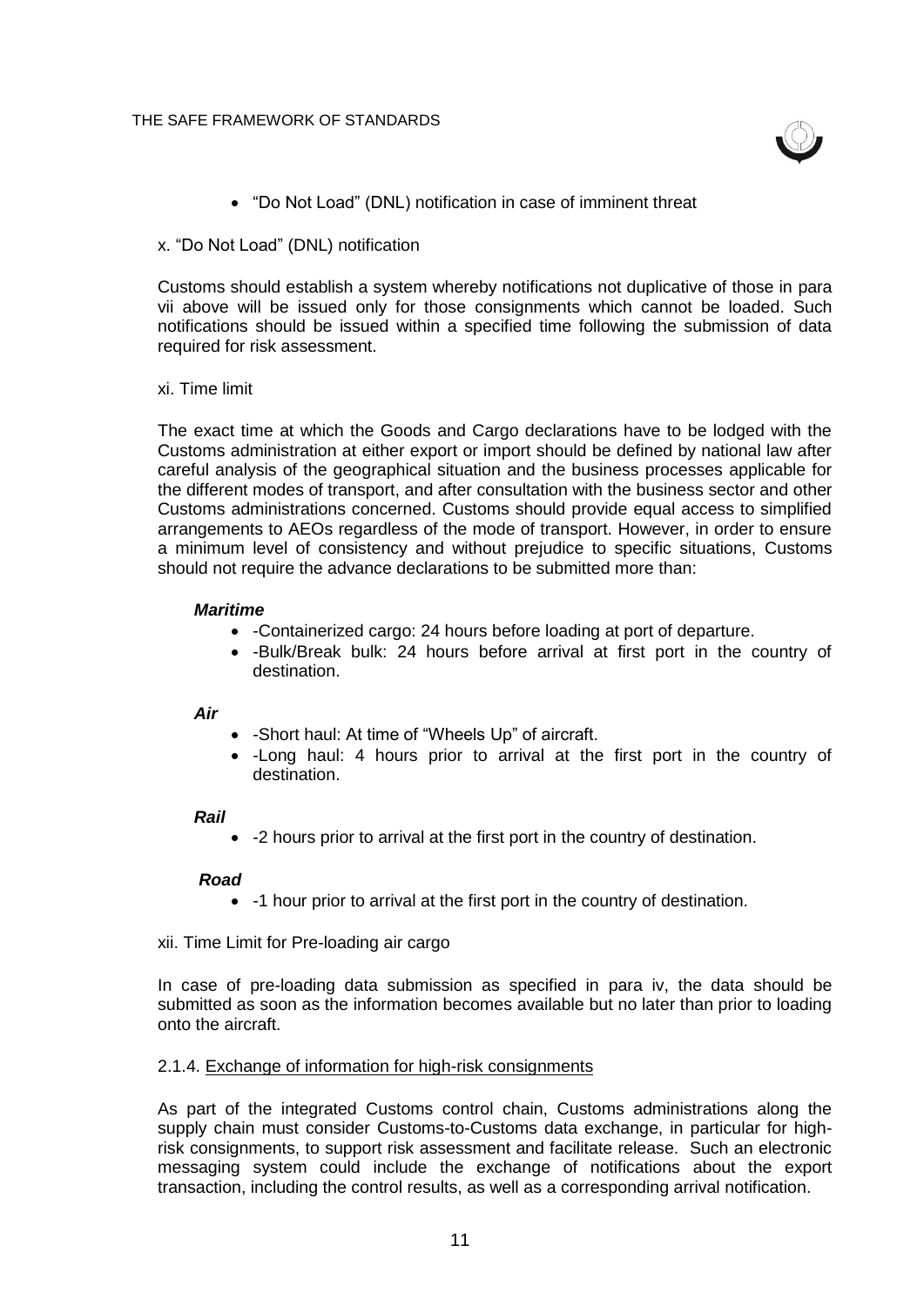- “Do Not Load” (DNL) notification in case of imminent threat

x. “Do Not Load” (DNL) notification

Customs should establish a system whereby notifications not duplicative of those in para vii above will be issued only for those consignments which cannot be loaded. Such notifications should be issued within a specified time following the submission of data required for risk assessment.

xi. Time limit

The exact time at which the Goods and Cargo declarations have to be lodged with the Customs administration at either export or import should be defined by national law after careful analysis of the geographical situation and the business processes applicable for the different modes of transport, and after consultation with the business sector and other Customs administrations concerned. Customs should provide equal access to simplified arrangements to AEOs regardless of the mode of transport. However, in order to ensure a minimum level of consistency and without prejudice to specific situations, Customs should not require the advance declarations to be submitted more than:

***Maritime***

- -Containerized cargo: 24 hours before loading at port of departure.
- -Bulk/Break bulk: 24 hours before arrival at first port in the country of destination.

***Air***

- -Short haul: At time of “Wheels Up” of aircraft.
- -Long haul: 4 hours prior to arrival at the first port in the country of destination.

***Rail***

- -2 hours prior to arrival at the first port in the country of destination.

***Road***

- -1 hour prior to arrival at the first port in the country of destination.

xii. Time Limit for Pre-loading air cargo

In case of pre-loading data submission as specified in para iv, the data should be submitted as soon as the information becomes available but no later than prior to loading onto the aircraft.

2.1.4. Exchange of information for high-risk consignments

As part of the integrated Customs control chain, Customs administrations along the supply chain must consider Customs-to-Customs data exchange, in particular for high-risk consignments, to support risk assessment and facilitate release. Such an electronic messaging system could include the exchange of notifications about the export transaction, including the control results, as well as a corresponding arrival notification.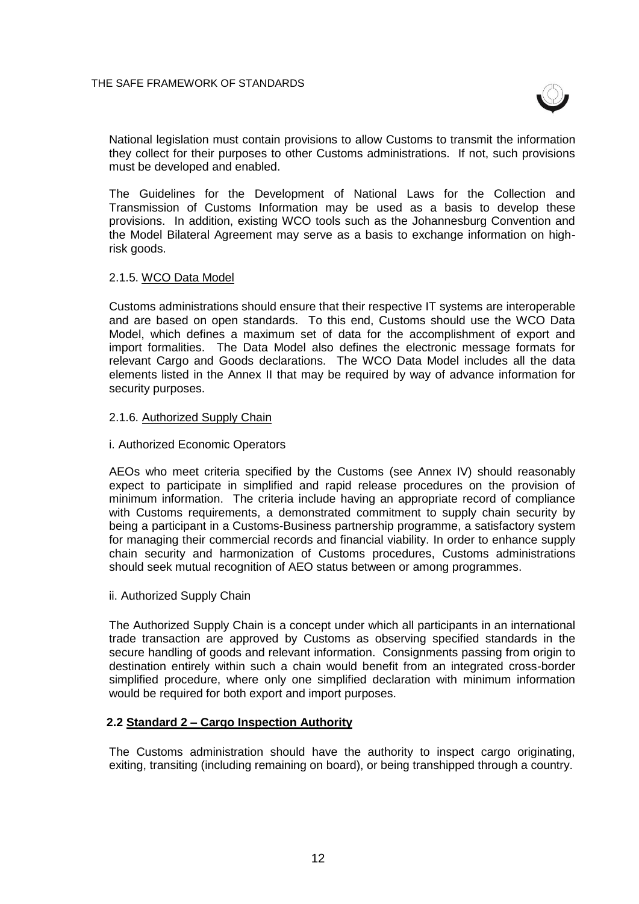National legislation must contain provisions to allow Customs to transmit the information they collect for their purposes to other Customs administrations. If not, such provisions must be developed and enabled.

The Guidelines for the Development of National Laws for the Collection and Transmission of Customs Information may be used as a basis to develop these provisions. In addition, existing WCO tools such as the Johannesburg Convention and the Model Bilateral Agreement may serve as a basis to exchange information on high-risk goods.

#### 2.1.5. WCO Data Model

Customs administrations should ensure that their respective IT systems are interoperable and are based on open standards. To this end, Customs should use the WCO Data Model, which defines a maximum set of data for the accomplishment of export and import formalities. The Data Model also defines the electronic message formats for relevant Cargo and Goods declarations. The WCO Data Model includes all the data elements listed in the Annex II that may be required by way of advance information for security purposes.

#### 2.1.6. Authorized Supply Chain

i. Authorized Economic Operators

AEOs who meet criteria specified by the Customs (see Annex IV) should reasonably expect to participate in simplified and rapid release procedures on the provision of minimum information. The criteria include having an appropriate record of compliance with Customs requirements, a demonstrated commitment to supply chain security by being a participant in a Customs-Business partnership programme, a satisfactory system for managing their commercial records and financial viability. In order to enhance supply chain security and harmonization of Customs procedures, Customs administrations should seek mutual recognition of AEO status between or among programmes.

ii. Authorized Supply Chain

The Authorized Supply Chain is a concept under which all participants in an international trade transaction are approved by Customs as observing specified standards in the secure handling of goods and relevant information. Consignments passing from origin to destination entirely within such a chain would benefit from an integrated cross-border simplified procedure, where only one simplified declaration with minimum information would be required for both export and import purposes.

### 2.2 Standard 2 – Cargo Inspection Authority

The Customs administration should have the authority to inspect cargo originating, exiting, transiting (including remaining on board), or being transhipped through a country.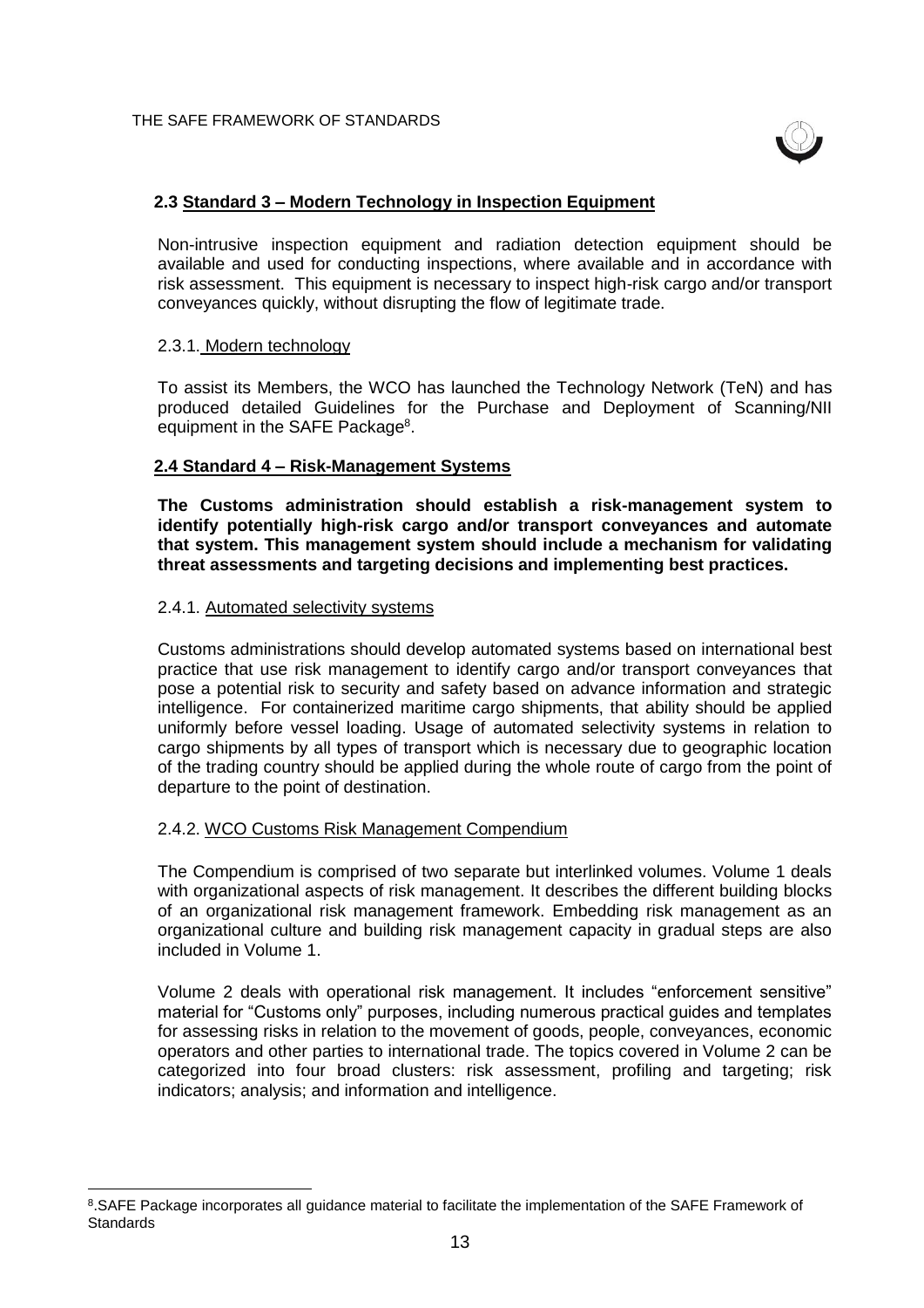## 2.3 Standard 3 – Modern Technology in Inspection Equipment

Non-intrusive inspection equipment and radiation detection equipment should be available and used for conducting inspections, where available and in accordance with risk assessment. This equipment is necessary to inspect high-risk cargo and/or transport conveyances quickly, without disrupting the flow of legitimate trade.

### 2.3.1. Modern technology

To assist its Members, the WCO has launched the Technology Network (TeN) and has produced detailed Guidelines for the Purchase and Deployment of Scanning/NII equipment in the SAFE Package[8].

## 2.4 Standard 4 – Risk-Management Systems

**The Customs administration should establish a risk-management system to identify potentially high-risk cargo and/or transport conveyances and automate that system. This management system should include a mechanism for validating threat assessments and targeting decisions and implementing best practices.**

### 2.4.1. Automated selectivity systems

Customs administrations should develop automated systems based on international best practice that use risk management to identify cargo and/or transport conveyances that pose a potential risk to security and safety based on advance information and strategic intelligence. For containerized maritime cargo shipments, that ability should be applied uniformly before vessel loading. Usage of automated selectivity systems in relation to cargo shipments by all types of transport which is necessary due to geographic location of the trading country should be applied during the whole route of cargo from the point of departure to the point of destination.

### 2.4.2. WCO Customs Risk Management Compendium

The Compendium is comprised of two separate but interlinked volumes. Volume 1 deals with organizational aspects of risk management. It describes the different building blocks of an organizational risk management framework. Embedding risk management as an organizational culture and building risk management capacity in gradual steps are also included in Volume 1.

Volume 2 deals with operational risk management. It includes "enforcement sensitive" material for "Customs only" purposes, including numerous practical guides and templates for assessing risks in relation to the movement of goods, people, conveyances, economic operators and other parties to international trade. The topics covered in Volume 2 can be categorized into four broad clusters: risk assessment, profiling and targeting; risk indicators; analysis; and information and intelligence.

[8].SAFE Package incorporates all guidance material to facilitate the implementation of the SAFE Framework of Standards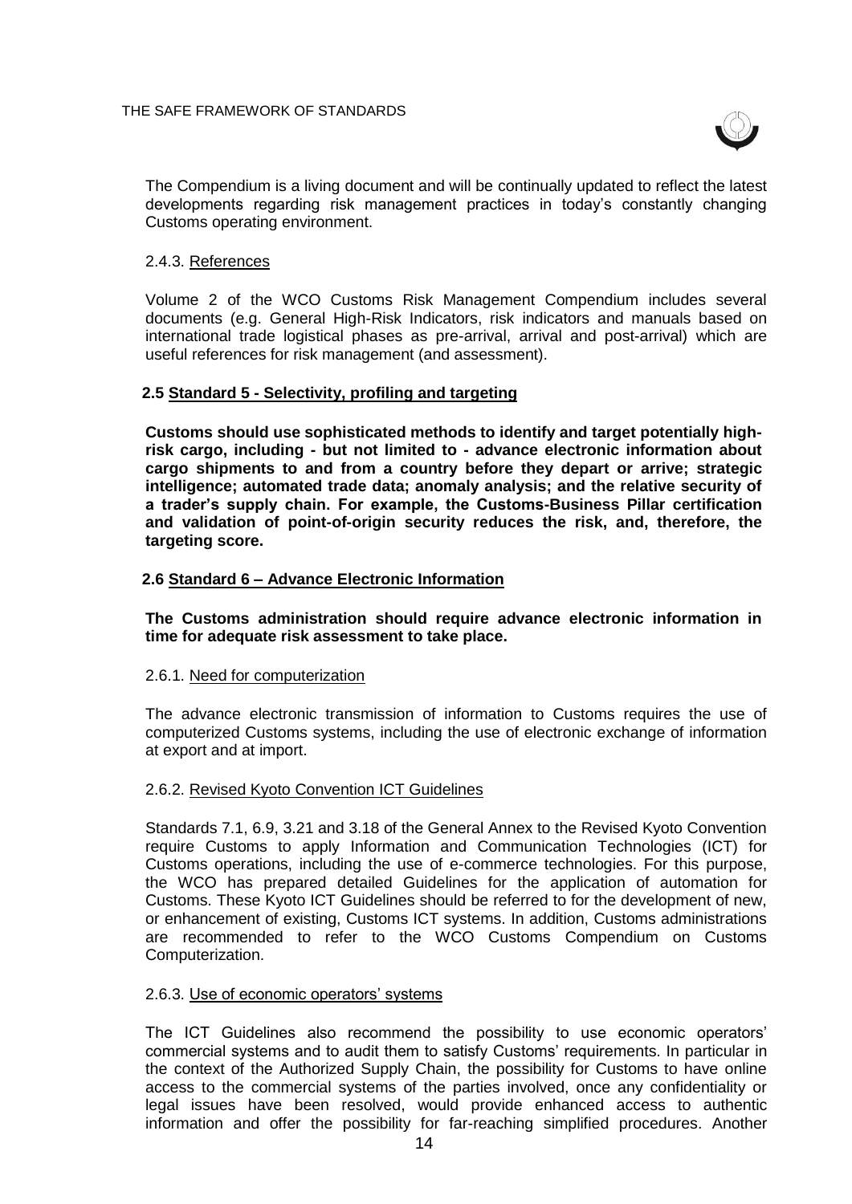The Compendium is a living document and will be continually updated to reflect the latest developments regarding risk management practices in today's constantly changing Customs operating environment.

2.4.3. References

Volume 2 of the WCO Customs Risk Management Compendium includes several documents (e.g. General High-Risk Indicators, risk indicators and manuals based on international trade logistical phases as pre-arrival, arrival and post-arrival) which are useful references for risk management (and assessment).

## 2.5 Standard 5 - Selectivity, profiling and targeting

**Customs should use sophisticated methods to identify and target potentially high-risk cargo, including - but not limited to - advance electronic information about cargo shipments to and from a country before they depart or arrive; strategic intelligence; automated trade data; anomaly analysis; and the relative security of a trader's supply chain. For example, the Customs-Business Pillar certification and validation of point-of-origin security reduces the risk, and, therefore, the targeting score.**

## 2.6 Standard 6 – Advance Electronic Information

**The Customs administration should require advance electronic information in time for adequate risk assessment to take place.**

2.6.1. Need for computerization

The advance electronic transmission of information to Customs requires the use of computerized Customs systems, including the use of electronic exchange of information at export and at import.

2.6.2. Revised Kyoto Convention ICT Guidelines

Standards 7.1, 6.9, 3.21 and 3.18 of the General Annex to the Revised Kyoto Convention require Customs to apply Information and Communication Technologies (ICT) for Customs operations, including the use of e-commerce technologies. For this purpose, the WCO has prepared detailed Guidelines for the application of automation for Customs. These Kyoto ICT Guidelines should be referred to for the development of new, or enhancement of existing, Customs ICT systems. In addition, Customs administrations are recommended to refer to the WCO Customs Compendium on Customs Computerization.

2.6.3. Use of economic operators' systems

The ICT Guidelines also recommend the possibility to use economic operators' commercial systems and to audit them to satisfy Customs' requirements. In particular in the context of the Authorized Supply Chain, the possibility for Customs to have online access to the commercial systems of the parties involved, once any confidentiality or legal issues have been resolved, would provide enhanced access to authentic information and offer the possibility for far-reaching simplified procedures. Another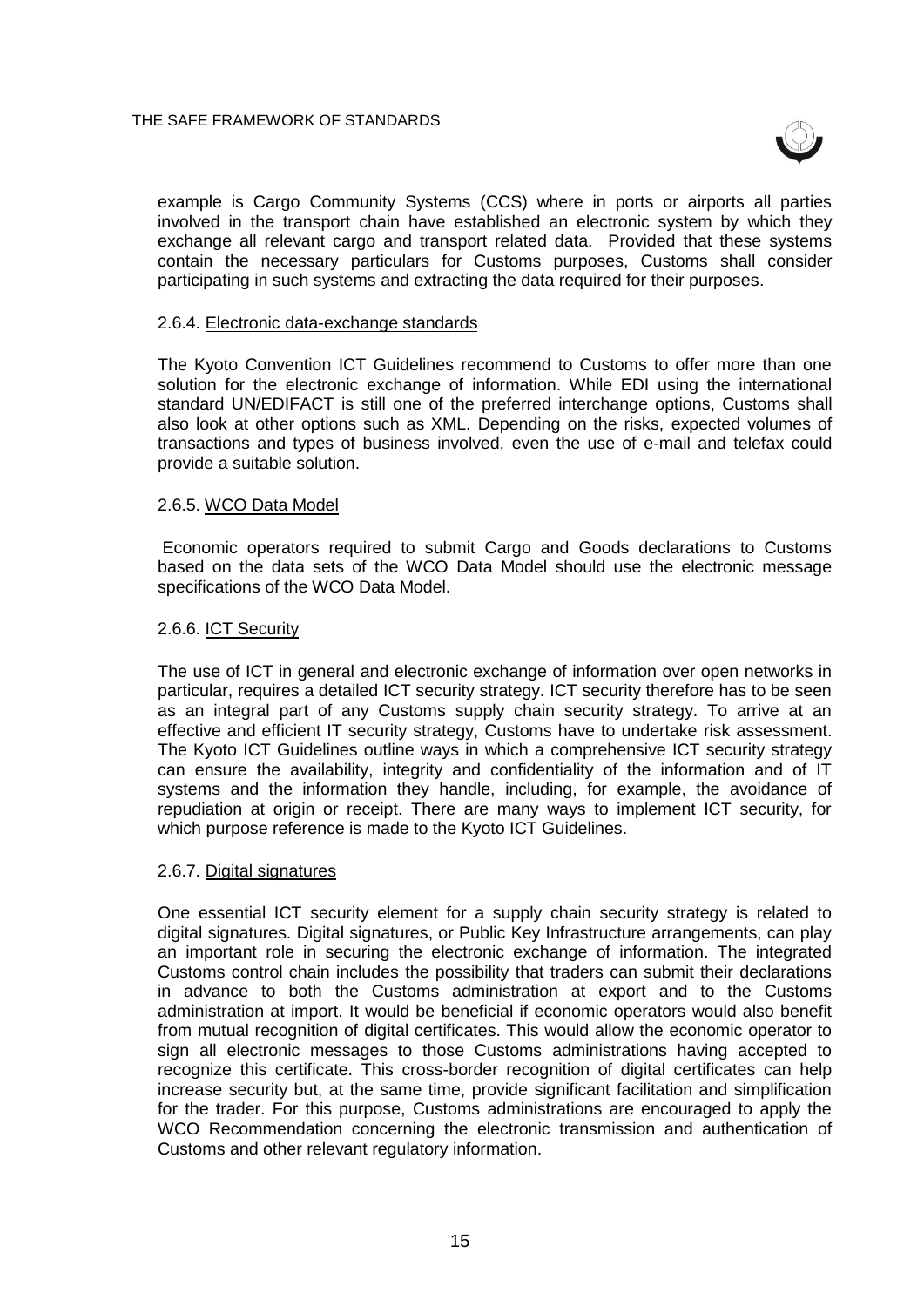example is Cargo Community Systems (CCS) where in ports or airports all parties involved in the transport chain have established an electronic system by which they exchange all relevant cargo and transport related data. Provided that these systems contain the necessary particulars for Customs purposes, Customs shall consider participating in such systems and extracting the data required for their purposes.

#### 2.6.4. Electronic data-exchange standards

The Kyoto Convention ICT Guidelines recommend to Customs to offer more than one solution for the electronic exchange of information. While EDI using the international standard UN/EDIFACT is still one of the preferred interchange options, Customs shall also look at other options such as XML. Depending on the risks, expected volumes of transactions and types of business involved, even the use of e-mail and telefax could provide a suitable solution.

#### 2.6.5. WCO Data Model

Economic operators required to submit Cargo and Goods declarations to Customs based on the data sets of the WCO Data Model should use the electronic message specifications of the WCO Data Model.

#### 2.6.6. ICT Security

The use of ICT in general and electronic exchange of information over open networks in particular, requires a detailed ICT security strategy. ICT security therefore has to be seen as an integral part of any Customs supply chain security strategy. To arrive at an effective and efficient IT security strategy, Customs have to undertake risk assessment. The Kyoto ICT Guidelines outline ways in which a comprehensive ICT security strategy can ensure the availability, integrity and confidentiality of the information and of IT systems and the information they handle, including, for example, the avoidance of repudiation at origin or receipt. There are many ways to implement ICT security, for which purpose reference is made to the Kyoto ICT Guidelines.

#### 2.6.7. Digital signatures

One essential ICT security element for a supply chain security strategy is related to digital signatures. Digital signatures, or Public Key Infrastructure arrangements, can play an important role in securing the electronic exchange of information. The integrated Customs control chain includes the possibility that traders can submit their declarations in advance to both the Customs administration at export and to the Customs administration at import. It would be beneficial if economic operators would also benefit from mutual recognition of digital certificates. This would allow the economic operator to sign all electronic messages to those Customs administrations having accepted to recognize this certificate. This cross-border recognition of digital certificates can help increase security but, at the same time, provide significant facilitation and simplification for the trader. For this purpose, Customs administrations are encouraged to apply the WCO Recommendation concerning the electronic transmission and authentication of Customs and other relevant regulatory information.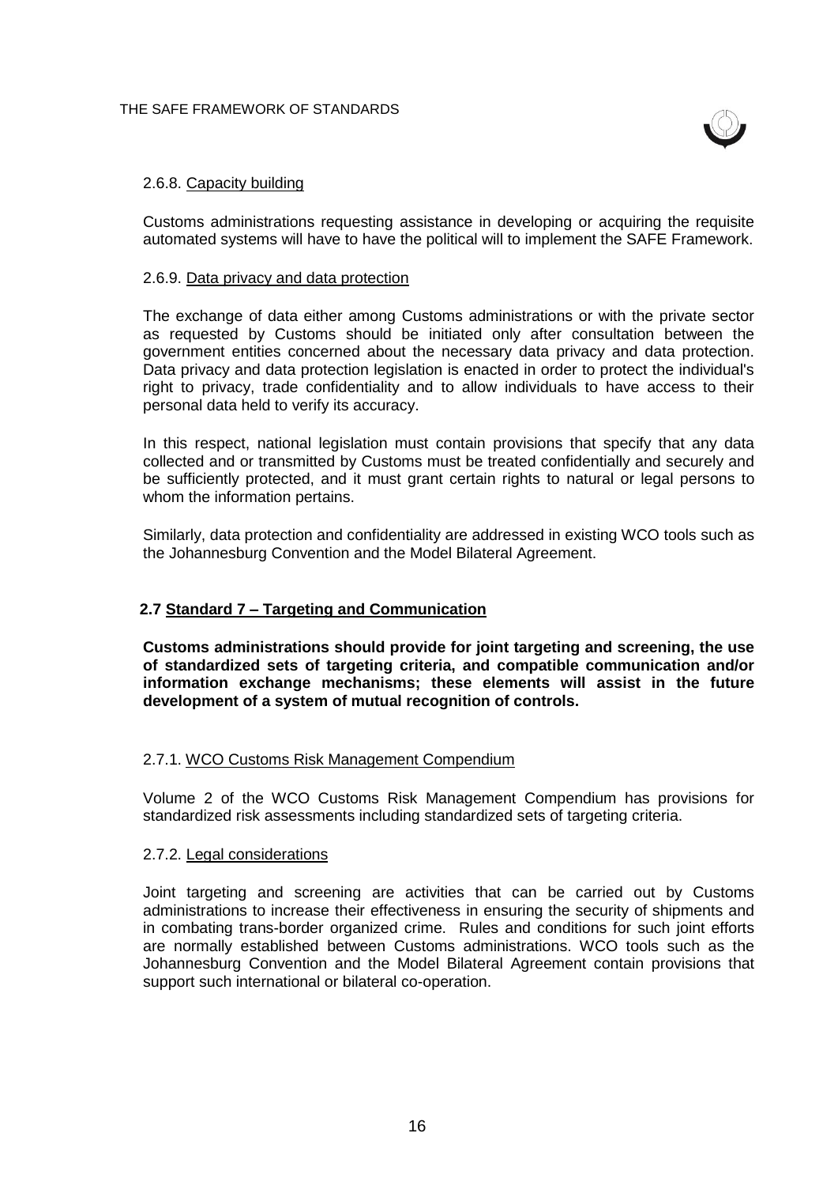#### 2.6.8. Capacity building

Customs administrations requesting assistance in developing or acquiring the requisite automated systems will have to have the political will to implement the SAFE Framework.

#### 2.6.9. Data privacy and data protection

The exchange of data either among Customs administrations or with the private sector as requested by Customs should be initiated only after consultation between the government entities concerned about the necessary data privacy and data protection. Data privacy and data protection legislation is enacted in order to protect the individual's right to privacy, trade confidentiality and to allow individuals to have access to their personal data held to verify its accuracy.

In this respect, national legislation must contain provisions that specify that any data collected and or transmitted by Customs must be treated confidentially and securely and be sufficiently protected, and it must grant certain rights to natural or legal persons to whom the information pertains.

Similarly, data protection and confidentiality are addressed in existing WCO tools such as the Johannesburg Convention and the Model Bilateral Agreement.

### 2.7 Standard 7 – Targeting and Communication

**Customs administrations should provide for joint targeting and screening, the use of standardized sets of targeting criteria, and compatible communication and/or information exchange mechanisms; these elements will assist in the future development of a system of mutual recognition of controls.**

#### 2.7.1. WCO Customs Risk Management Compendium

Volume 2 of the WCO Customs Risk Management Compendium has provisions for standardized risk assessments including standardized sets of targeting criteria.

#### 2.7.2. Legal considerations

Joint targeting and screening are activities that can be carried out by Customs administrations to increase their effectiveness in ensuring the security of shipments and in combating trans-border organized crime. Rules and conditions for such joint efforts are normally established between Customs administrations. WCO tools such as the Johannesburg Convention and the Model Bilateral Agreement contain provisions that support such international or bilateral co-operation.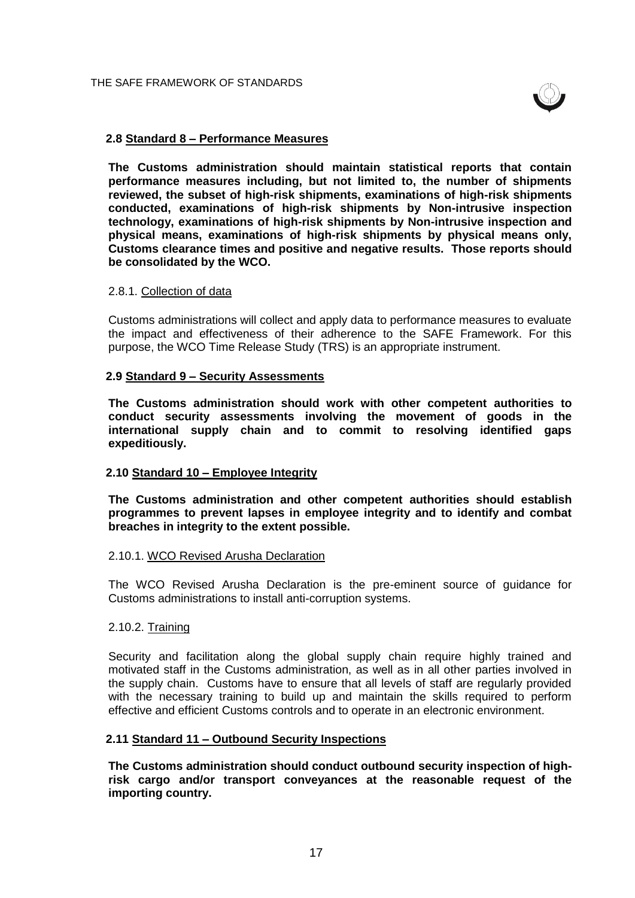### 2.8 Standard 8 – Performance Measures

**The Customs administration should maintain statistical reports that contain performance measures including, but not limited to, the number of shipments reviewed, the subset of high-risk shipments, examinations of high-risk shipments conducted, examinations of high-risk shipments by Non-intrusive inspection technology, examinations of high-risk shipments by Non-intrusive inspection and physical means, examinations of high-risk shipments by physical means only, Customs clearance times and positive and negative results. Those reports should be consolidated by the WCO.**

#### 2.8.1. Collection of data

Customs administrations will collect and apply data to performance measures to evaluate the impact and effectiveness of their adherence to the SAFE Framework. For this purpose, the WCO Time Release Study (TRS) is an appropriate instrument.

### 2.9 Standard 9 – Security Assessments

**The Customs administration should work with other competent authorities to conduct security assessments involving the movement of goods in the international supply chain and to commit to resolving identified gaps expeditiously.**

### 2.10 Standard 10 – Employee Integrity

**The Customs administration and other competent authorities should establish programmes to prevent lapses in employee integrity and to identify and combat breaches in integrity to the extent possible.**

#### 2.10.1. WCO Revised Arusha Declaration

The WCO Revised Arusha Declaration is the pre-eminent source of guidance for Customs administrations to install anti-corruption systems.

#### 2.10.2. Training

Security and facilitation along the global supply chain require highly trained and motivated staff in the Customs administration, as well as in all other parties involved in the supply chain. Customs have to ensure that all levels of staff are regularly provided with the necessary training to build up and maintain the skills required to perform effective and efficient Customs controls and to operate in an electronic environment.

### 2.11 Standard 11 – Outbound Security Inspections

**The Customs administration should conduct outbound security inspection of high-risk cargo and/or transport conveyances at the reasonable request of the importing country.**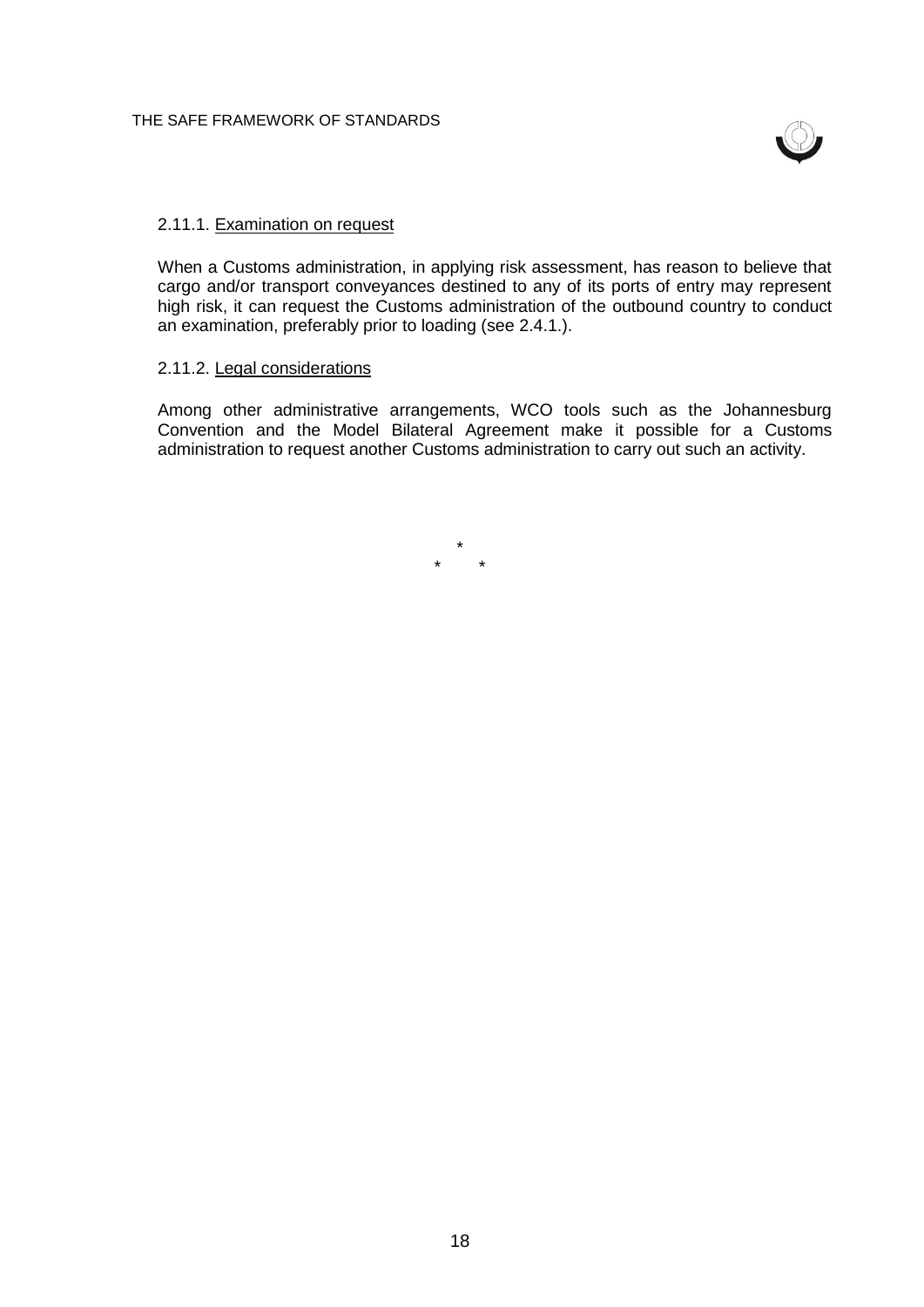### 2.11.1. Examination on request

When a Customs administration, in applying risk assessment, has reason to believe that cargo and/or transport conveyances destined to any of its ports of entry may represent high risk, it can request the Customs administration of the outbound country to conduct an examination, preferably prior to loading (see 2.4.1.).

### 2.11.2. Legal considerations

Among other administrative arrangements, WCO tools such as the Johannesburg Convention and the Model Bilateral Agreement make it possible for a Customs administration to request another Customs administration to carry out such an activity.

\*

\* \*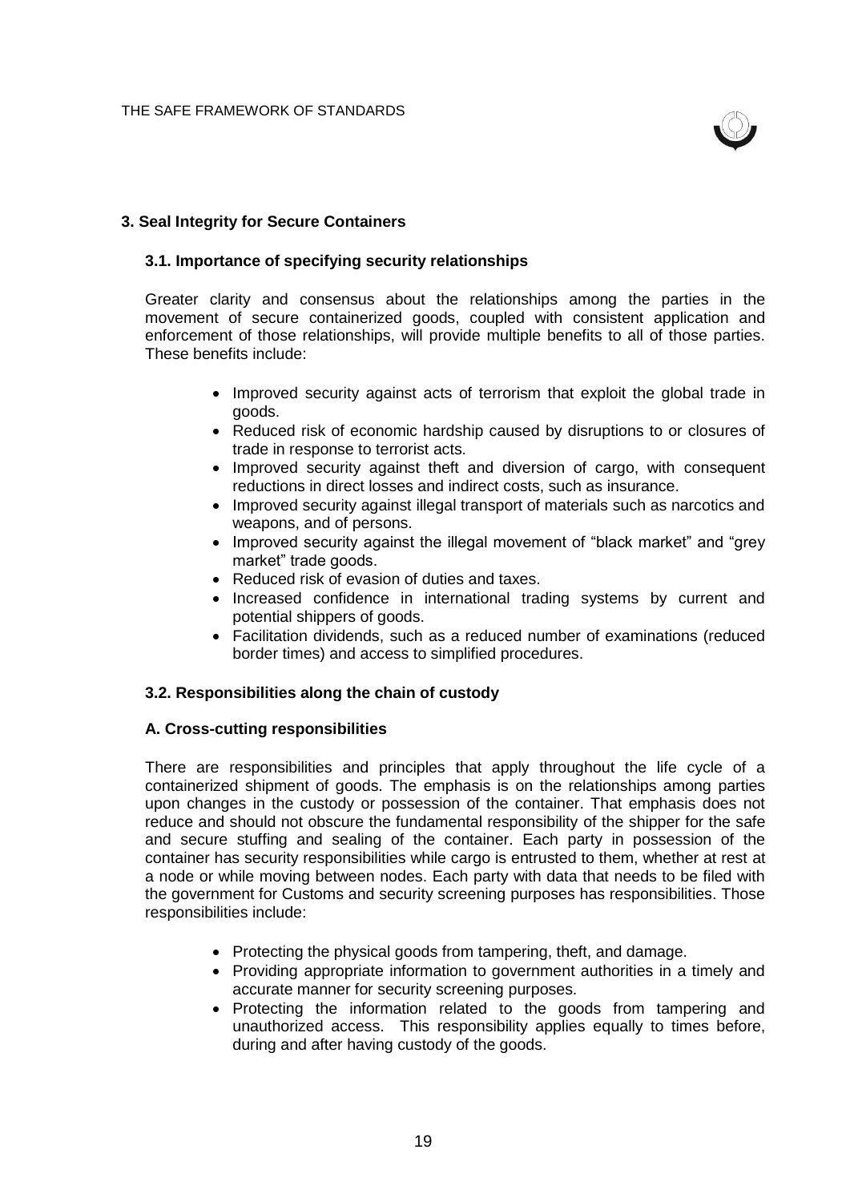## 3. Seal Integrity for Secure Containers

### 3.1. Importance of specifying security relationships

Greater clarity and consensus about the relationships among the parties in the movement of secure containerized goods, coupled with consistent application and enforcement of those relationships, will provide multiple benefits to all of those parties. These benefits include:

- Improved security against acts of terrorism that exploit the global trade in goods.
- Reduced risk of economic hardship caused by disruptions to or closures of trade in response to terrorist acts.
- Improved security against theft and diversion of cargo, with consequent reductions in direct losses and indirect costs, such as insurance.
- Improved security against illegal transport of materials such as narcotics and weapons, and of persons.
- Improved security against the illegal movement of "black market" and "grey market" trade goods.
- Reduced risk of evasion of duties and taxes.
- Increased confidence in international trading systems by current and potential shippers of goods.
- Facilitation dividends, such as a reduced number of examinations (reduced border times) and access to simplified procedures.

### 3.2. Responsibilities along the chain of custody

#### A. Cross-cutting responsibilities

There are responsibilities and principles that apply throughout the life cycle of a containerized shipment of goods. The emphasis is on the relationships among parties upon changes in the custody or possession of the container. That emphasis does not reduce and should not obscure the fundamental responsibility of the shipper for the safe and secure stuffing and sealing of the container. Each party in possession of the container has security responsibilities while cargo is entrusted to them, whether at rest at a node or while moving between nodes. Each party with data that needs to be filed with the government for Customs and security screening purposes has responsibilities. Those responsibilities include:

- Protecting the physical goods from tampering, theft, and damage.
- Providing appropriate information to government authorities in a timely and accurate manner for security screening purposes.
- Protecting the information related to the goods from tampering and unauthorized access. This responsibility applies equally to times before, during and after having custody of the goods.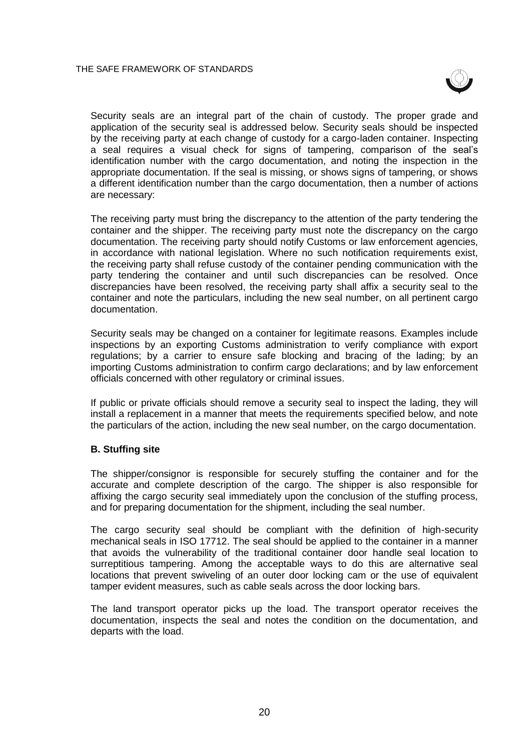Security seals are an integral part of the chain of custody. The proper grade and application of the security seal is addressed below. Security seals should be inspected by the receiving party at each change of custody for a cargo-laden container. Inspecting a seal requires a visual check for signs of tampering, comparison of the seal's identification number with the cargo documentation, and noting the inspection in the appropriate documentation. If the seal is missing, or shows signs of tampering, or shows a different identification number than the cargo documentation, then a number of actions are necessary:

The receiving party must bring the discrepancy to the attention of the party tendering the container and the shipper. The receiving party must note the discrepancy on the cargo documentation. The receiving party should notify Customs or law enforcement agencies, in accordance with national legislation. Where no such notification requirements exist, the receiving party shall refuse custody of the container pending communication with the party tendering the container and until such discrepancies can be resolved. Once discrepancies have been resolved, the receiving party shall affix a security seal to the container and note the particulars, including the new seal number, on all pertinent cargo documentation.

Security seals may be changed on a container for legitimate reasons. Examples include inspections by an exporting Customs administration to verify compliance with export regulations; by a carrier to ensure safe blocking and bracing of the lading; by an importing Customs administration to confirm cargo declarations; and by law enforcement officials concerned with other regulatory or criminal issues.

If public or private officials should remove a security seal to inspect the lading, they will install a replacement in a manner that meets the requirements specified below, and note the particulars of the action, including the new seal number, on the cargo documentation.

**B. Stuffing site**

The shipper/consignor is responsible for securely stuffing the container and for the accurate and complete description of the cargo. The shipper is also responsible for affixing the cargo security seal immediately upon the conclusion of the stuffing process, and for preparing documentation for the shipment, including the seal number.

The cargo security seal should be compliant with the definition of high-security mechanical seals in ISO 17712. The seal should be applied to the container in a manner that avoids the vulnerability of the traditional container door handle seal location to surreptitious tampering. Among the acceptable ways to do this are alternative seal locations that prevent swiveling of an outer door locking cam or the use of equivalent tamper evident measures, such as cable seals across the door locking bars.

The land transport operator picks up the load. The transport operator receives the documentation, inspects the seal and notes the condition on the documentation, and departs with the load.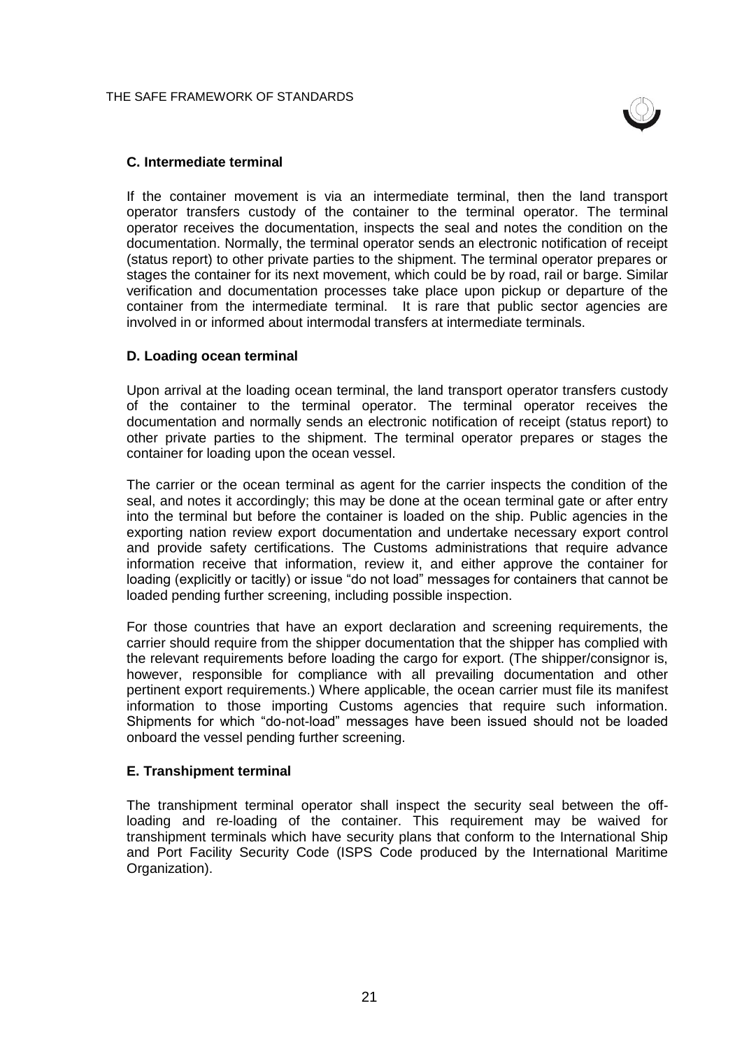### C. Intermediate terminal

If the container movement is via an intermediate terminal, then the land transport operator transfers custody of the container to the terminal operator. The terminal operator receives the documentation, inspects the seal and notes the condition on the documentation. Normally, the terminal operator sends an electronic notification of receipt (status report) to other private parties to the shipment. The terminal operator prepares or stages the container for its next movement, which could be by road, rail or barge. Similar verification and documentation processes take place upon pickup or departure of the container from the intermediate terminal. It is rare that public sector agencies are involved in or informed about intermodal transfers at intermediate terminals.

### D. Loading ocean terminal

Upon arrival at the loading ocean terminal, the land transport operator transfers custody of the container to the terminal operator. The terminal operator receives the documentation and normally sends an electronic notification of receipt (status report) to other private parties to the shipment. The terminal operator prepares or stages the container for loading upon the ocean vessel.

The carrier or the ocean terminal as agent for the carrier inspects the condition of the seal, and notes it accordingly; this may be done at the ocean terminal gate or after entry into the terminal but before the container is loaded on the ship. Public agencies in the exporting nation review export documentation and undertake necessary export control and provide safety certifications. The Customs administrations that require advance information receive that information, review it, and either approve the container for loading (explicitly or tacitly) or issue "do not load" messages for containers that cannot be loaded pending further screening, including possible inspection.

For those countries that have an export declaration and screening requirements, the carrier should require from the shipper documentation that the shipper has complied with the relevant requirements before loading the cargo for export. (The shipper/consignor is, however, responsible for compliance with all prevailing documentation and other pertinent export requirements.) Where applicable, the ocean carrier must file its manifest information to those importing Customs agencies that require such information. Shipments for which "do-not-load" messages have been issued should not be loaded onboard the vessel pending further screening.

### E. Transhipment terminal

The transhipment terminal operator shall inspect the security seal between the off-loading and re-loading of the container. This requirement may be waived for transhipment terminals which have security plans that conform to the International Ship and Port Facility Security Code (ISPS Code produced by the International Maritime Organization).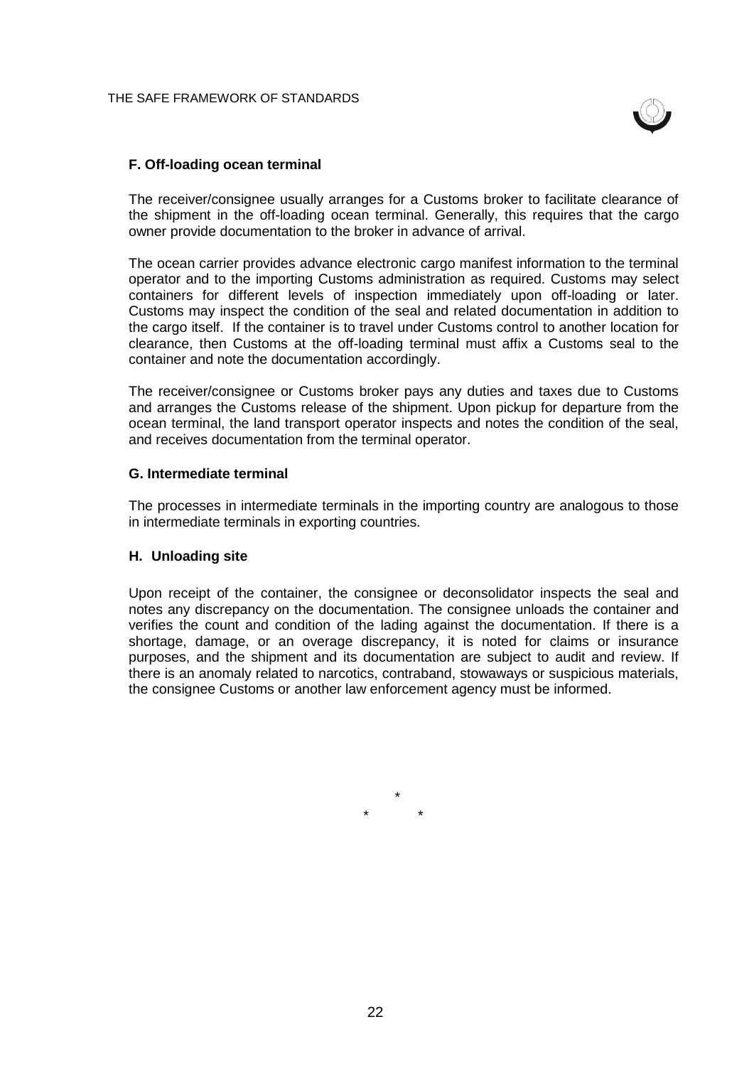### F. Off-loading ocean terminal

The receiver/consignee usually arranges for a Customs broker to facilitate clearance of the shipment in the off-loading ocean terminal. Generally, this requires that the cargo owner provide documentation to the broker in advance of arrival.

The ocean carrier provides advance electronic cargo manifest information to the terminal operator and to the importing Customs administration as required. Customs may select containers for different levels of inspection immediately upon off-loading or later. Customs may inspect the condition of the seal and related documentation in addition to the cargo itself. If the container is to travel under Customs control to another location for clearance, then Customs at the off-loading terminal must affix a Customs seal to the container and note the documentation accordingly.

The receiver/consignee or Customs broker pays any duties and taxes due to Customs and arranges the Customs release of the shipment. Upon pickup for departure from the ocean terminal, the land transport operator inspects and notes the condition of the seal, and receives documentation from the terminal operator.

### G. Intermediate terminal

The processes in intermediate terminals in the importing country are analogous to those in intermediate terminals in exporting countries.

### H. Unloading site

Upon receipt of the container, the consignee or deconsolidator inspects the seal and notes any discrepancy on the documentation. The consignee unloads the container and verifies the count and condition of the lading against the documentation. If there is a shortage, damage, or an overage discrepancy, it is noted for claims or insurance purposes, and the shipment and its documentation are subject to audit and review. If there is an anomaly related to narcotics, contraband, stowaways or suspicious materials, the consignee Customs or another law enforcement agency must be informed.

\*

\*   \*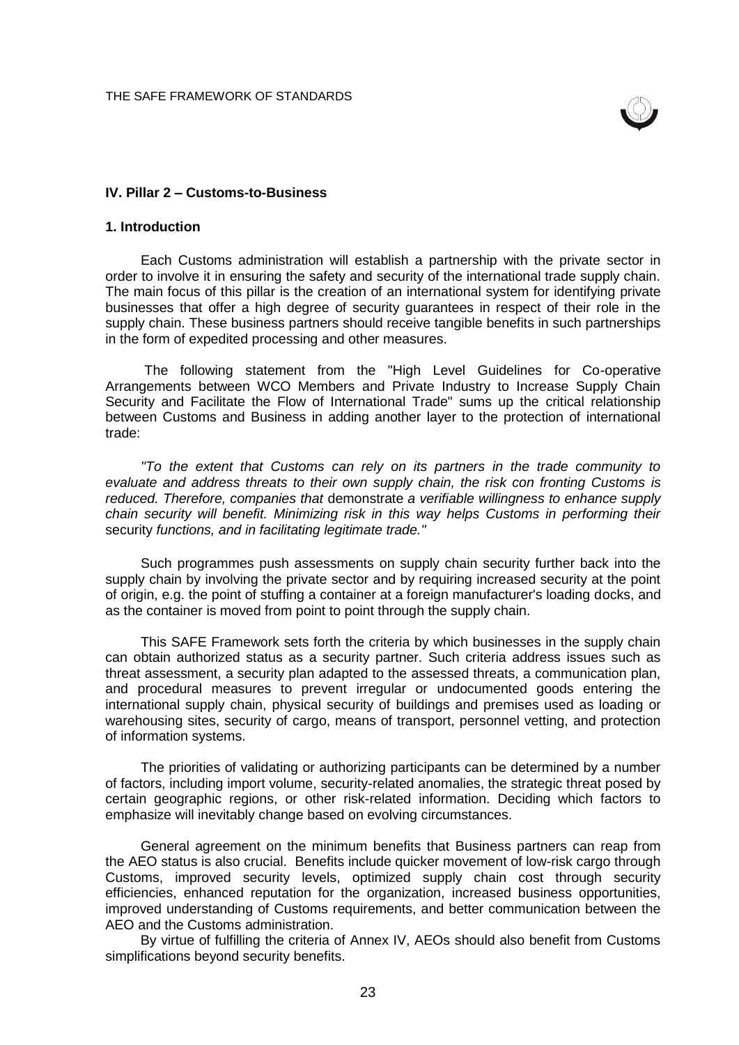## IV. Pillar 2 – Customs-to-Business

### 1. Introduction

Each Customs administration will establish a partnership with the private sector in order to involve it in ensuring the safety and security of the international trade supply chain. The main focus of this pillar is the creation of an international system for identifying private businesses that offer a high degree of security guarantees in respect of their role in the supply chain. These business partners should receive tangible benefits in such partnerships in the form of expedited processing and other measures.

The following statement from the "High Level Guidelines for Co-operative Arrangements between WCO Members and Private Industry to Increase Supply Chain Security and Facilitate the Flow of International Trade" sums up the critical relationship between Customs and Business in adding another layer to the protection of international trade:

*"To the extent that Customs can rely on its partners in the trade community to evaluate and address threats to their own supply chain, the risk con fronting Customs is reduced. Therefore, companies that* demonstrate *a verifiable willingness to enhance supply chain security will benefit. Minimizing risk in this way helps Customs in performing their* security *functions, and in facilitating legitimate trade."*

Such programmes push assessments on supply chain security further back into the supply chain by involving the private sector and by requiring increased security at the point of origin, e.g. the point of stuffing a container at a foreign manufacturer's loading docks, and as the container is moved from point to point through the supply chain.

This SAFE Framework sets forth the criteria by which businesses in the supply chain can obtain authorized status as a security partner. Such criteria address issues such as threat assessment, a security plan adapted to the assessed threats, a communication plan, and procedural measures to prevent irregular or undocumented goods entering the international supply chain, physical security of buildings and premises used as loading or warehousing sites, security of cargo, means of transport, personnel vetting, and protection of information systems.

The priorities of validating or authorizing participants can be determined by a number of factors, including import volume, security-related anomalies, the strategic threat posed by certain geographic regions, or other risk-related information. Deciding which factors to emphasize will inevitably change based on evolving circumstances.

General agreement on the minimum benefits that Business partners can reap from the AEO status is also crucial. Benefits include quicker movement of low-risk cargo through Customs, improved security levels, optimized supply chain cost through security efficiencies, enhanced reputation for the organization, increased business opportunities, improved understanding of Customs requirements, and better communication between the AEO and the Customs administration.

By virtue of fulfilling the criteria of Annex IV, AEOs should also benefit from Customs simplifications beyond security benefits.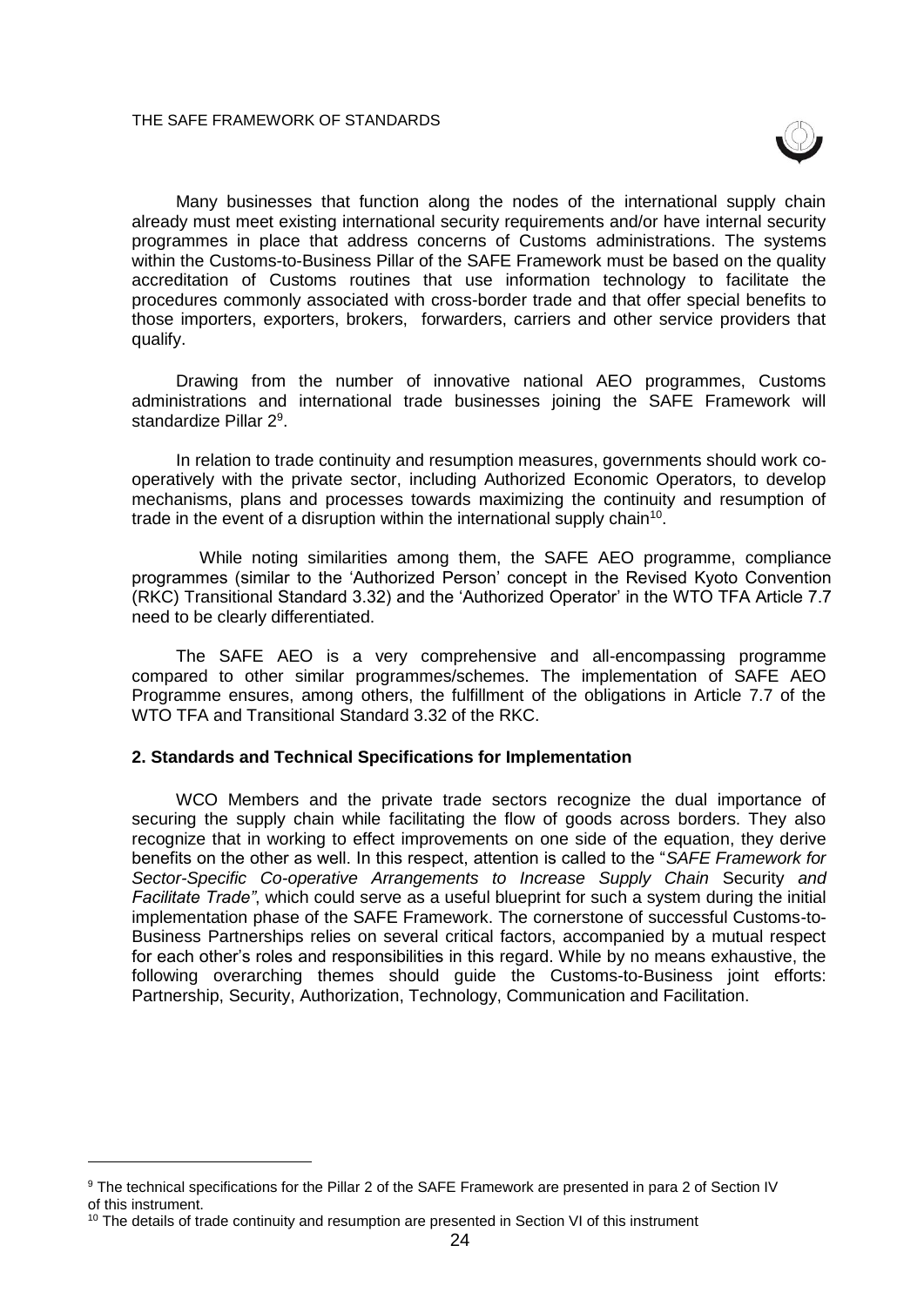Many businesses that function along the nodes of the international supply chain already must meet existing international security requirements and/or have internal security programmes in place that address concerns of Customs administrations. The systems within the Customs-to-Business Pillar of the SAFE Framework must be based on the quality accreditation of Customs routines that use information technology to facilitate the procedures commonly associated with cross-border trade and that offer special benefits to those importers, exporters, brokers, forwarders, carriers and other service providers that qualify.

Drawing from the number of innovative national AEO programmes, Customs administrations and international trade businesses joining the SAFE Framework will standardize Pillar 2[9].

In relation to trade continuity and resumption measures, governments should work co-operatively with the private sector, including Authorized Economic Operators, to develop mechanisms, plans and processes towards maximizing the continuity and resumption of trade in the event of a disruption within the international supply chain[10].

While noting similarities among them, the SAFE AEO programme, compliance programmes (similar to the 'Authorized Person' concept in the Revised Kyoto Convention (RKC) Transitional Standard 3.32) and the 'Authorized Operator' in the WTO TFA Article 7.7 need to be clearly differentiated.

The SAFE AEO is a very comprehensive and all-encompassing programme compared to other similar programmes/schemes. The implementation of SAFE AEO Programme ensures, among others, the fulfillment of the obligations in Article 7.7 of the WTO TFA and Transitional Standard 3.32 of the RKC.

## 2. Standards and Technical Specifications for Implementation

WCO Members and the private trade sectors recognize the dual importance of securing the supply chain while facilitating the flow of goods across borders. They also recognize that in working to effect improvements on one side of the equation, they derive benefits on the other as well. In this respect, attention is called to the "*SAFE Framework for Sector-Specific Co-operative Arrangements to Increase Supply Chain* Security *and Facilitate Trade"*, which could serve as a useful blueprint for such a system during the initial implementation phase of the SAFE Framework. The cornerstone of successful Customs-to-Business Partnerships relies on several critical factors, accompanied by a mutual respect for each other's roles and responsibilities in this regard. While by no means exhaustive, the following overarching themes should guide the Customs-to-Business joint efforts: Partnership, Security, Authorization, Technology, Communication and Facilitation.

---

[9] The technical specifications for the Pillar 2 of the SAFE Framework are presented in para 2 of Section IV of this instrument.

[10] The details of trade continuity and resumption are presented in Section VI of this instrument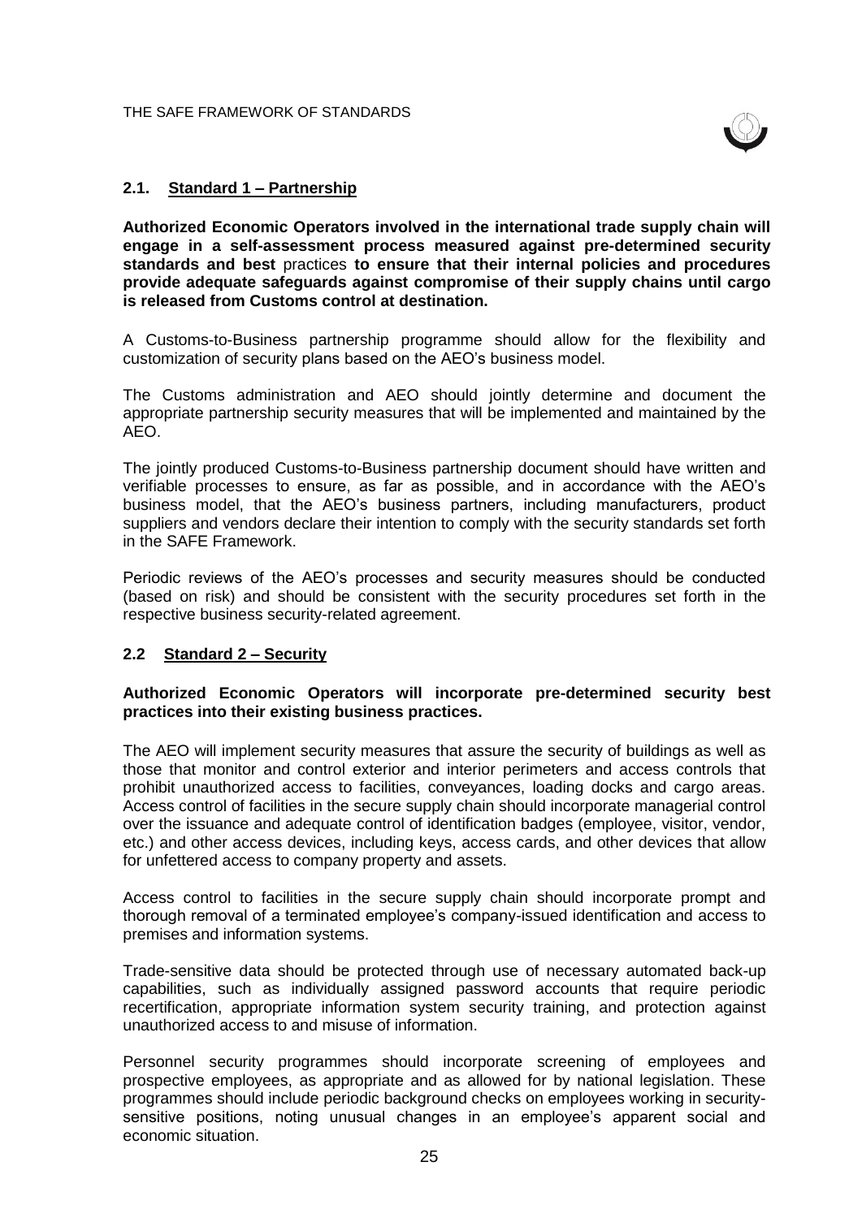## 2.1. Standard 1 – Partnership

**Authorized Economic Operators involved in the international trade supply chain will engage in a self-assessment process measured against pre-determined security standards and best** practices **to ensure that their internal policies and procedures provide adequate safeguards against compromise of their supply chains until cargo is released from Customs control at destination.**

A Customs-to-Business partnership programme should allow for the flexibility and customization of security plans based on the AEO's business model.

The Customs administration and AEO should jointly determine and document the appropriate partnership security measures that will be implemented and maintained by the AEO.

The jointly produced Customs-to-Business partnership document should have written and verifiable processes to ensure, as far as possible, and in accordance with the AEO's business model, that the AEO's business partners, including manufacturers, product suppliers and vendors declare their intention to comply with the security standards set forth in the SAFE Framework.

Periodic reviews of the AEO's processes and security measures should be conducted (based on risk) and should be consistent with the security procedures set forth in the respective business security-related agreement.

## 2.2 Standard 2 – Security

**Authorized Economic Operators will incorporate pre-determined security best practices into their existing business practices.**

The AEO will implement security measures that assure the security of buildings as well as those that monitor and control exterior and interior perimeters and access controls that prohibit unauthorized access to facilities, conveyances, loading docks and cargo areas. Access control of facilities in the secure supply chain should incorporate managerial control over the issuance and adequate control of identification badges (employee, visitor, vendor, etc.) and other access devices, including keys, access cards, and other devices that allow for unfettered access to company property and assets.

Access control to facilities in the secure supply chain should incorporate prompt and thorough removal of a terminated employee's company-issued identification and access to premises and information systems.

Trade-sensitive data should be protected through use of necessary automated back-up capabilities, such as individually assigned password accounts that require periodic recertification, appropriate information system security training, and protection against unauthorized access to and misuse of information.

Personnel security programmes should incorporate screening of employees and prospective employees, as appropriate and as allowed for by national legislation. These programmes should include periodic background checks on employees working in security-sensitive positions, noting unusual changes in an employee's apparent social and economic situation.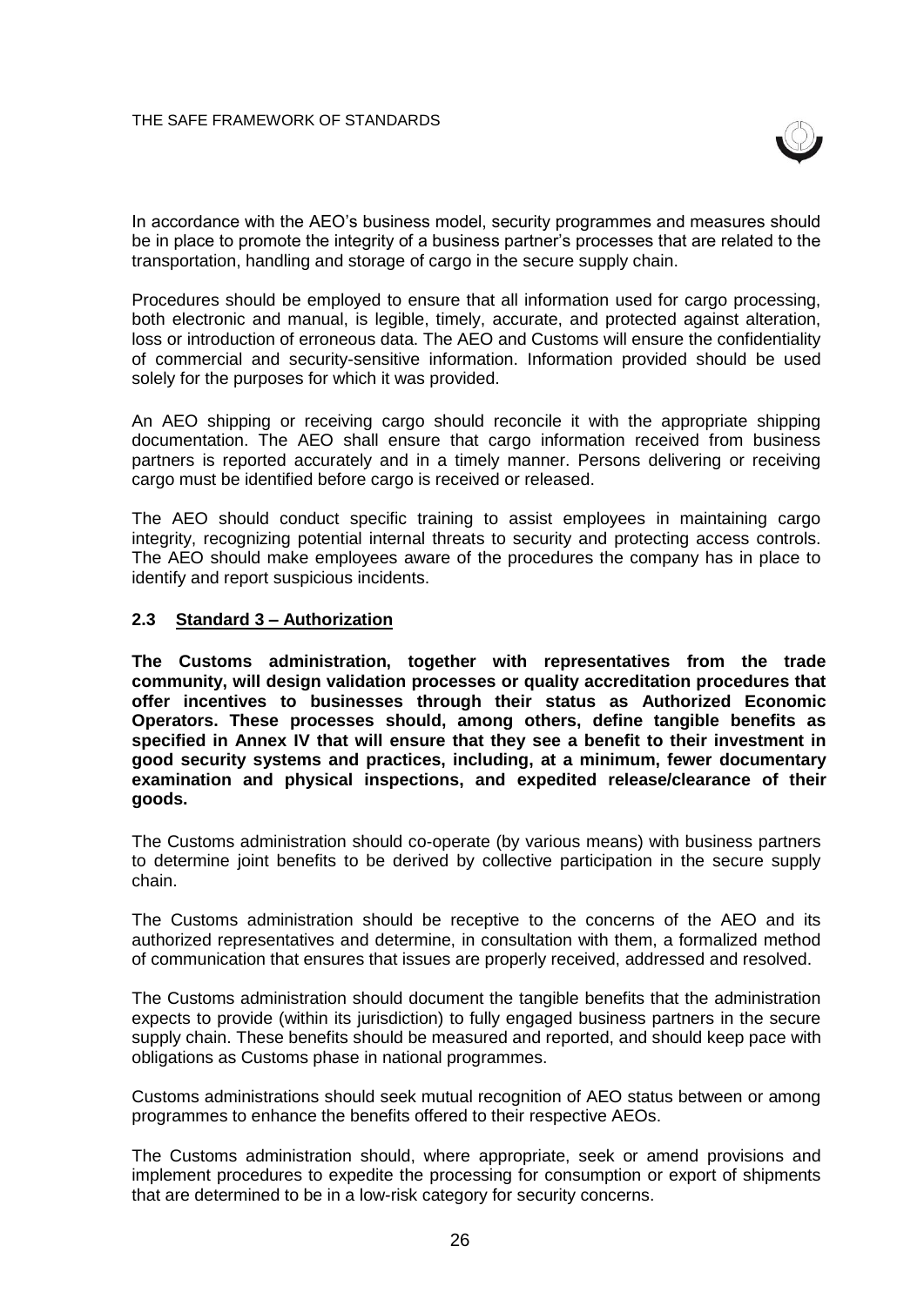In accordance with the AEO's business model, security programmes and measures should be in place to promote the integrity of a business partner's processes that are related to the transportation, handling and storage of cargo in the secure supply chain.

Procedures should be employed to ensure that all information used for cargo processing, both electronic and manual, is legible, timely, accurate, and protected against alteration, loss or introduction of erroneous data. The AEO and Customs will ensure the confidentiality of commercial and security-sensitive information. Information provided should be used solely for the purposes for which it was provided.

An AEO shipping or receiving cargo should reconcile it with the appropriate shipping documentation. The AEO shall ensure that cargo information received from business partners is reported accurately and in a timely manner. Persons delivering or receiving cargo must be identified before cargo is received or released.

The AEO should conduct specific training to assist employees in maintaining cargo integrity, recognizing potential internal threats to security and protecting access controls. The AEO should make employees aware of the procedures the company has in place to identify and report suspicious incidents.

### 2.3 Standard 3 – Authorization

**The Customs administration, together with representatives from the trade community, will design validation processes or quality accreditation procedures that offer incentives to businesses through their status as Authorized Economic Operators. These processes should, among others, define tangible benefits as specified in Annex IV that will ensure that they see a benefit to their investment in good security systems and practices, including, at a minimum, fewer documentary examination and physical inspections, and expedited release/clearance of their goods.**

The Customs administration should co-operate (by various means) with business partners to determine joint benefits to be derived by collective participation in the secure supply chain.

The Customs administration should be receptive to the concerns of the AEO and its authorized representatives and determine, in consultation with them, a formalized method of communication that ensures that issues are properly received, addressed and resolved.

The Customs administration should document the tangible benefits that the administration expects to provide (within its jurisdiction) to fully engaged business partners in the secure supply chain. These benefits should be measured and reported, and should keep pace with obligations as Customs phase in national programmes.

Customs administrations should seek mutual recognition of AEO status between or among programmes to enhance the benefits offered to their respective AEOs.

The Customs administration should, where appropriate, seek or amend provisions and implement procedures to expedite the processing for consumption or export of shipments that are determined to be in a low-risk category for security concerns.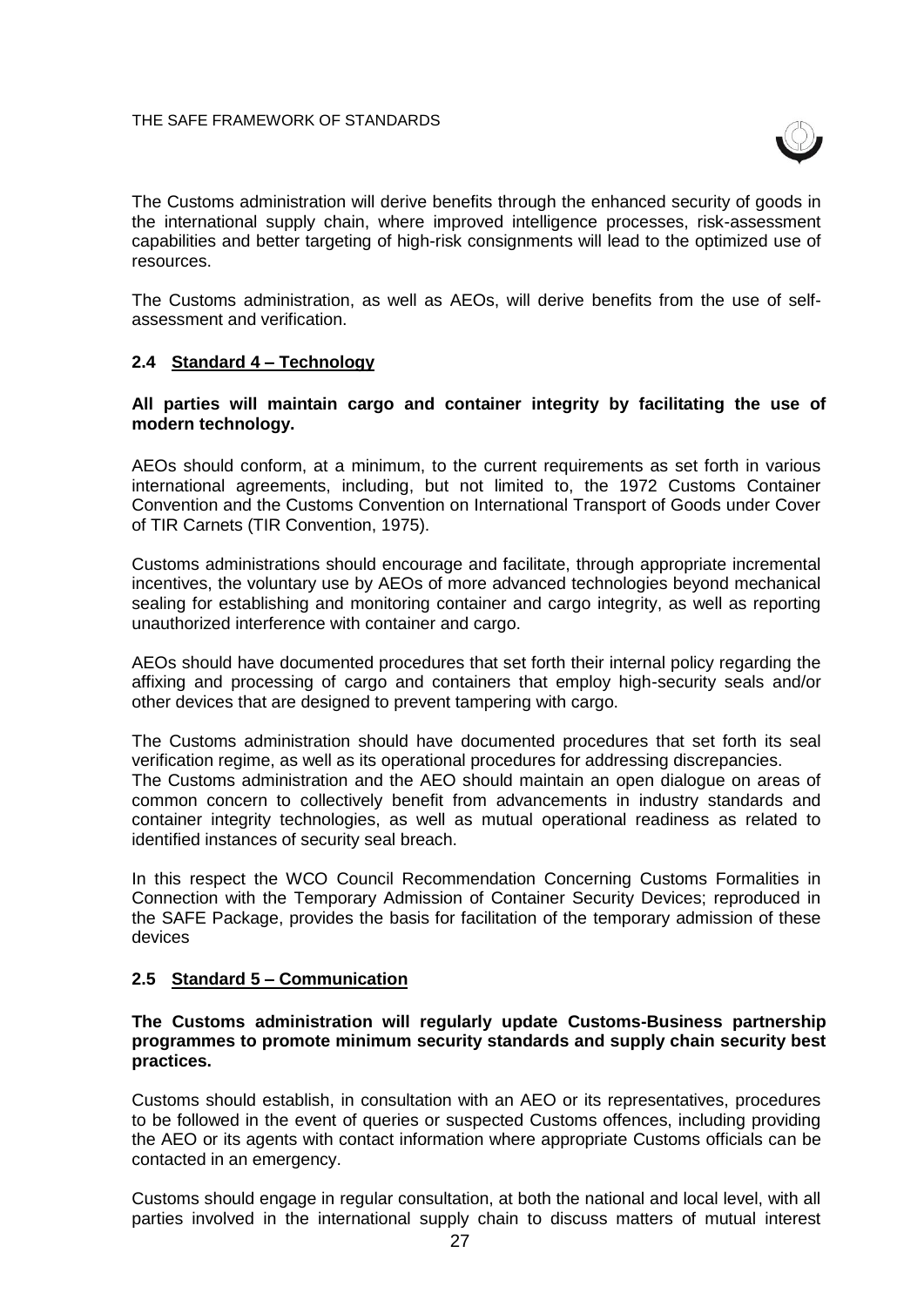The Customs administration will derive benefits through the enhanced security of goods in the international supply chain, where improved intelligence processes, risk-assessment capabilities and better targeting of high-risk consignments will lead to the optimized use of resources.

The Customs administration, as well as AEOs, will derive benefits from the use of self-assessment and verification.

### 2.4 Standard 4 – Technology

**All parties will maintain cargo and container integrity by facilitating the use of modern technology.**

AEOs should conform, at a minimum, to the current requirements as set forth in various international agreements, including, but not limited to, the 1972 Customs Container Convention and the Customs Convention on International Transport of Goods under Cover of TIR Carnets (TIR Convention, 1975).

Customs administrations should encourage and facilitate, through appropriate incremental incentives, the voluntary use by AEOs of more advanced technologies beyond mechanical sealing for establishing and monitoring container and cargo integrity, as well as reporting unauthorized interference with container and cargo.

AEOs should have documented procedures that set forth their internal policy regarding the affixing and processing of cargo and containers that employ high-security seals and/or other devices that are designed to prevent tampering with cargo.

The Customs administration should have documented procedures that set forth its seal verification regime, as well as its operational procedures for addressing discrepancies.
The Customs administration and the AEO should maintain an open dialogue on areas of common concern to collectively benefit from advancements in industry standards and container integrity technologies, as well as mutual operational readiness as related to identified instances of security seal breach.

In this respect the WCO Council Recommendation Concerning Customs Formalities in Connection with the Temporary Admission of Container Security Devices; reproduced in the SAFE Package, provides the basis for facilitation of the temporary admission of these devices

### 2.5 Standard 5 – Communication

**The Customs administration will regularly update Customs-Business partnership programmes to promote minimum security standards and supply chain security best practices.**

Customs should establish, in consultation with an AEO or its representatives, procedures to be followed in the event of queries or suspected Customs offences, including providing the AEO or its agents with contact information where appropriate Customs officials can be contacted in an emergency.

Customs should engage in regular consultation, at both the national and local level, with all parties involved in the international supply chain to discuss matters of mutual interest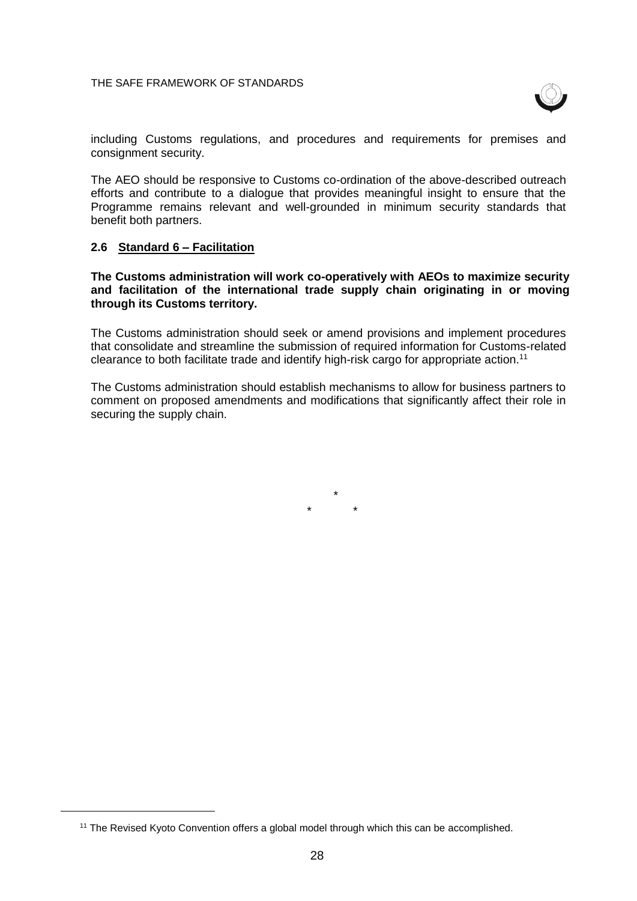including Customs regulations, and procedures and requirements for premises and consignment security.

The AEO should be responsive to Customs co-ordination of the above-described outreach efforts and contribute to a dialogue that provides meaningful insight to ensure that the Programme remains relevant and well-grounded in minimum security standards that benefit both partners.

### 2.6 Standard 6 – Facilitation

**The Customs administration will work co-operatively with AEOs to maximize security and facilitation of the international trade supply chain originating in or moving through its Customs territory.**

The Customs administration should seek or amend provisions and implement procedures that consolidate and streamline the submission of required information for Customs-related clearance to both facilitate trade and identify high-risk cargo for appropriate action.[11]

The Customs administration should establish mechanisms to allow for business partners to comment on proposed amendments and modifications that significantly affect their role in securing the supply chain.

*

\*  *

[11] The Revised Kyoto Convention offers a global model through which this can be accomplished.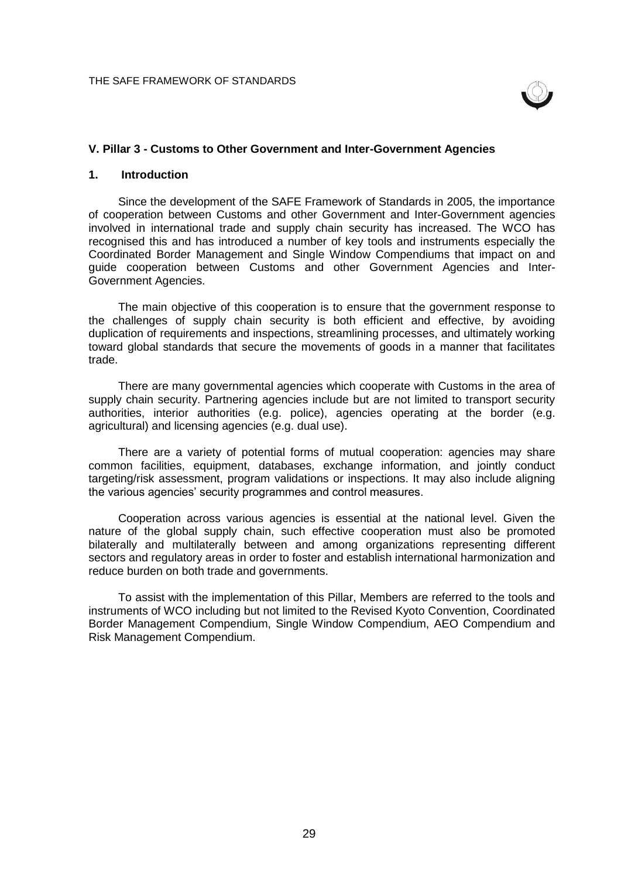## V. Pillar 3 - Customs to Other Government and Inter-Government Agencies

### 1. Introduction

Since the development of the SAFE Framework of Standards in 2005, the importance of cooperation between Customs and other Government and Inter-Government agencies involved in international trade and supply chain security has increased. The WCO has recognised this and has introduced a number of key tools and instruments especially the Coordinated Border Management and Single Window Compendiums that impact on and guide cooperation between Customs and other Government Agencies and Inter-Government Agencies.

The main objective of this cooperation is to ensure that the government response to the challenges of supply chain security is both efficient and effective, by avoiding duplication of requirements and inspections, streamlining processes, and ultimately working toward global standards that secure the movements of goods in a manner that facilitates trade.

There are many governmental agencies which cooperate with Customs in the area of supply chain security. Partnering agencies include but are not limited to transport security authorities, interior authorities (e.g. police), agencies operating at the border (e.g. agricultural) and licensing agencies (e.g. dual use).

There are a variety of potential forms of mutual cooperation: agencies may share common facilities, equipment, databases, exchange information, and jointly conduct targeting/risk assessment, program validations or inspections. It may also include aligning the various agencies' security programmes and control measures.

Cooperation across various agencies is essential at the national level. Given the nature of the global supply chain, such effective cooperation must also be promoted bilaterally and multilaterally between and among organizations representing different sectors and regulatory areas in order to foster and establish international harmonization and reduce burden on both trade and governments.

To assist with the implementation of this Pillar, Members are referred to the tools and instruments of WCO including but not limited to the Revised Kyoto Convention, Coordinated Border Management Compendium, Single Window Compendium, AEO Compendium and Risk Management Compendium.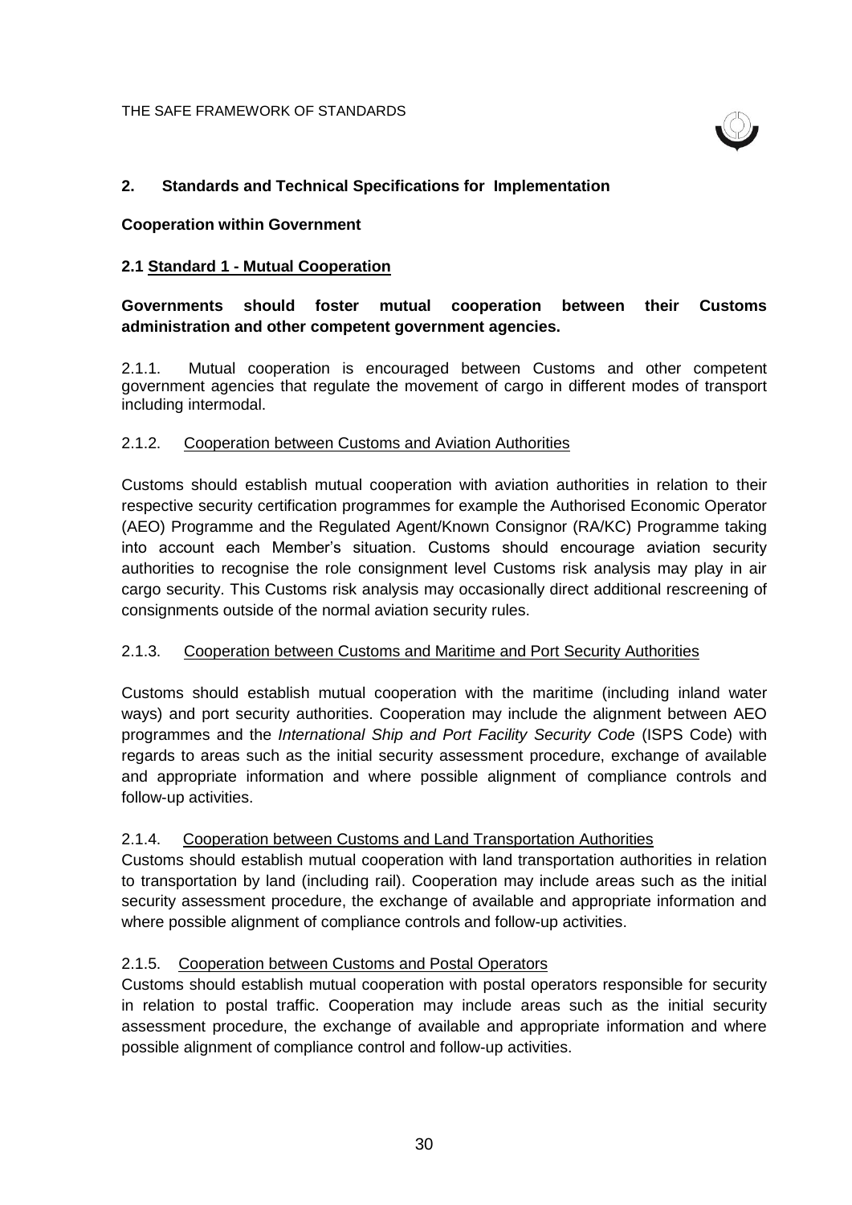## 2. Standards and Technical Specifications for Implementation

**Cooperation within Government**

### 2.1 Standard 1 - Mutual Cooperation

**Governments should foster mutual cooperation between their Customs administration and other competent government agencies.**

2.1.1. Mutual cooperation is encouraged between Customs and other competent government agencies that regulate the movement of cargo in different modes of transport including intermodal.

2.1.2. Cooperation between Customs and Aviation Authorities

Customs should establish mutual cooperation with aviation authorities in relation to their respective security certification programmes for example the Authorised Economic Operator (AEO) Programme and the Regulated Agent/Known Consignor (RA/KC) Programme taking into account each Member's situation. Customs should encourage aviation security authorities to recognise the role consignment level Customs risk analysis may play in air cargo security. This Customs risk analysis may occasionally direct additional rescreening of consignments outside of the normal aviation security rules.

2.1.3. Cooperation between Customs and Maritime and Port Security Authorities

Customs should establish mutual cooperation with the maritime (including inland water ways) and port security authorities. Cooperation may include the alignment between AEO programmes and the *International Ship and Port Facility Security Code* (ISPS Code) with regards to areas such as the initial security assessment procedure, exchange of available and appropriate information and where possible alignment of compliance controls and follow-up activities.

2.1.4. Cooperation between Customs and Land Transportation Authorities

Customs should establish mutual cooperation with land transportation authorities in relation to transportation by land (including rail). Cooperation may include areas such as the initial security assessment procedure, the exchange of available and appropriate information and where possible alignment of compliance controls and follow-up activities.

2.1.5. Cooperation between Customs and Postal Operators

Customs should establish mutual cooperation with postal operators responsible for security in relation to postal traffic. Cooperation may include areas such as the initial security assessment procedure, the exchange of available and appropriate information and where possible alignment of compliance control and follow-up activities.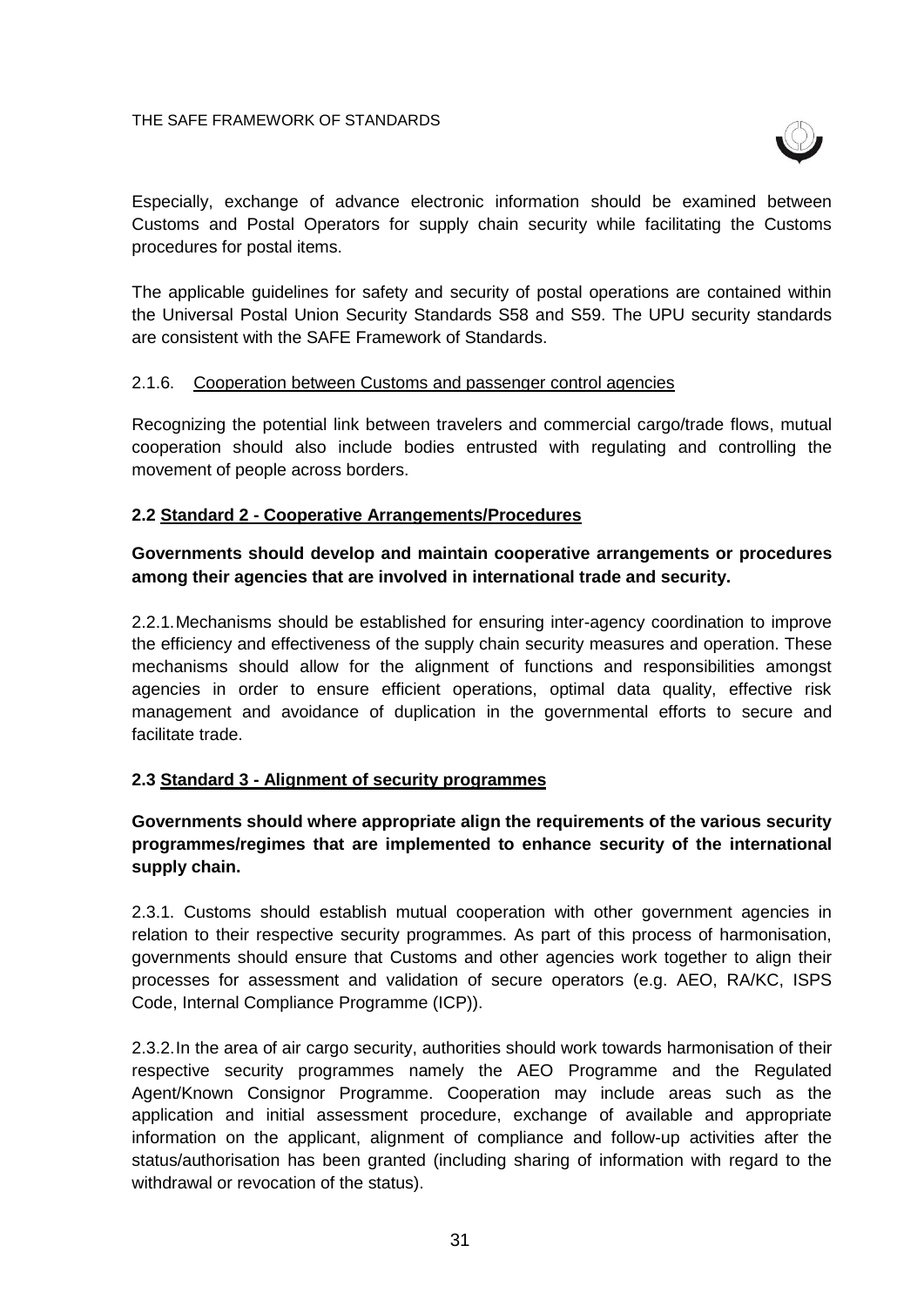Especially, exchange of advance electronic information should be examined between Customs and Postal Operators for supply chain security while facilitating the Customs procedures for postal items.

The applicable guidelines for safety and security of postal operations are contained within the Universal Postal Union Security Standards S58 and S59. The UPU security standards are consistent with the SAFE Framework of Standards.

2.1.6. Cooperation between Customs and passenger control agencies

Recognizing the potential link between travelers and commercial cargo/trade flows, mutual cooperation should also include bodies entrusted with regulating and controlling the movement of people across borders.

### 2.2 Standard 2 - Cooperative Arrangements/Procedures

**Governments should develop and maintain cooperative arrangements or procedures among their agencies that are involved in international trade and security.**

2.2.1. Mechanisms should be established for ensuring inter-agency coordination to improve the efficiency and effectiveness of the supply chain security measures and operation. These mechanisms should allow for the alignment of functions and responsibilities amongst agencies in order to ensure efficient operations, optimal data quality, effective risk management and avoidance of duplication in the governmental efforts to secure and facilitate trade.

### 2.3 Standard 3 - Alignment of security programmes

**Governments should where appropriate align the requirements of the various security programmes/regimes that are implemented to enhance security of the international supply chain.**

2.3.1. Customs should establish mutual cooperation with other government agencies in relation to their respective security programmes. As part of this process of harmonisation, governments should ensure that Customs and other agencies work together to align their processes for assessment and validation of secure operators (e.g. AEO, RA/KC, ISPS Code, Internal Compliance Programme (ICP)).

2.3.2. In the area of air cargo security, authorities should work towards harmonisation of their respective security programmes namely the AEO Programme and the Regulated Agent/Known Consignor Programme. Cooperation may include areas such as the application and initial assessment procedure, exchange of available and appropriate information on the applicant, alignment of compliance and follow-up activities after the status/authorisation has been granted (including sharing of information with regard to the withdrawal or revocation of the status).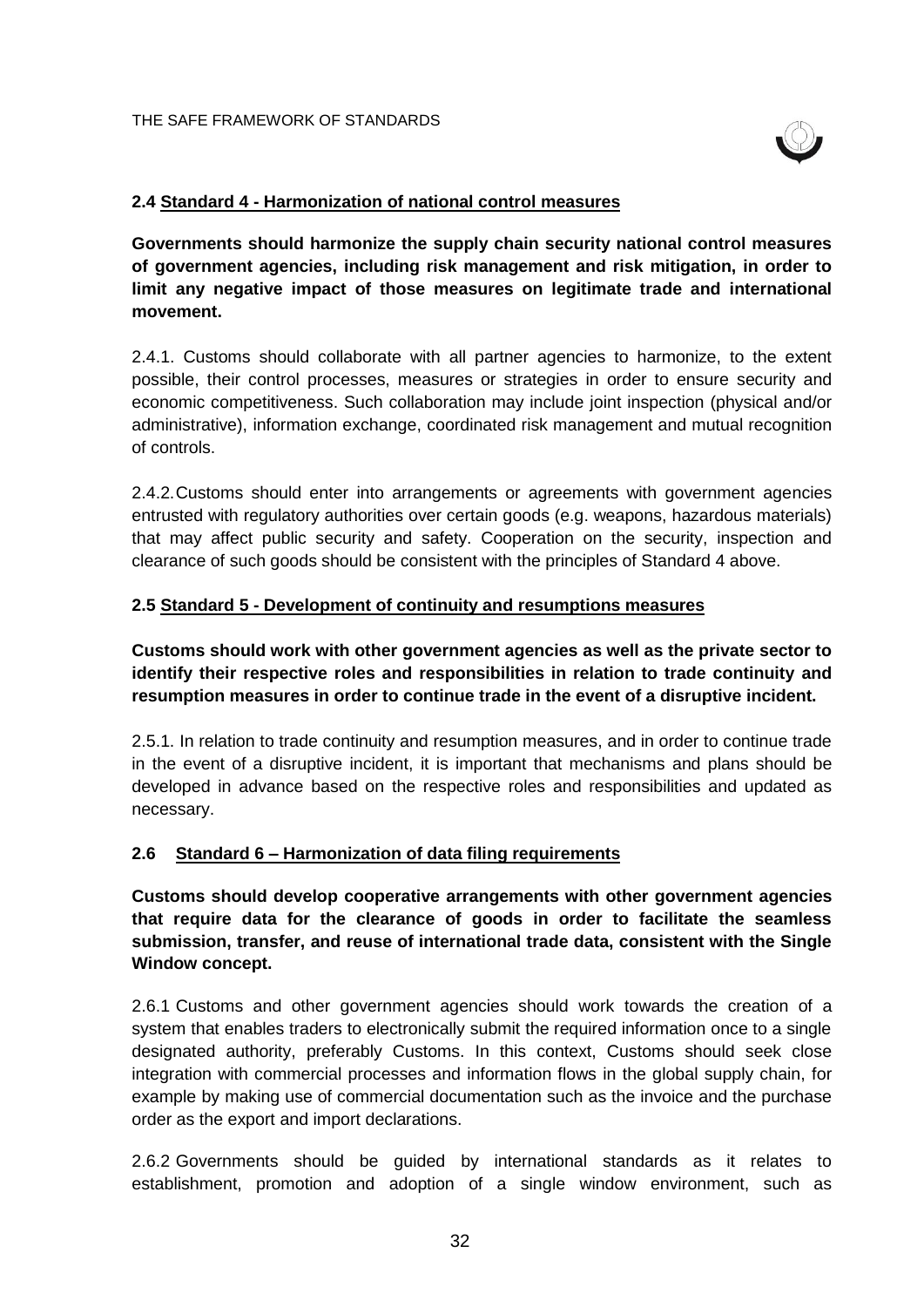### 2.4 Standard 4 - Harmonization of national control measures

**Governments should harmonize the supply chain security national control measures of government agencies, including risk management and risk mitigation, in order to limit any negative impact of those measures on legitimate trade and international movement.**

2.4.1. Customs should collaborate with all partner agencies to harmonize, to the extent possible, their control processes, measures or strategies in order to ensure security and economic competitiveness. Such collaboration may include joint inspection (physical and/or administrative), information exchange, coordinated risk management and mutual recognition of controls.

2.4.2. Customs should enter into arrangements or agreements with government agencies entrusted with regulatory authorities over certain goods (e.g. weapons, hazardous materials) that may affect public security and safety. Cooperation on the security, inspection and clearance of such goods should be consistent with the principles of Standard 4 above.

### 2.5 Standard 5 - Development of continuity and resumptions measures

**Customs should work with other government agencies as well as the private sector to identify their respective roles and responsibilities in relation to trade continuity and resumption measures in order to continue trade in the event of a disruptive incident.**

2.5.1. In relation to trade continuity and resumption measures, and in order to continue trade in the event of a disruptive incident, it is important that mechanisms and plans should be developed in advance based on the respective roles and responsibilities and updated as necessary.

### 2.6 Standard 6 – Harmonization of data filing requirements

**Customs should develop cooperative arrangements with other government agencies that require data for the clearance of goods in order to facilitate the seamless submission, transfer, and reuse of international trade data, consistent with the Single Window concept.**

2.6.1 Customs and other government agencies should work towards the creation of a system that enables traders to electronically submit the required information once to a single designated authority, preferably Customs. In this context, Customs should seek close integration with commercial processes and information flows in the global supply chain, for example by making use of commercial documentation such as the invoice and the purchase order as the export and import declarations.

2.6.2 Governments should be guided by international standards as it relates to establishment, promotion and adoption of a single window environment, such as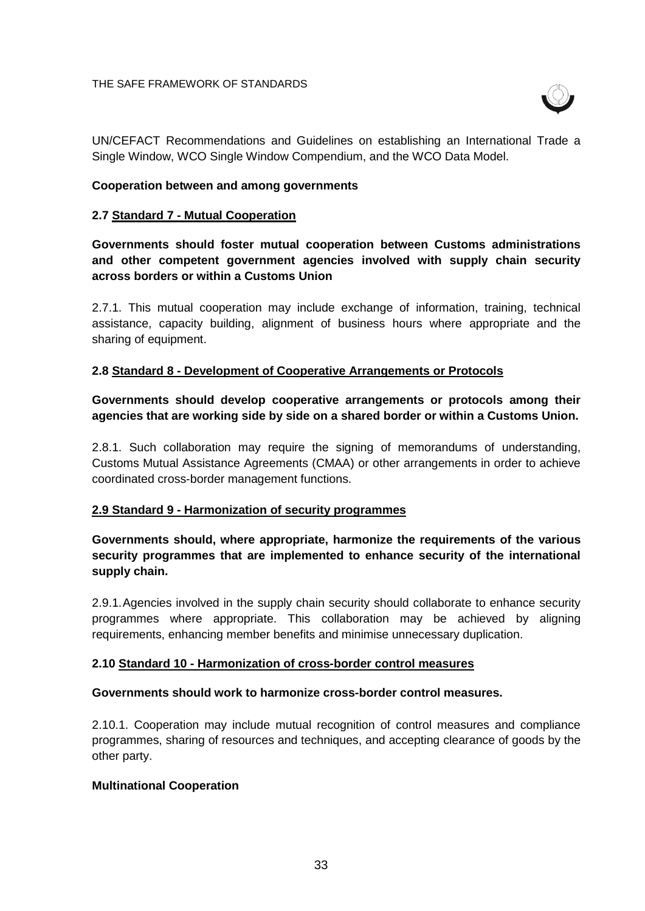UN/CEFACT Recommendations and Guidelines on establishing an International Trade a Single Window, WCO Single Window Compendium, and the WCO Data Model.

**Cooperation between and among governments**

### 2.7 <u>Standard 7 - Mutual Cooperation</u>

**Governments should foster mutual cooperation between Customs administrations and other competent government agencies involved with supply chain security across borders or within a Customs Union**

2.7.1. This mutual cooperation may include exchange of information, training, technical assistance, capacity building, alignment of business hours where appropriate and the sharing of equipment.

### 2.8 <u>Standard 8 - Development of Cooperative Arrangements or Protocols</u>

**Governments should develop cooperative arrangements or protocols among their agencies that are working side by side on a shared border or within a Customs Union.**

2.8.1. Such collaboration may require the signing of memorandums of understanding, Customs Mutual Assistance Agreements (CMAA) or other arrangements in order to achieve coordinated cross-border management functions.

### <u>2.9 Standard 9 - Harmonization of security programmes</u>

**Governments should, where appropriate, harmonize the requirements of the various security programmes that are implemented to enhance security of the international supply chain.**

2.9.1. Agencies involved in the supply chain security should collaborate to enhance security programmes where appropriate. This collaboration may be achieved by aligning requirements, enhancing member benefits and minimise unnecessary duplication.

### 2.10 <u>Standard 10 - Harmonization of cross-border control measures</u>

**Governments should work to harmonize cross-border control measures.**

2.10.1. Cooperation may include mutual recognition of control measures and compliance programmes, sharing of resources and techniques, and accepting clearance of goods by the other party.

**Multinational Cooperation**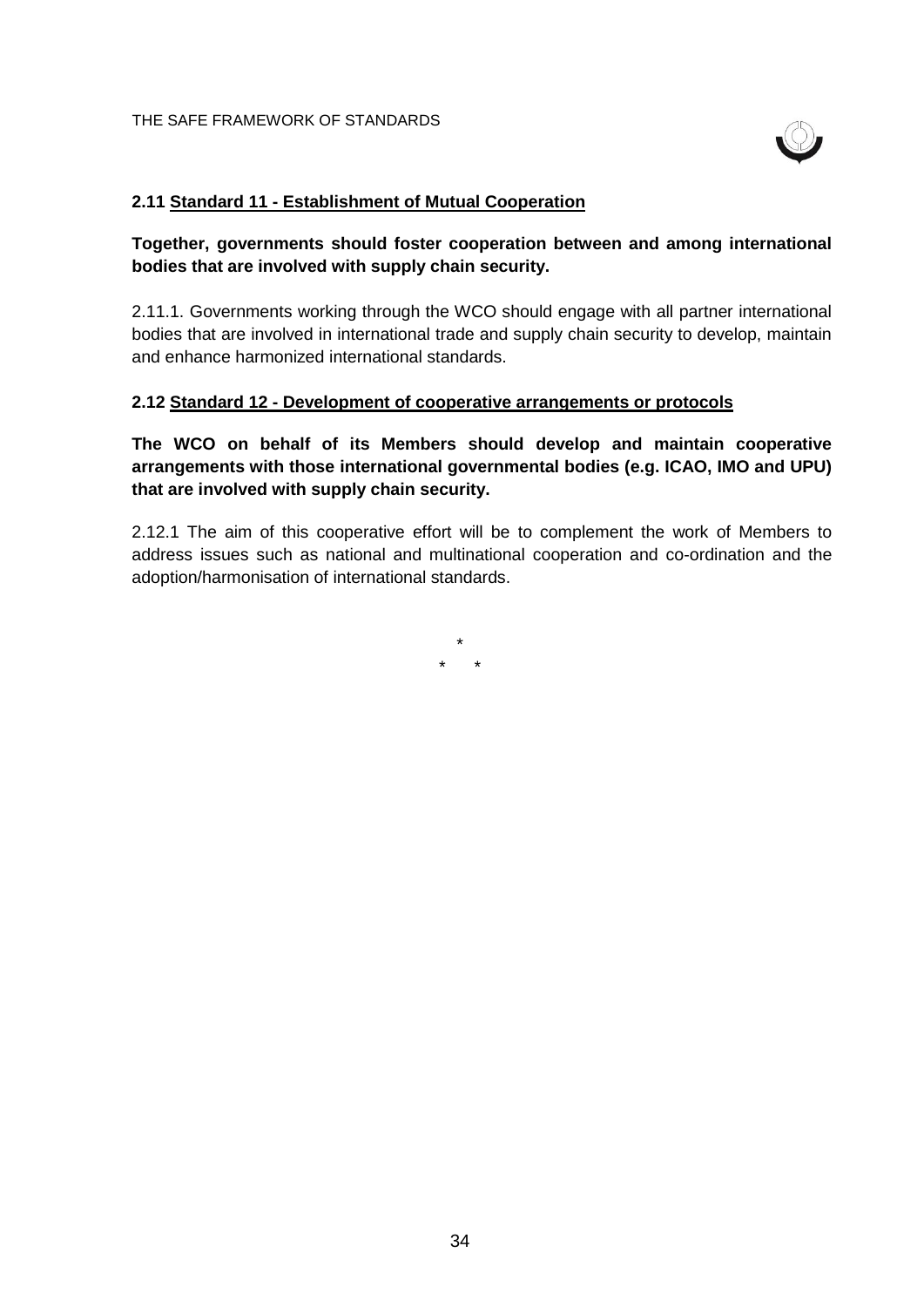### 2.11 Standard 11 - Establishment of Mutual Cooperation

**Together, governments should foster cooperation between and among international bodies that are involved with supply chain security.**

2.11.1. Governments working through the WCO should engage with all partner international bodies that are involved in international trade and supply chain security to develop, maintain and enhance harmonized international standards.

### 2.12 Standard 12 - Development of cooperative arrangements or protocols

**The WCO on behalf of its Members should develop and maintain cooperative arrangements with those international governmental bodies (e.g. ICAO, IMO and UPU) that are involved with supply chain security.**

2.12.1 The aim of this cooperative effort will be to complement the work of Members to address issues such as national and multinational cooperation and co-ordination and the adoption/harmonisation of international standards.

*

\* *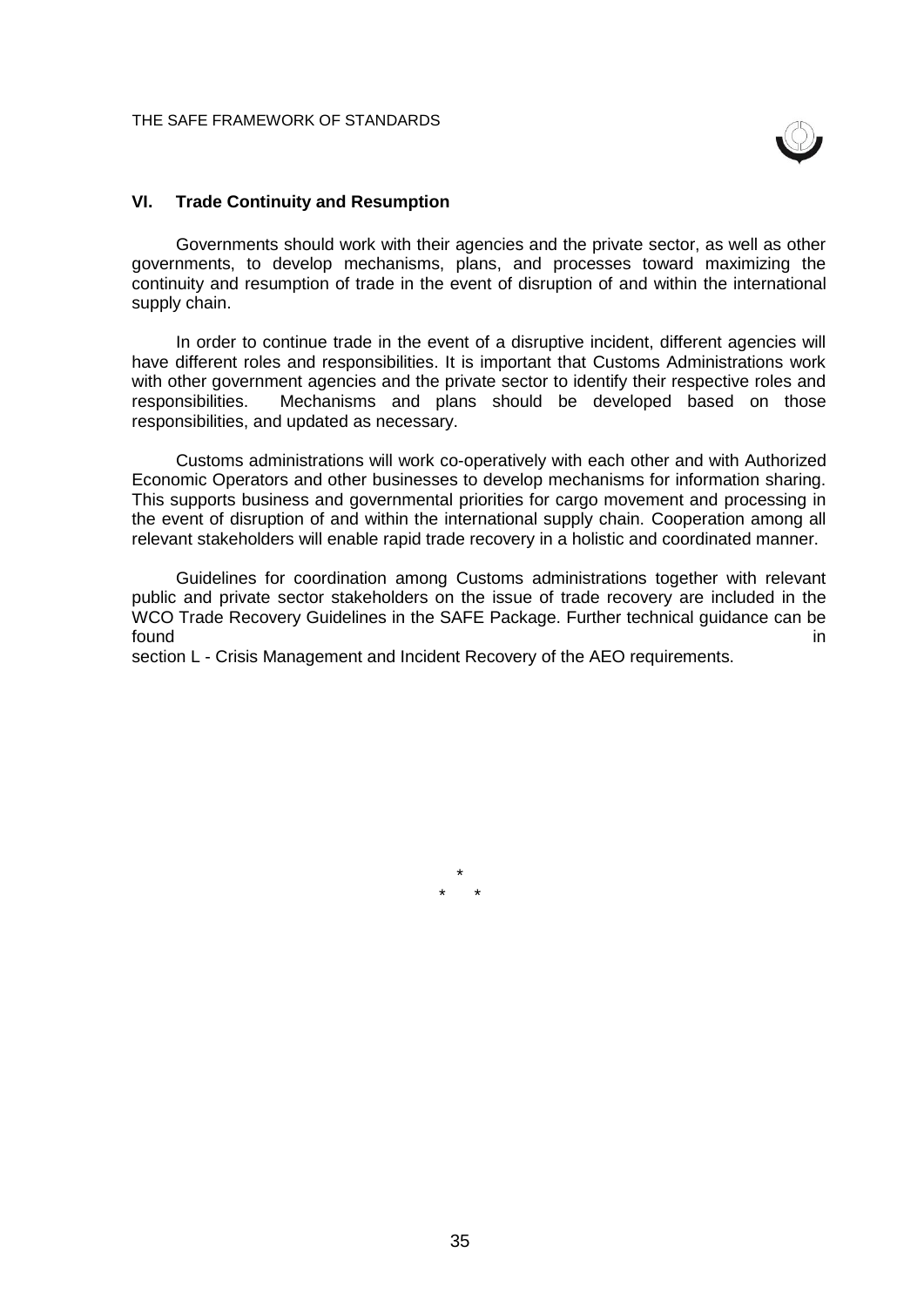## VI. Trade Continuity and Resumption

Governments should work with their agencies and the private sector, as well as other governments, to develop mechanisms, plans, and processes toward maximizing the continuity and resumption of trade in the event of disruption of and within the international supply chain.

In order to continue trade in the event of a disruptive incident, different agencies will have different roles and responsibilities. It is important that Customs Administrations work with other government agencies and the private sector to identify their respective roles and responsibilities. Mechanisms and plans should be developed based on those responsibilities, and updated as necessary.

Customs administrations will work co-operatively with each other and with Authorized Economic Operators and other businesses to develop mechanisms for information sharing. This supports business and governmental priorities for cargo movement and processing in the event of disruption of and within the international supply chain. Cooperation among all relevant stakeholders will enable rapid trade recovery in a holistic and coordinated manner.

Guidelines for coordination among Customs administrations together with relevant public and private sector stakeholders on the issue of trade recovery are included in the WCO Trade Recovery Guidelines in the SAFE Package. Further technical guidance can be found in section L - Crisis Management and Incident Recovery of the AEO requirements.

*

\*     *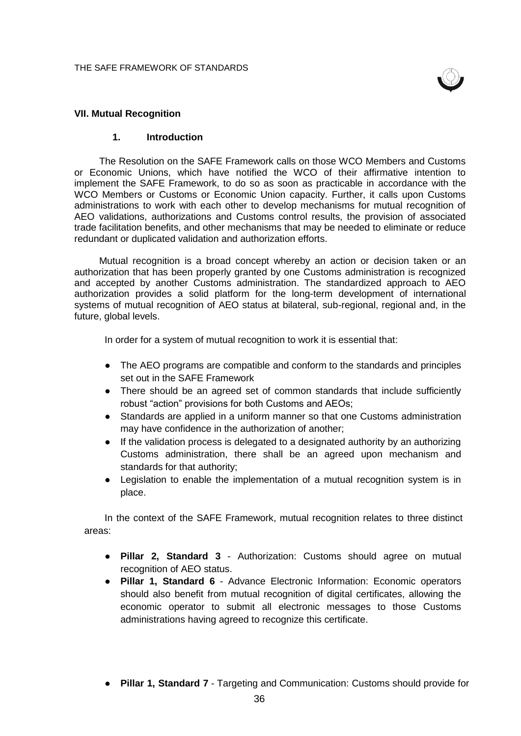## VII. Mutual Recognition

### 1. Introduction

The Resolution on the SAFE Framework calls on those WCO Members and Customs or Economic Unions, which have notified the WCO of their affirmative intention to implement the SAFE Framework, to do so as soon as practicable in accordance with the WCO Members or Customs or Economic Union capacity. Further, it calls upon Customs administrations to work with each other to develop mechanisms for mutual recognition of AEO validations, authorizations and Customs control results, the provision of associated trade facilitation benefits, and other mechanisms that may be needed to eliminate or reduce redundant or duplicated validation and authorization efforts.

Mutual recognition is a broad concept whereby an action or decision taken or an authorization that has been properly granted by one Customs administration is recognized and accepted by another Customs administration. The standardized approach to AEO authorization provides a solid platform for the long-term development of international systems of mutual recognition of AEO status at bilateral, sub-regional, regional and, in the future, global levels.

In order for a system of mutual recognition to work it is essential that:

- The AEO programs are compatible and conform to the standards and principles set out in the SAFE Framework
- There should be an agreed set of common standards that include sufficiently robust "action" provisions for both Customs and AEOs;
- Standards are applied in a uniform manner so that one Customs administration may have confidence in the authorization of another;
- If the validation process is delegated to a designated authority by an authorizing Customs administration, there shall be an agreed upon mechanism and standards for that authority;
- Legislation to enable the implementation of a mutual recognition system is in place.

In the context of the SAFE Framework, mutual recognition relates to three distinct areas:

- **Pillar 2, Standard 3** - Authorization: Customs should agree on mutual recognition of AEO status.
- **Pillar 1, Standard 6** - Advance Electronic Information: Economic operators should also benefit from mutual recognition of digital certificates, allowing the economic operator to submit all electronic messages to those Customs administrations having agreed to recognize this certificate.
- **Pillar 1, Standard 7** - Targeting and Communication: Customs should provide for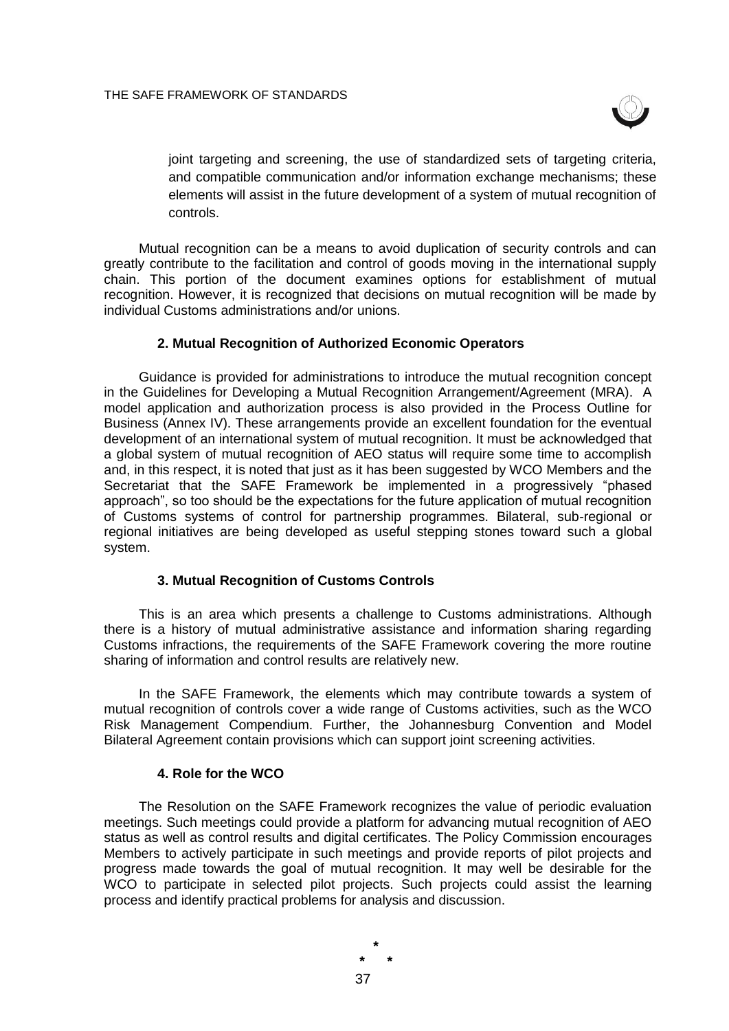joint targeting and screening, the use of standardized sets of targeting criteria, and compatible communication and/or information exchange mechanisms; these elements will assist in the future development of a system of mutual recognition of controls.

Mutual recognition can be a means to avoid duplication of security controls and can greatly contribute to the facilitation and control of goods moving in the international supply chain. This portion of the document examines options for establishment of mutual recognition. However, it is recognized that decisions on mutual recognition will be made by individual Customs administrations and/or unions.

### 2. Mutual Recognition of Authorized Economic Operators

Guidance is provided for administrations to introduce the mutual recognition concept in the Guidelines for Developing a Mutual Recognition Arrangement/Agreement (MRA). A model application and authorization process is also provided in the Process Outline for Business (Annex IV). These arrangements provide an excellent foundation for the eventual development of an international system of mutual recognition. It must be acknowledged that a global system of mutual recognition of AEO status will require some time to accomplish and, in this respect, it is noted that just as it has been suggested by WCO Members and the Secretariat that the SAFE Framework be implemented in a progressively "phased approach", so too should be the expectations for the future application of mutual recognition of Customs systems of control for partnership programmes. Bilateral, sub-regional or regional initiatives are being developed as useful stepping stones toward such a global system.

### 3. Mutual Recognition of Customs Controls

This is an area which presents a challenge to Customs administrations. Although there is a history of mutual administrative assistance and information sharing regarding Customs infractions, the requirements of the SAFE Framework covering the more routine sharing of information and control results are relatively new.

In the SAFE Framework, the elements which may contribute towards a system of mutual recognition of controls cover a wide range of Customs activities, such as the WCO Risk Management Compendium. Further, the Johannesburg Convention and Model Bilateral Agreement contain provisions which can support joint screening activities.

### 4. Role for the WCO

The Resolution on the SAFE Framework recognizes the value of periodic evaluation meetings. Such meetings could provide a platform for advancing mutual recognition of AEO status as well as control results and digital certificates. The Policy Commission encourages Members to actively participate in such meetings and provide reports of pilot projects and progress made towards the goal of mutual recognition. It may well be desirable for the WCO to participate in selected pilot projects. Such projects could assist the learning process and identify practical problems for analysis and discussion.

*

\*     *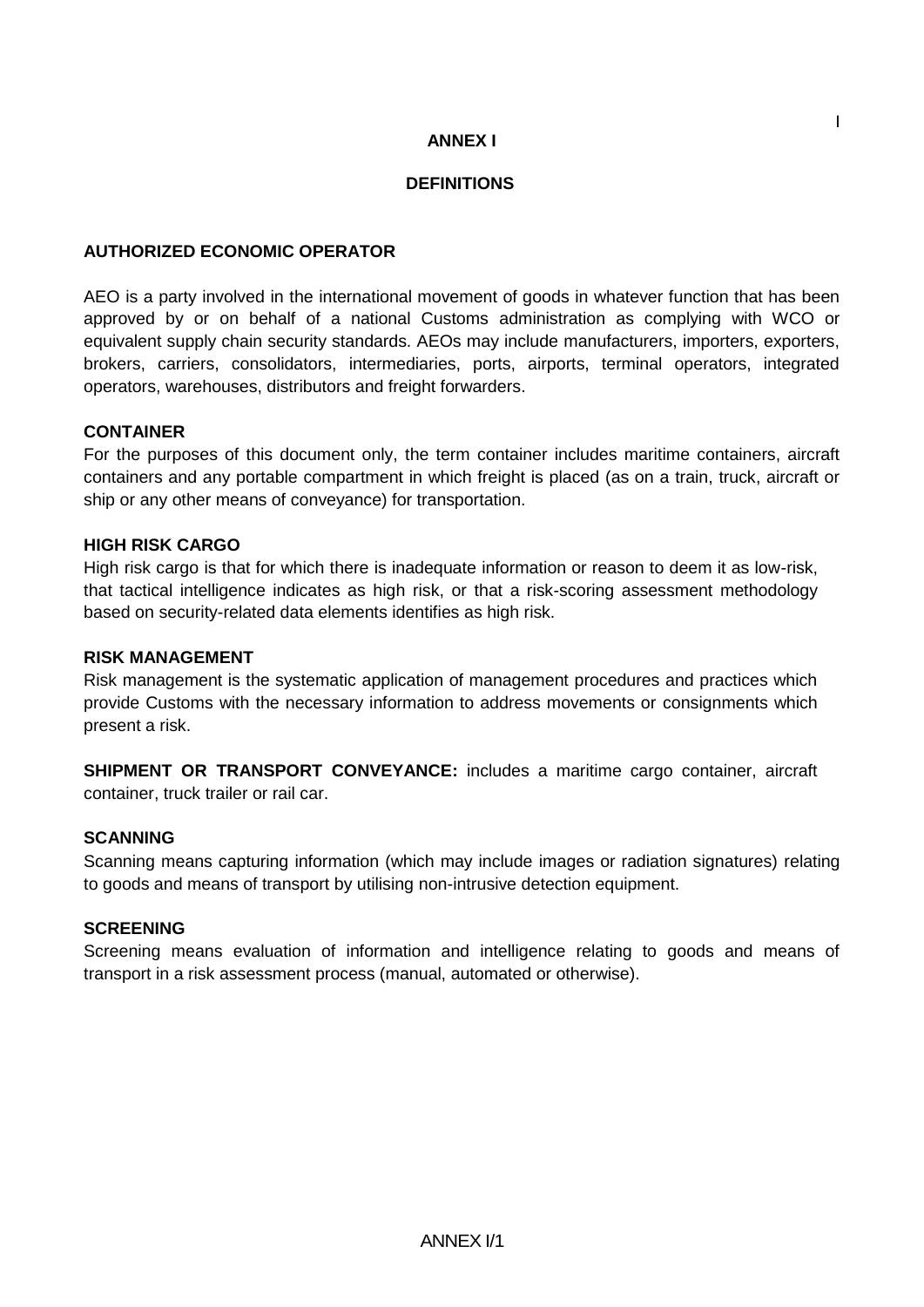# ANNEX I

## DEFINITIONS

### AUTHORIZED ECONOMIC OPERATOR

AEO is a party involved in the international movement of goods in whatever function that has been approved by or on behalf of a national Customs administration as complying with WCO or equivalent supply chain security standards. AEOs may include manufacturers, importers, exporters, brokers, carriers, consolidators, intermediaries, ports, airports, terminal operators, integrated operators, warehouses, distributors and freight forwarders.

### CONTAINER

For the purposes of this document only, the term container includes maritime containers, aircraft containers and any portable compartment in which freight is placed (as on a train, truck, aircraft or ship or any other means of conveyance) for transportation.

### HIGH RISK CARGO

High risk cargo is that for which there is inadequate information or reason to deem it as low-risk, that tactical intelligence indicates as high risk, or that a risk-scoring assessment methodology based on security-related data elements identifies as high risk.

### RISK MANAGEMENT

Risk management is the systematic application of management procedures and practices which provide Customs with the necessary information to address movements or consignments which present a risk.

**SHIPMENT OR TRANSPORT CONVEYANCE:** includes a maritime cargo container, aircraft container, truck trailer or rail car.

### SCANNING

Scanning means capturing information (which may include images or radiation signatures) relating to goods and means of transport by utilising non-intrusive detection equipment.

### SCREENING

Screening means evaluation of information and intelligence relating to goods and means of transport in a risk assessment process (manual, automated or otherwise).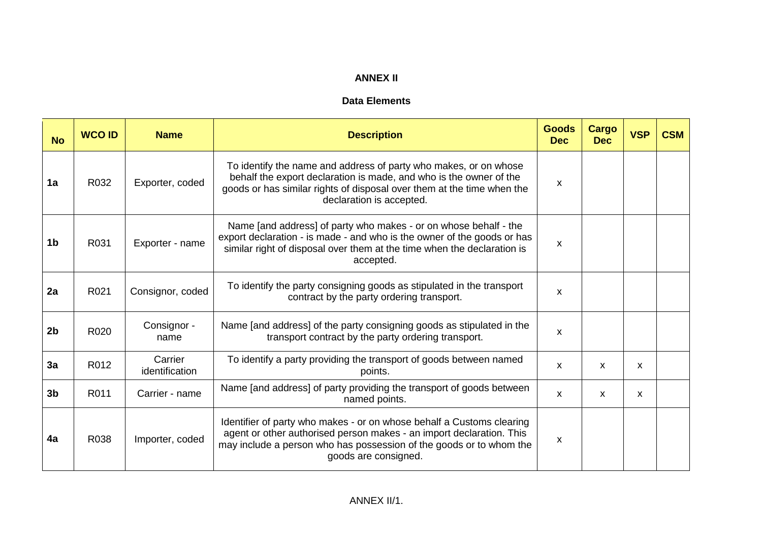**ANNEX II**

**Data Elements**

| No | WCO ID | Name | Description | Goods Dec | Cargo Dec | VSP | CSM |
|---|---|---|---|---|---|---|---|
| 1a | R032 | Exporter, coded | To identify the name and address of party who makes, or on whose behalf the export declaration is made, and who is the owner of the goods or has similar rights of disposal over them at the time when the declaration is accepted. | x | | | |
| 1b | R031 | Exporter - name | Name [and address] of party who makes - or on whose behalf - the export declaration - is made - and who is the owner of the goods or has similar right of disposal over them at the time when the declaration is accepted. | x | | | |
| 2a | R021 | Consignor, coded | To identify the party consigning goods as stipulated in the transport contract by the party ordering transport. | x | | | |
| 2b | R020 | Consignor - name | Name [and address] of the party consigning goods as stipulated in the transport contract by the party ordering transport. | x | | | |
| 3a | R012 | Carrier identification | To identify a party providing the transport of goods between named points. | x | x | x | |
| 3b | R011 | Carrier - name | Name [and address] of party providing the transport of goods between named points. | x | x | x | |
| 4a | R038 | Importer, coded | Identifier of party who makes - or on whose behalf a Customs clearing agent or other authorised person makes - an import declaration. This may include a person who has possession of the goods or to whom the goods are consigned. | x | | | |

ANNEX II/1.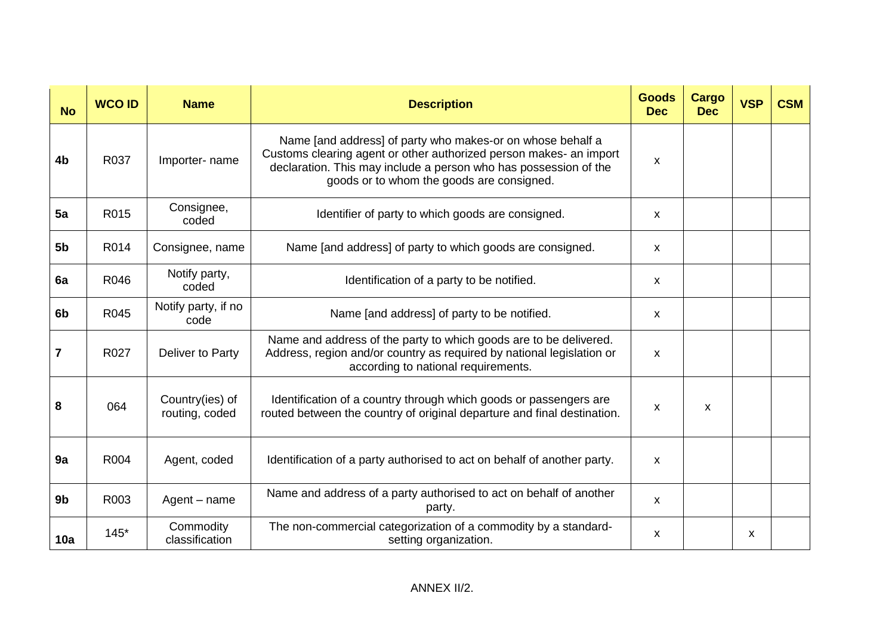| No | WCO ID | Name | Description | Goods Dec | Cargo Dec | VSP | CSM |
|---|---|---|---|---|---|---|---|
| **4b** | R037 | Importer- name | Name [and address] of party who makes-or on whose behalf a Customs clearing agent or other authorized person makes- an import declaration. This may include a person who has possession of the goods or to whom the goods are consigned. | x | | | |
| **5a** | R015 | Consignee, coded | Identifier of party to which goods are consigned. | x | | | |
| **5b** | R014 | Consignee, name | Name [and address] of party to which goods are consigned. | x | | | |
| **6a** | R046 | Notify party, coded | Identification of a party to be notified. | x | | | |
| **6b** | R045 | Notify party, if no code | Name [and address] of party to be notified. | x | | | |
| **7** | R027 | Deliver to Party | Name and address of the party to which goods are to be delivered. Address, region and/or country as required by national legislation or according to national requirements. | x | | | |
| **8** | 064 | Country(ies) of routing, coded | Identification of a country through which goods or passengers are routed between the country of original departure and final destination. | x | x | | |
| **9a** | R004 | Agent, coded | Identification of a party authorised to act on behalf of another party. | x | | | |
| **9b** | R003 | Agent – name | Name and address of a party authorised to act on behalf of another party. | x | | | |
| **10a** | 145* | Commodity classification | The non-commercial categorization of a commodity by a standard-setting organization. | x | | x | |

ANNEX II/2.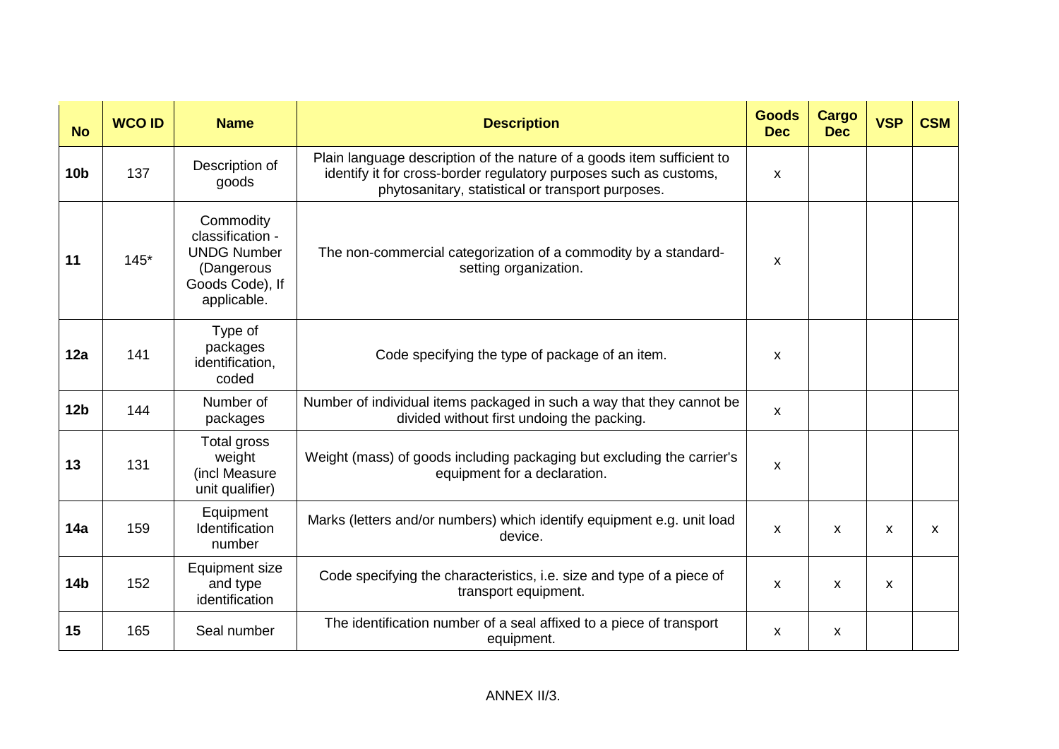| No | WCO ID | Name | Description | Goods Dec | Cargo Dec | VSP | CSM |
|---|---|---|---|---|---|---|---|
| **10b** | 137 | Description of goods | Plain language description of the nature of a goods item sufficient to identify it for cross-border regulatory purposes such as customs, phytosanitary, statistical or transport purposes. | x | | | |
| **11** | 145* | Commodity classification - UNDG Number (Dangerous Goods Code), If applicable. | The non-commercial categorization of a commodity by a standard-setting organization. | x | | | |
| **12a** | 141 | Type of packages identification, coded | Code specifying the type of package of an item. | x | | | |
| **12b** | 144 | Number of packages | Number of individual items packaged in such a way that they cannot be divided without first undoing the packing. | x | | | |
| **13** | 131 | Total gross weight (incl Measure unit qualifier) | Weight (mass) of goods including packaging but excluding the carrier's equipment for a declaration. | x | | | |
| **14a** | 159 | Equipment Identification number | Marks (letters and/or numbers) which identify equipment e.g. unit load device. | x | x | x | x |
| **14b** | 152 | Equipment size and type identification | Code specifying the characteristics, i.e. size and type of a piece of transport equipment. | x | x | x | |
| **15** | 165 | Seal number | The identification number of a seal affixed to a piece of transport equipment. | x | x | | |

ANNEX II/3.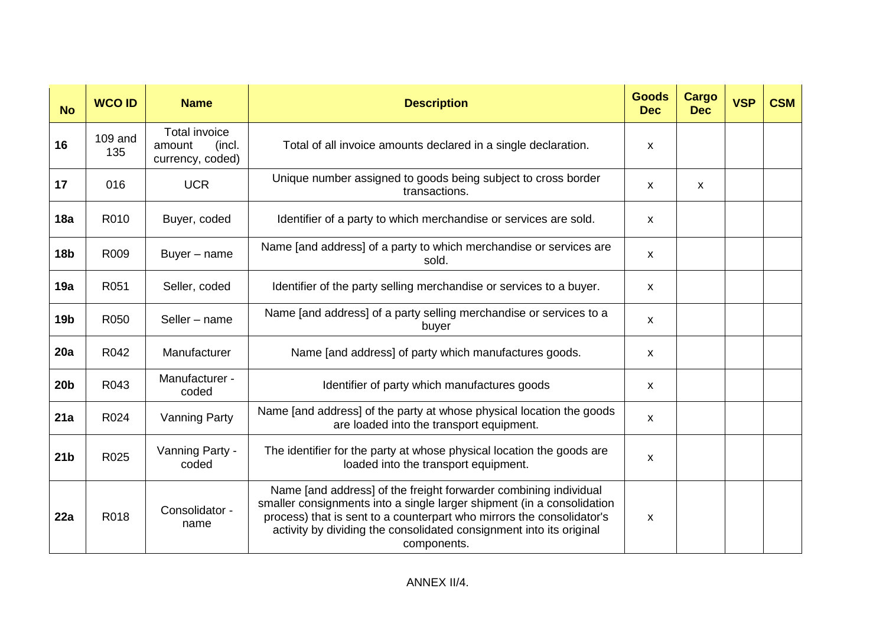| No | WCO ID | Name | Description | Goods Dec | Cargo Dec | VSP | CSM |
|---|---|---|---|---|---|---|---|
| **16** | 109 and 135 | Total invoice amount (incl. currency, coded) | Total of all invoice amounts declared in a single declaration. | x | | | |
| **17** | 016 | UCR | Unique number assigned to goods being subject to cross border transactions. | x | x | | |
| **18a** | R010 | Buyer, coded | Identifier of a party to which merchandise or services are sold. | x | | | |
| **18b** | R009 | Buyer – name | Name [and address] of a party to which merchandise or services are sold. | x | | | |
| **19a** | R051 | Seller, coded | Identifier of the party selling merchandise or services to a buyer. | x | | | |
| **19b** | R050 | Seller – name | Name [and address] of a party selling merchandise or services to a buyer | x | | | |
| **20a** | R042 | Manufacturer | Name [and address] of party which manufactures goods. | x | | | |
| **20b** | R043 | Manufacturer - coded | Identifier of party which manufactures goods | x | | | |
| **21a** | R024 | Vanning Party | Name [and address] of the party at whose physical location the goods are loaded into the transport equipment. | x | | | |
| **21b** | R025 | Vanning Party - coded | The identifier for the party at whose physical location the goods are loaded into the transport equipment. | x | | | |
| **22a** | R018 | Consolidator - name | Name [and address] of the freight forwarder combining individual smaller consignments into a single larger shipment (in a consolidation process) that is sent to a counterpart who mirrors the consolidator's activity by dividing the consolidated consignment into its original components. | x | | | |

ANNEX II/4.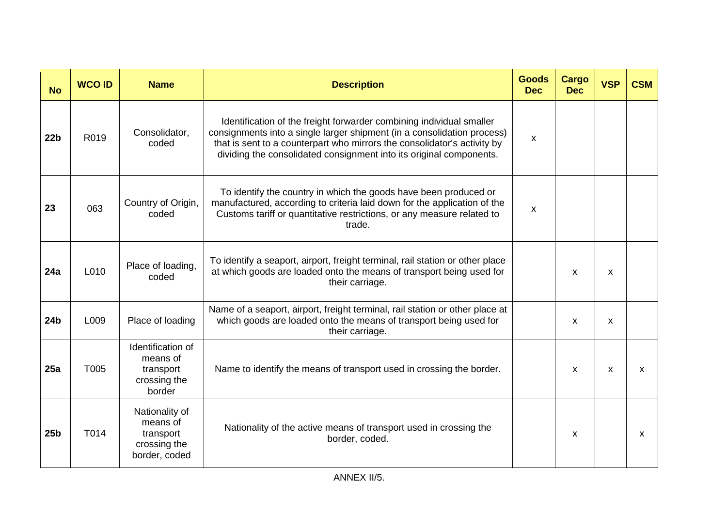| No | WCO ID | Name | Description | Goods Dec | Cargo Dec | VSP | CSM |
|---|---|---|---|---|---|---|---|
| **22b** | R019 | Consolidator, coded | Identification of the freight forwarder combining individual smaller consignments into a single larger shipment (in a consolidation process) that is sent to a counterpart who mirrors the consolidator's activity by dividing the consolidated consignment into its original components. | x | | | |
| **23** | 063 | Country of Origin, coded | To identify the country in which the goods have been produced or manufactured, according to criteria laid down for the application of the Customs tariff or quantitative restrictions, or any measure related to trade. | x | | | |
| **24a** | L010 | Place of loading, coded | To identify a seaport, airport, freight terminal, rail station or other place at which goods are loaded onto the means of transport being used for their carriage. | | x | x | |
| **24b** | L009 | Place of loading | Name of a seaport, airport, freight terminal, rail station or other place at which goods are loaded onto the means of transport being used for their carriage. | | x | x | |
| **25a** | T005 | Identification of means of transport crossing the border | Name to identify the means of transport used in crossing the border. | | x | x | x |
| **25b** | T014 | Nationality of means of transport crossing the border, coded | Nationality of the active means of transport used in crossing the border, coded. | | x | | x |

ANNEX II/5.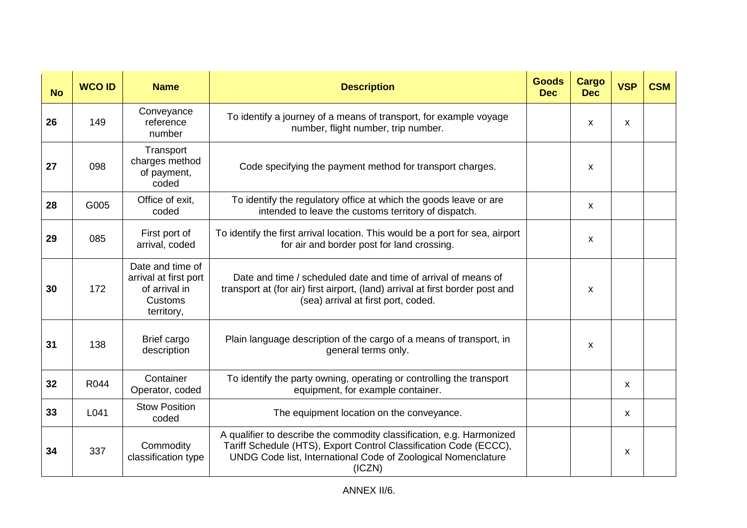| No | WCO ID | Name | Description | Goods Dec | Cargo Dec | VSP | CSM |
|---|---|---|---|---|---|---|---|
| **26** | 149 | Conveyance reference number | To identify a journey of a means of transport, for example voyage number, flight number, trip number. | | x | x | |
| **27** | 098 | Transport charges method of payment, coded | Code specifying the payment method for transport charges. | | x | | |
| **28** | G005 | Office of exit, coded | To identify the regulatory office at which the goods leave or are intended to leave the customs territory of dispatch. | | x | | |
| **29** | 085 | First port of arrival, coded | To identify the first arrival location. This would be a port for sea, airport for air and border post for land crossing. | | x | | |
| **30** | 172 | Date and time of arrival at first port of arrival in Customs territory, | Date and time / scheduled date and time of arrival of means of transport at (for air) first airport, (land) arrival at first border post and (sea) arrival at first port, coded. | | x | | |
| **31** | 138 | Brief cargo description | Plain language description of the cargo of a means of transport, in general terms only. | | x | | |
| **32** | R044 | Container Operator, coded | To identify the party owning, operating or controlling the transport equipment, for example container. | | | x | |
| **33** | L041 | Stow Position coded | The equipment location on the conveyance. | | | x | |
| **34** | 337 | Commodity classification type | A qualifier to describe the commodity classification, e.g. Harmonized Tariff Schedule (HTS), Export Control Classification Code (ECCC), UNDG Code list, International Code of Zoological Nomenclature (ICZN) | | | x | |

ANNEX II/6.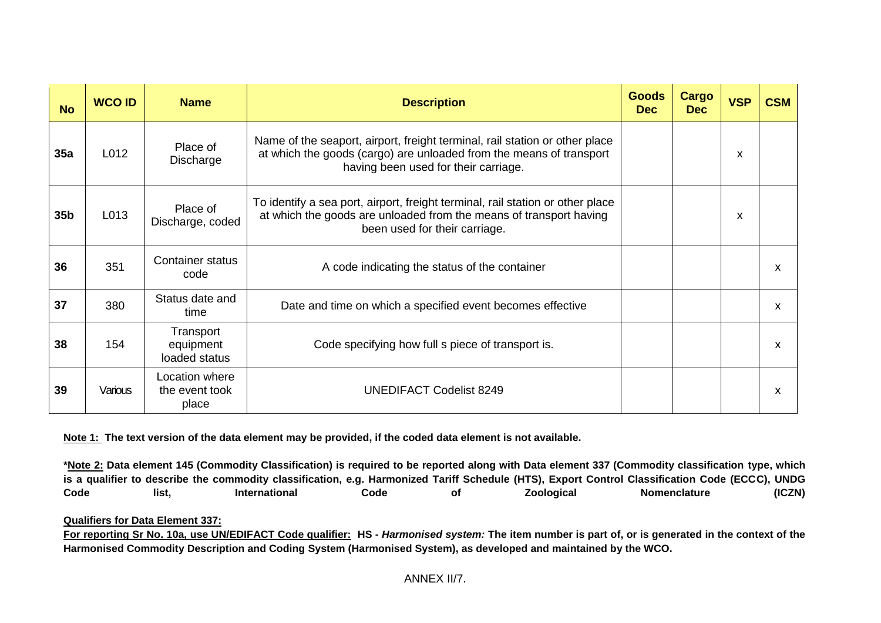| No | WCO ID | Name | Description | Goods Dec | Cargo Dec | VSP | CSM |
|---|---|---|---|---|---|---|---|
| **35a** | L012 | Place of Discharge | Name of the seaport, airport, freight terminal, rail station or other place at which the goods (cargo) are unloaded from the means of transport having been used for their carriage. | | | x | |
| **35b** | L013 | Place of Discharge, coded | To identify a sea port, airport, freight terminal, rail station or other place at which the goods are unloaded from the means of transport having been used for their carriage. | | | x | |
| **36** | 351 | Container status code | A code indicating the status of the container | | | | x |
| **37** | 380 | Status date and time | Date and time on which a specified event becomes effective | | | | x |
| **38** | 154 | Transport equipment loaded status | Code specifying how full s piece of transport is. | | | | x |
| **39** | Various | Location where the event took place | UNEDIFACT Codelist 8249 | | | | x |

**Note 1: The text version of the data element may be provided, if the coded data element is not available.**

**\*Note 2: Data element 145 (Commodity Classification) is required to be reported along with Data element 337 (Commodity classification type, which is a qualifier to describe the commodity classification, e.g. Harmonized Tariff Schedule (HTS), Export Control Classification Code (ECCC), UNDG Code list, International Code of Zoological Nomenclature (ICZN)**

**Qualifiers for Data Element 337:**

**For reporting Sr No. 10a, use UN/EDIFACT Code qualifier: HS - *Harmonised system:* The item number is part of, or is generated in the context of the Harmonised Commodity Description and Coding System (Harmonised System), as developed and maintained by the WCO.**

ANNEX II/7.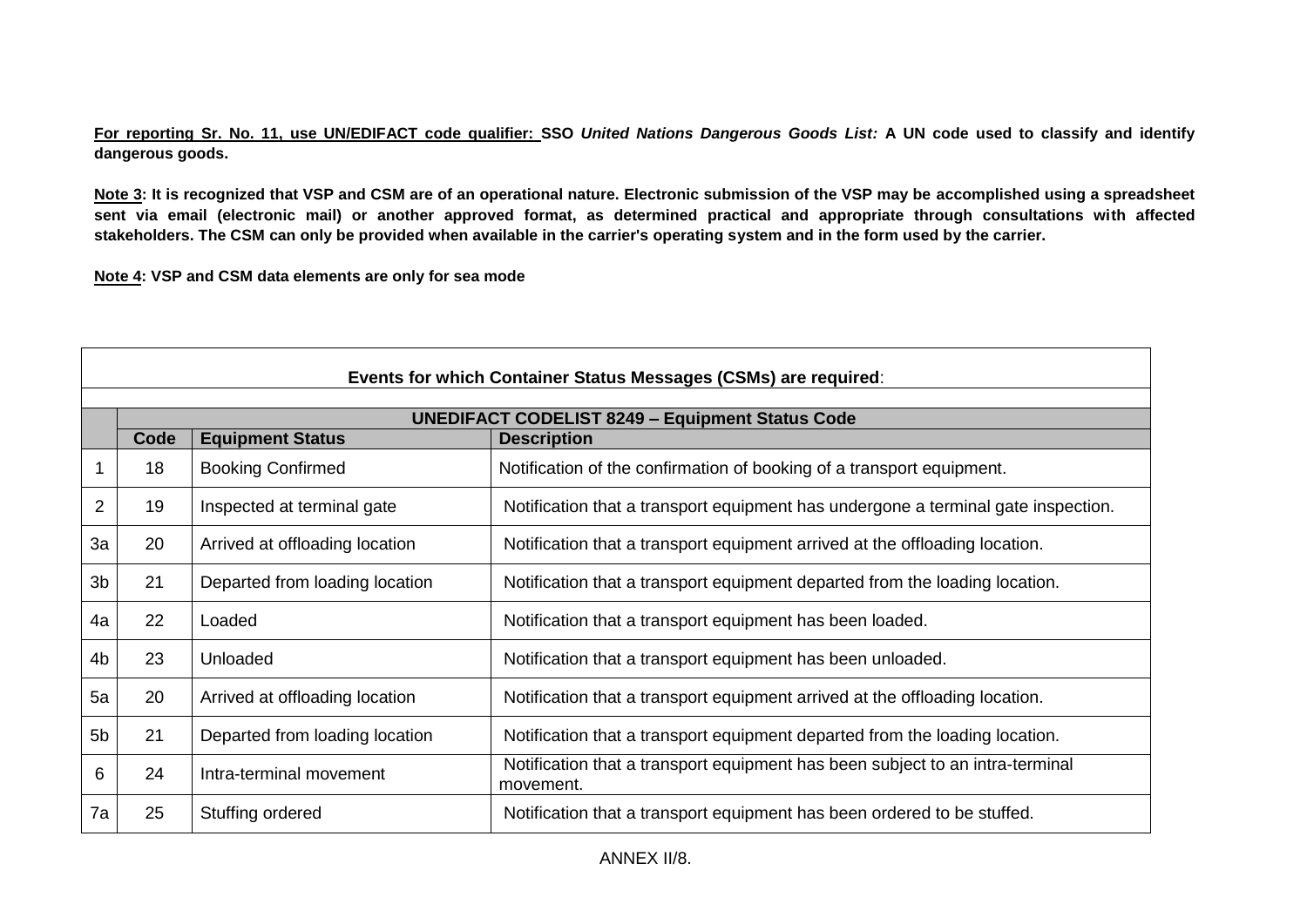**For reporting Sr. No. 11, use UN/EDIFACT code qualifier: SSO *United Nations Dangerous Goods List:* A UN code used to classify and identify dangerous goods.**

**Note 3: It is recognized that VSP and CSM are of an operational nature. Electronic submission of the VSP may be accomplished using a spreadsheet sent via email (electronic mail) or another approved format, as determined practical and appropriate through consultations with affected stakeholders. The CSM can only be provided when available in the carrier's operating system and in the form used by the carrier.**

**Note 4: VSP and CSM data elements are only for sea mode**

| **Events for which Container Status Messages (CSMs) are required**: | | | |
|---|---|---|---|
| | **UNEDIFACT CODELIST 8249 – Equipment Status Code** | | |
| | **Code** | **Equipment Status** | **Description** |
| 1 | 18 | Booking Confirmed | Notification of the confirmation of booking of a transport equipment. |
| 2 | 19 | Inspected at terminal gate | Notification that a transport equipment has undergone a terminal gate inspection. |
| 3a | 20 | Arrived at offloading location | Notification that a transport equipment arrived at the offloading location. |
| 3b | 21 | Departed from loading location | Notification that a transport equipment departed from the loading location. |
| 4a | 22 | Loaded | Notification that a transport equipment has been loaded. |
| 4b | 23 | Unloaded | Notification that a transport equipment has been unloaded. |
| 5a | 20 | Arrived at offloading location | Notification that a transport equipment arrived at the offloading location. |
| 5b | 21 | Departed from loading location | Notification that a transport equipment departed from the loading location. |
| 6 | 24 | Intra-terminal movement | Notification that a transport equipment has been subject to an intra-terminal movement. |
| 7a | 25 | Stuffing ordered | Notification that a transport equipment has been ordered to be stuffed. |

ANNEX II/8.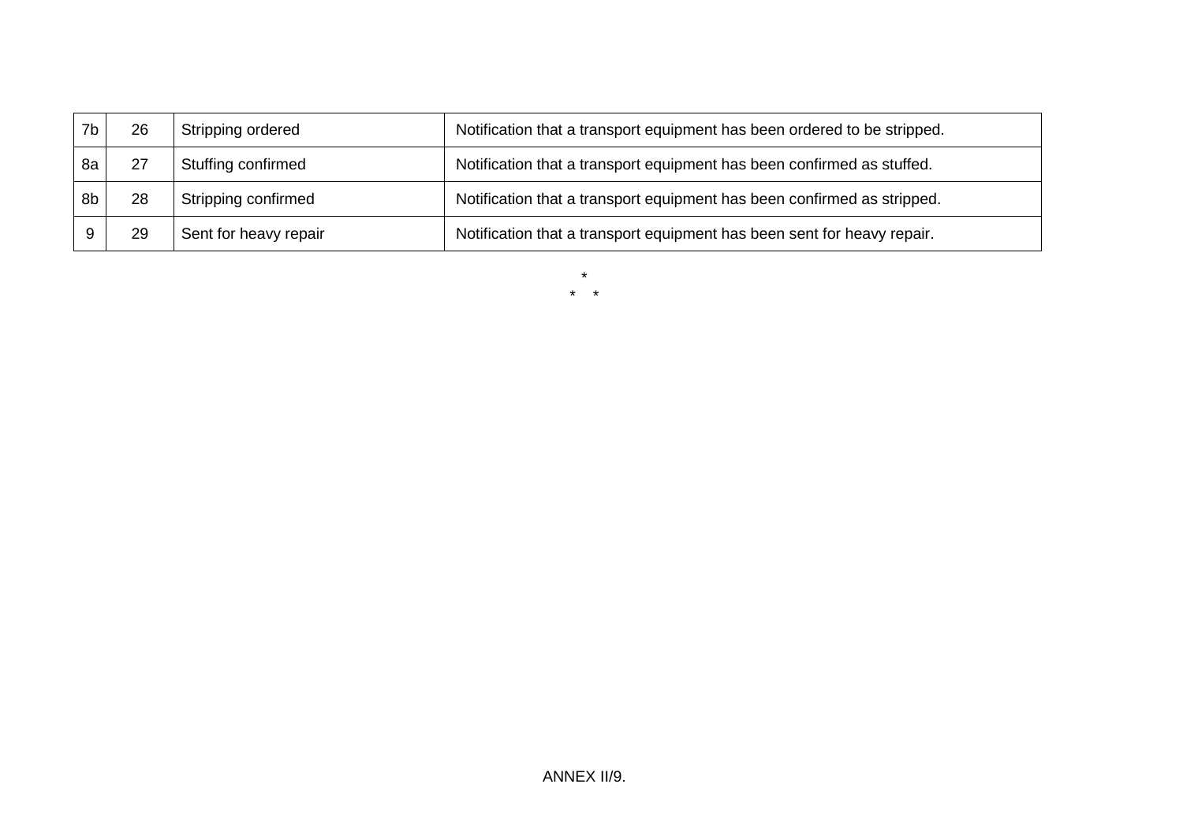| | | | |
|---|---|---|---|
| 7b | 26 | Stripping ordered | Notification that a transport equipment has been ordered to be stripped. |
| 8a | 27 | Stuffing confirmed | Notification that a transport equipment has been confirmed as stuffed. |
| 8b | 28 | Stripping confirmed | Notification that a transport equipment has been confirmed as stripped. |
| 9 | 29 | Sent for heavy repair | Notification that a transport equipment has been sent for heavy repair. |

*

\*    *

ANNEX II/9.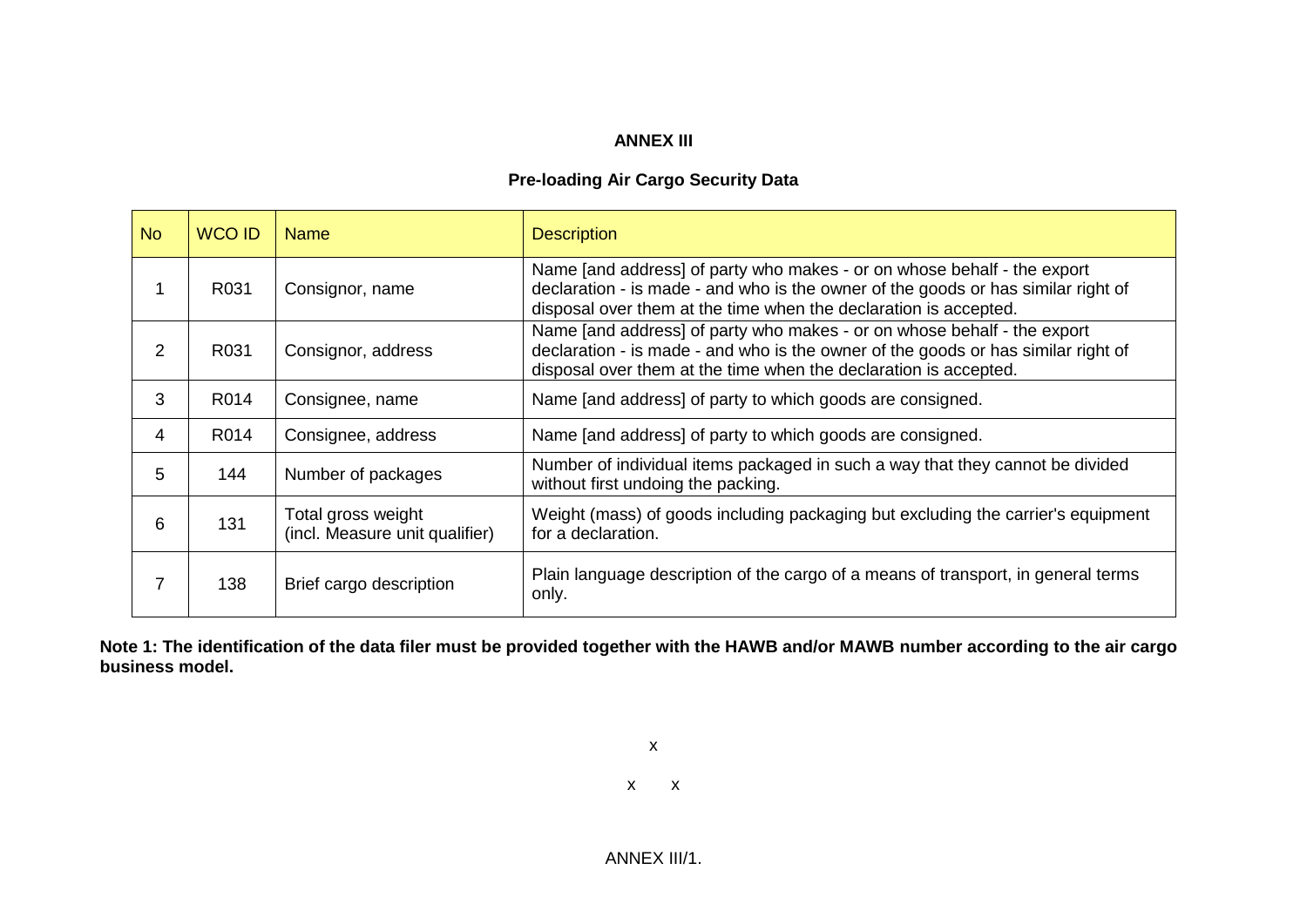# ANNEX III

## Pre-loading Air Cargo Security Data

| No | WCO ID | Name | Description |
|---|---|---|---|
| 1 | R031 | Consignor, name | Name [and address] of party who makes - or on whose behalf - the export declaration - is made - and who is the owner of the goods or has similar right of disposal over them at the time when the declaration is accepted. |
| 2 | R031 | Consignor, address | Name [and address] of party who makes - or on whose behalf - the export declaration - is made - and who is the owner of the goods or has similar right of disposal over them at the time when the declaration is accepted. |
| 3 | R014 | Consignee, name | Name [and address] of party to which goods are consigned. |
| 4 | R014 | Consignee, address | Name [and address] of party to which goods are consigned. |
| 5 | 144 | Number of packages | Number of individual items packaged in such a way that they cannot be divided without first undoing the packing. |
| 6 | 131 | Total gross weight (incl. Measure unit qualifier) | Weight (mass) of goods including packaging but excluding the carrier's equipment for a declaration. |
| 7 | 138 | Brief cargo description | Plain language description of the cargo of a means of transport, in general terms only. |

**Note 1: The identification of the data filer must be provided together with the HAWB and/or MAWB number according to the air cargo business model.**

x

x x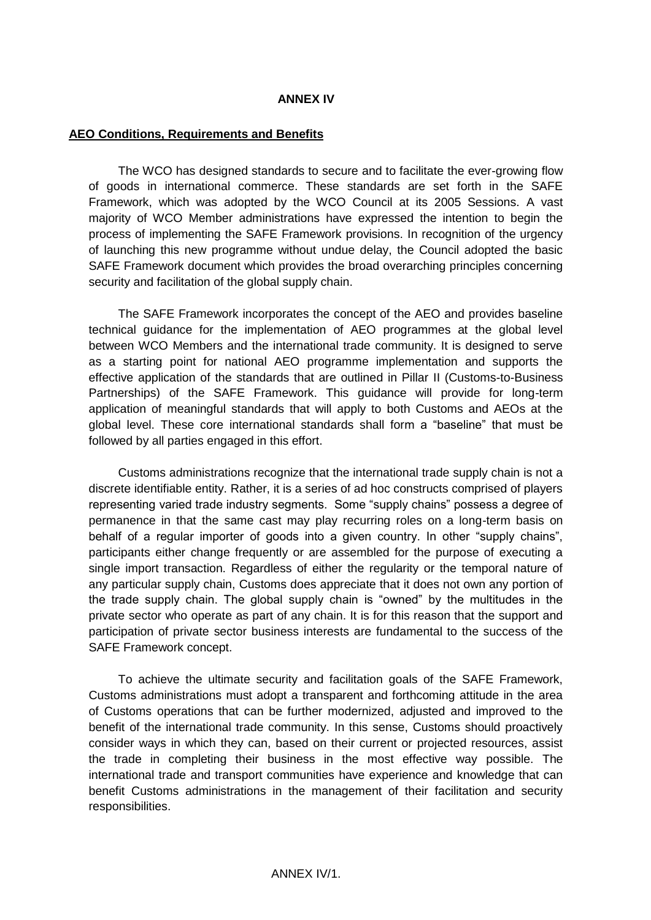**ANNEX IV**

**AEO Conditions, Requirements and Benefits**

The WCO has designed standards to secure and to facilitate the ever-growing flow of goods in international commerce. These standards are set forth in the SAFE Framework, which was adopted by the WCO Council at its 2005 Sessions. A vast majority of WCO Member administrations have expressed the intention to begin the process of implementing the SAFE Framework provisions. In recognition of the urgency of launching this new programme without undue delay, the Council adopted the basic SAFE Framework document which provides the broad overarching principles concerning security and facilitation of the global supply chain.

The SAFE Framework incorporates the concept of the AEO and provides baseline technical guidance for the implementation of AEO programmes at the global level between WCO Members and the international trade community. It is designed to serve as a starting point for national AEO programme implementation and supports the effective application of the standards that are outlined in Pillar II (Customs-to-Business Partnerships) of the SAFE Framework. This guidance will provide for long-term application of meaningful standards that will apply to both Customs and AEOs at the global level. These core international standards shall form a "baseline" that must be followed by all parties engaged in this effort.

Customs administrations recognize that the international trade supply chain is not a discrete identifiable entity. Rather, it is a series of ad hoc constructs comprised of players representing varied trade industry segments. Some "supply chains" possess a degree of permanence in that the same cast may play recurring roles on a long-term basis on behalf of a regular importer of goods into a given country. In other "supply chains", participants either change frequently or are assembled for the purpose of executing a single import transaction. Regardless of either the regularity or the temporal nature of any particular supply chain, Customs does appreciate that it does not own any portion of the trade supply chain. The global supply chain is "owned" by the multitudes in the private sector who operate as part of any chain. It is for this reason that the support and participation of private sector business interests are fundamental to the success of the SAFE Framework concept.

To achieve the ultimate security and facilitation goals of the SAFE Framework, Customs administrations must adopt a transparent and forthcoming attitude in the area of Customs operations that can be further modernized, adjusted and improved to the benefit of the international trade community. In this sense, Customs should proactively consider ways in which they can, based on their current or projected resources, assist the trade in completing their business in the most effective way possible. The international trade and transport communities have experience and knowledge that can benefit Customs administrations in the management of their facilitation and security responsibilities.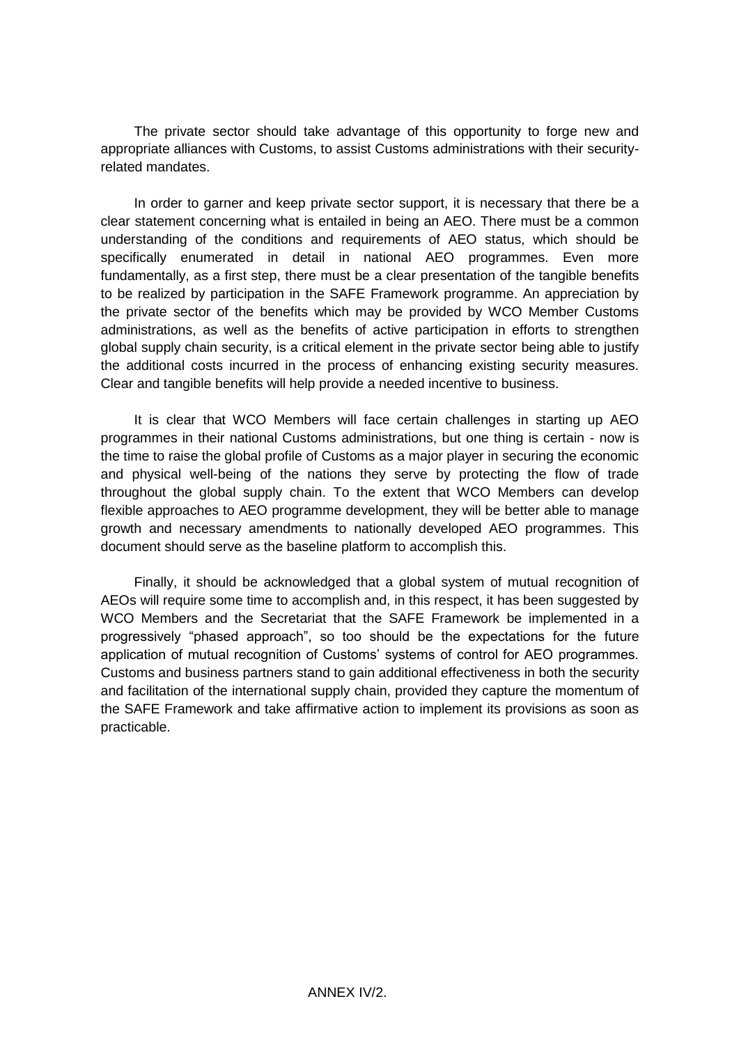The private sector should take advantage of this opportunity to forge new and appropriate alliances with Customs, to assist Customs administrations with their security-related mandates.

In order to garner and keep private sector support, it is necessary that there be a clear statement concerning what is entailed in being an AEO. There must be a common understanding of the conditions and requirements of AEO status, which should be specifically enumerated in detail in national AEO programmes. Even more fundamentally, as a first step, there must be a clear presentation of the tangible benefits to be realized by participation in the SAFE Framework programme. An appreciation by the private sector of the benefits which may be provided by WCO Member Customs administrations, as well as the benefits of active participation in efforts to strengthen global supply chain security, is a critical element in the private sector being able to justify the additional costs incurred in the process of enhancing existing security measures. Clear and tangible benefits will help provide a needed incentive to business.

It is clear that WCO Members will face certain challenges in starting up AEO programmes in their national Customs administrations, but one thing is certain - now is the time to raise the global profile of Customs as a major player in securing the economic and physical well-being of the nations they serve by protecting the flow of trade throughout the global supply chain. To the extent that WCO Members can develop flexible approaches to AEO programme development, they will be better able to manage growth and necessary amendments to nationally developed AEO programmes. This document should serve as the baseline platform to accomplish this.

Finally, it should be acknowledged that a global system of mutual recognition of AEOs will require some time to accomplish and, in this respect, it has been suggested by WCO Members and the Secretariat that the SAFE Framework be implemented in a progressively "phased approach", so too should be the expectations for the future application of mutual recognition of Customs' systems of control for AEO programmes. Customs and business partners stand to gain additional effectiveness in both the security and facilitation of the international supply chain, provided they capture the momentum of the SAFE Framework and take affirmative action to implement its provisions as soon as practicable.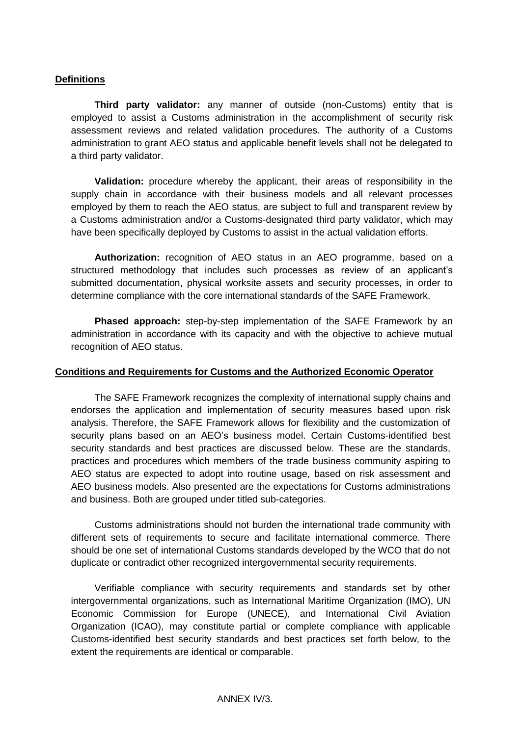**Definitions**

**Third party validator:** any manner of outside (non-Customs) entity that is employed to assist a Customs administration in the accomplishment of security risk assessment reviews and related validation procedures. The authority of a Customs administration to grant AEO status and applicable benefit levels shall not be delegated to a third party validator.

**Validation:** procedure whereby the applicant, their areas of responsibility in the supply chain in accordance with their business models and all relevant processes employed by them to reach the AEO status, are subject to full and transparent review by a Customs administration and/or a Customs-designated third party validator, which may have been specifically deployed by Customs to assist in the actual validation efforts.

**Authorization:** recognition of AEO status in an AEO programme, based on a structured methodology that includes such processes as review of an applicant's submitted documentation, physical worksite assets and security processes, in order to determine compliance with the core international standards of the SAFE Framework.

**Phased approach:** step-by-step implementation of the SAFE Framework by an administration in accordance with its capacity and with the objective to achieve mutual recognition of AEO status.

**Conditions and Requirements for Customs and the Authorized Economic Operator**

The SAFE Framework recognizes the complexity of international supply chains and endorses the application and implementation of security measures based upon risk analysis. Therefore, the SAFE Framework allows for flexibility and the customization of security plans based on an AEO's business model. Certain Customs-identified best security standards and best practices are discussed below. These are the standards, practices and procedures which members of the trade business community aspiring to AEO status are expected to adopt into routine usage, based on risk assessment and AEO business models. Also presented are the expectations for Customs administrations and business. Both are grouped under titled sub-categories.

Customs administrations should not burden the international trade community with different sets of requirements to secure and facilitate international commerce. There should be one set of international Customs standards developed by the WCO that do not duplicate or contradict other recognized intergovernmental security requirements.

Verifiable compliance with security requirements and standards set by other intergovernmental organizations, such as International Maritime Organization (IMO), UN Economic Commission for Europe (UNECE), and International Civil Aviation Organization (ICAO), may constitute partial or complete compliance with applicable Customs-identified best security standards and best practices set forth below, to the extent the requirements are identical or comparable.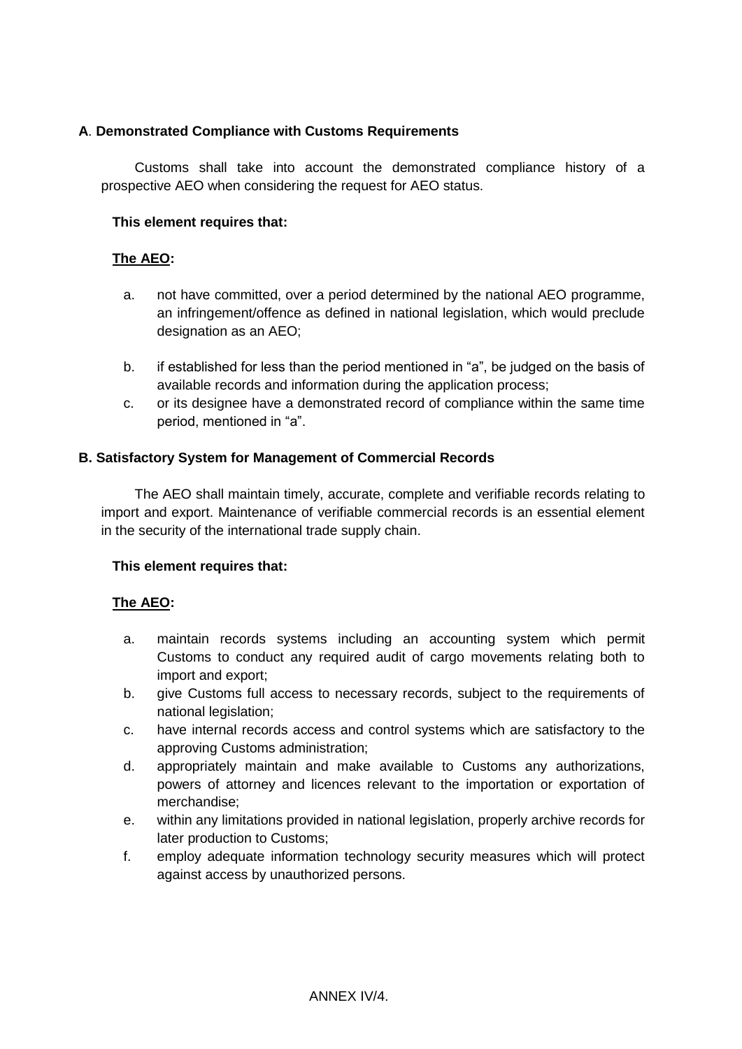### **A. Demonstrated Compliance with Customs Requirements**

Customs shall take into account the demonstrated compliance history of a prospective AEO when considering the request for AEO status.

**This element requires that:**

**<u>The AEO</u>:**

a. not have committed, over a period determined by the national AEO programme, an infringement/offence as defined in national legislation, which would preclude designation as an AEO;

b. if established for less than the period mentioned in "a", be judged on the basis of available records and information during the application process;

c. or its designee have a demonstrated record of compliance within the same time period, mentioned in "a".

### **B. Satisfactory System for Management of Commercial Records**

The AEO shall maintain timely, accurate, complete and verifiable records relating to import and export. Maintenance of verifiable commercial records is an essential element in the security of the international trade supply chain.

**This element requires that:**

**<u>The AEO</u>:**

a. maintain records systems including an accounting system which permit Customs to conduct any required audit of cargo movements relating both to import and export;
b. give Customs full access to necessary records, subject to the requirements of national legislation;
c. have internal records access and control systems which are satisfactory to the approving Customs administration;
d. appropriately maintain and make available to Customs any authorizations, powers of attorney and licences relevant to the importation or exportation of merchandise;
e. within any limitations provided in national legislation, properly archive records for later production to Customs;
f. employ adequate information technology security measures which will protect against access by unauthorized persons.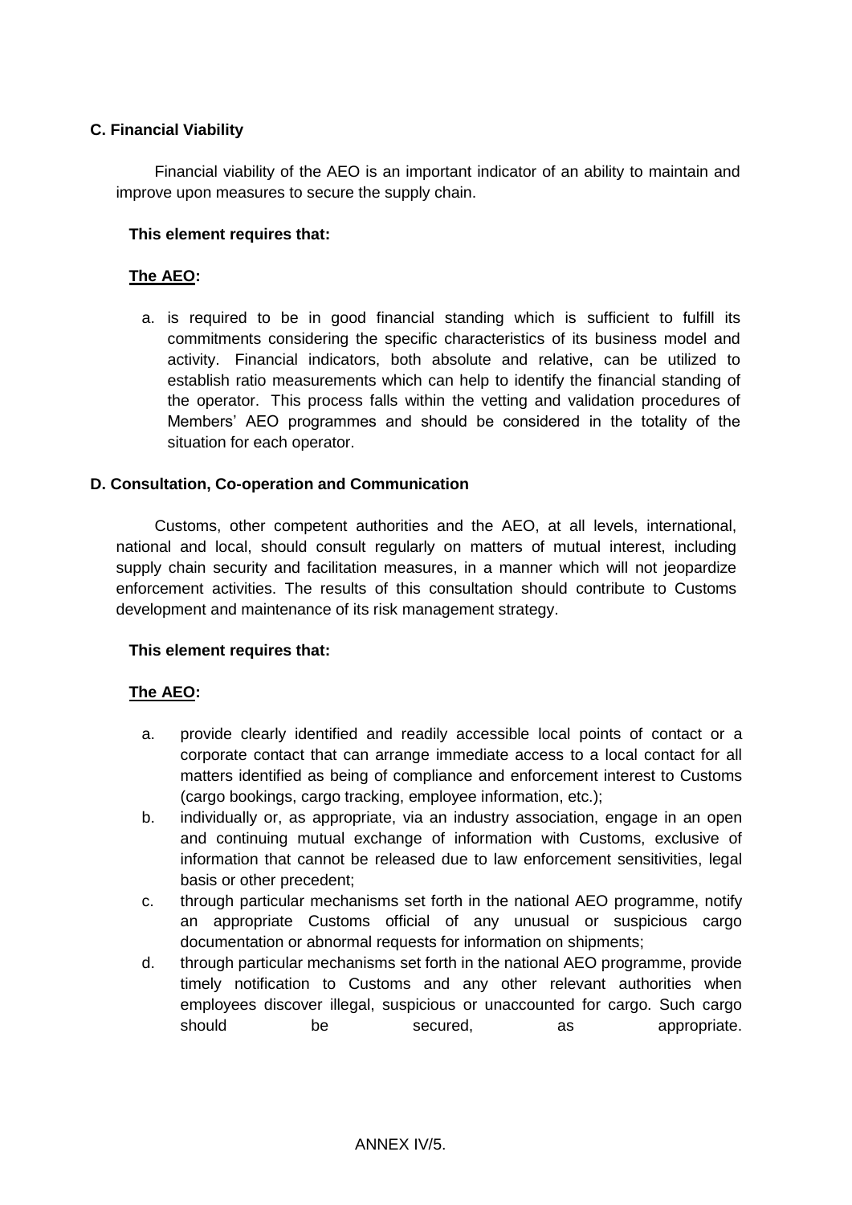### C. Financial Viability

Financial viability of the AEO is an important indicator of an ability to maintain and improve upon measures to secure the supply chain.

**This element requires that:**

**The AEO:**

a. is required to be in good financial standing which is sufficient to fulfill its commitments considering the specific characteristics of its business model and activity. Financial indicators, both absolute and relative, can be utilized to establish ratio measurements which can help to identify the financial standing of the operator. This process falls within the vetting and validation procedures of Members' AEO programmes and should be considered in the totality of the situation for each operator.

### D. Consultation, Co-operation and Communication

Customs, other competent authorities and the AEO, at all levels, international, national and local, should consult regularly on matters of mutual interest, including supply chain security and facilitation measures, in a manner which will not jeopardize enforcement activities. The results of this consultation should contribute to Customs development and maintenance of its risk management strategy.

**This element requires that:**

**The AEO:**

a. provide clearly identified and readily accessible local points of contact or a corporate contact that can arrange immediate access to a local contact for all matters identified as being of compliance and enforcement interest to Customs (cargo bookings, cargo tracking, employee information, etc.);
b. individually or, as appropriate, via an industry association, engage in an open and continuing mutual exchange of information with Customs, exclusive of information that cannot be released due to law enforcement sensitivities, legal basis or other precedent;
c. through particular mechanisms set forth in the national AEO programme, notify an appropriate Customs official of any unusual or suspicious cargo documentation or abnormal requests for information on shipments;
d. through particular mechanisms set forth in the national AEO programme, provide timely notification to Customs and any other relevant authorities when employees discover illegal, suspicious or unaccounted for cargo. Such cargo should be secured, as appropriate.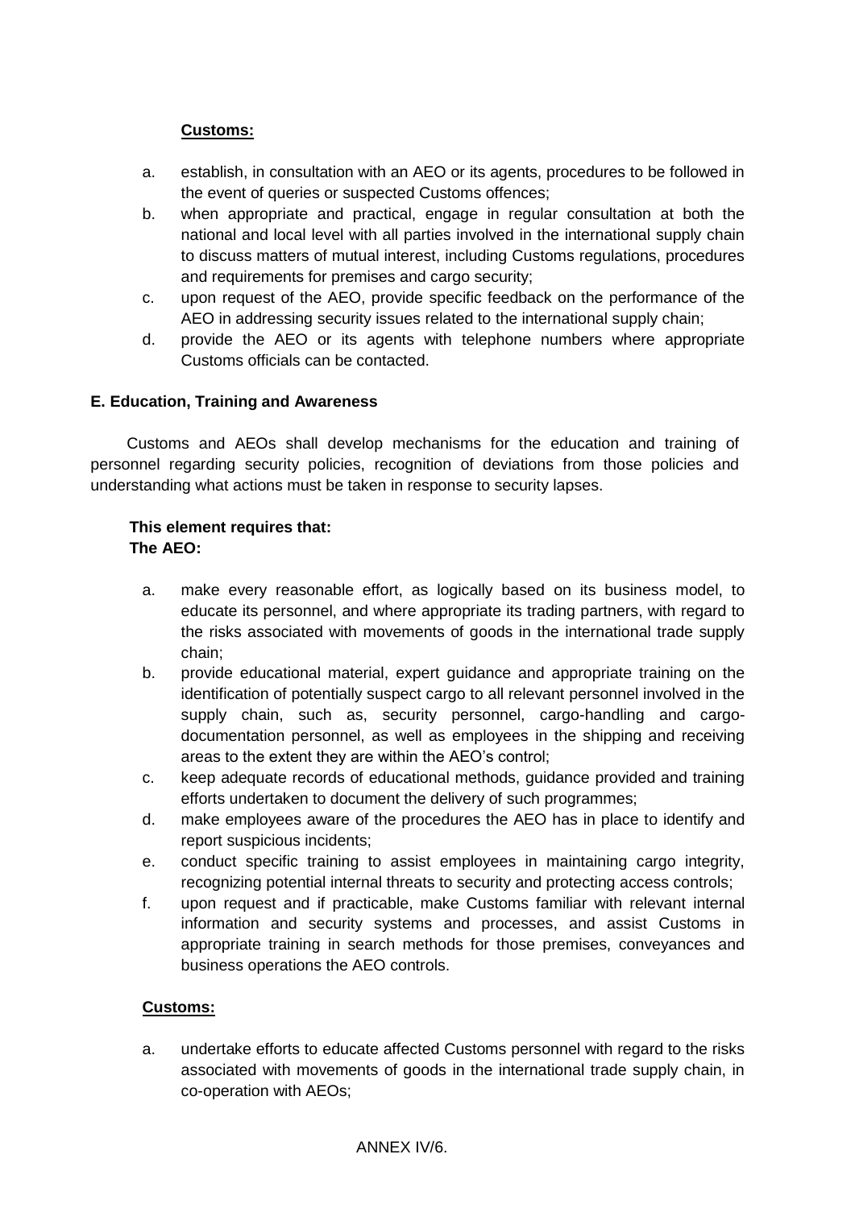**Customs:**

a. establish, in consultation with an AEO or its agents, procedures to be followed in the event of queries or suspected Customs offences;
b. when appropriate and practical, engage in regular consultation at both the national and local level with all parties involved in the international supply chain to discuss matters of mutual interest, including Customs regulations, procedures and requirements for premises and cargo security;
c. upon request of the AEO, provide specific feedback on the performance of the AEO in addressing security issues related to the international supply chain;
d. provide the AEO or its agents with telephone numbers where appropriate Customs officials can be contacted.

### E. Education, Training and Awareness

Customs and AEOs shall develop mechanisms for the education and training of personnel regarding security policies, recognition of deviations from those policies and understanding what actions must be taken in response to security lapses.

**This element requires that:**
**The AEO:**

a. make every reasonable effort, as logically based on its business model, to educate its personnel, and where appropriate its trading partners, with regard to the risks associated with movements of goods in the international trade supply chain;
b. provide educational material, expert guidance and appropriate training on the identification of potentially suspect cargo to all relevant personnel involved in the supply chain, such as, security personnel, cargo-handling and cargo-documentation personnel, as well as employees in the shipping and receiving areas to the extent they are within the AEO's control;
c. keep adequate records of educational methods, guidance provided and training efforts undertaken to document the delivery of such programmes;
d. make employees aware of the procedures the AEO has in place to identify and report suspicious incidents;
e. conduct specific training to assist employees in maintaining cargo integrity, recognizing potential internal threats to security and protecting access controls;
f. upon request and if practicable, make Customs familiar with relevant internal information and security systems and processes, and assist Customs in appropriate training in search methods for those premises, conveyances and business operations the AEO controls.

**Customs:**

a. undertake efforts to educate affected Customs personnel with regard to the risks associated with movements of goods in the international trade supply chain, in co-operation with AEOs;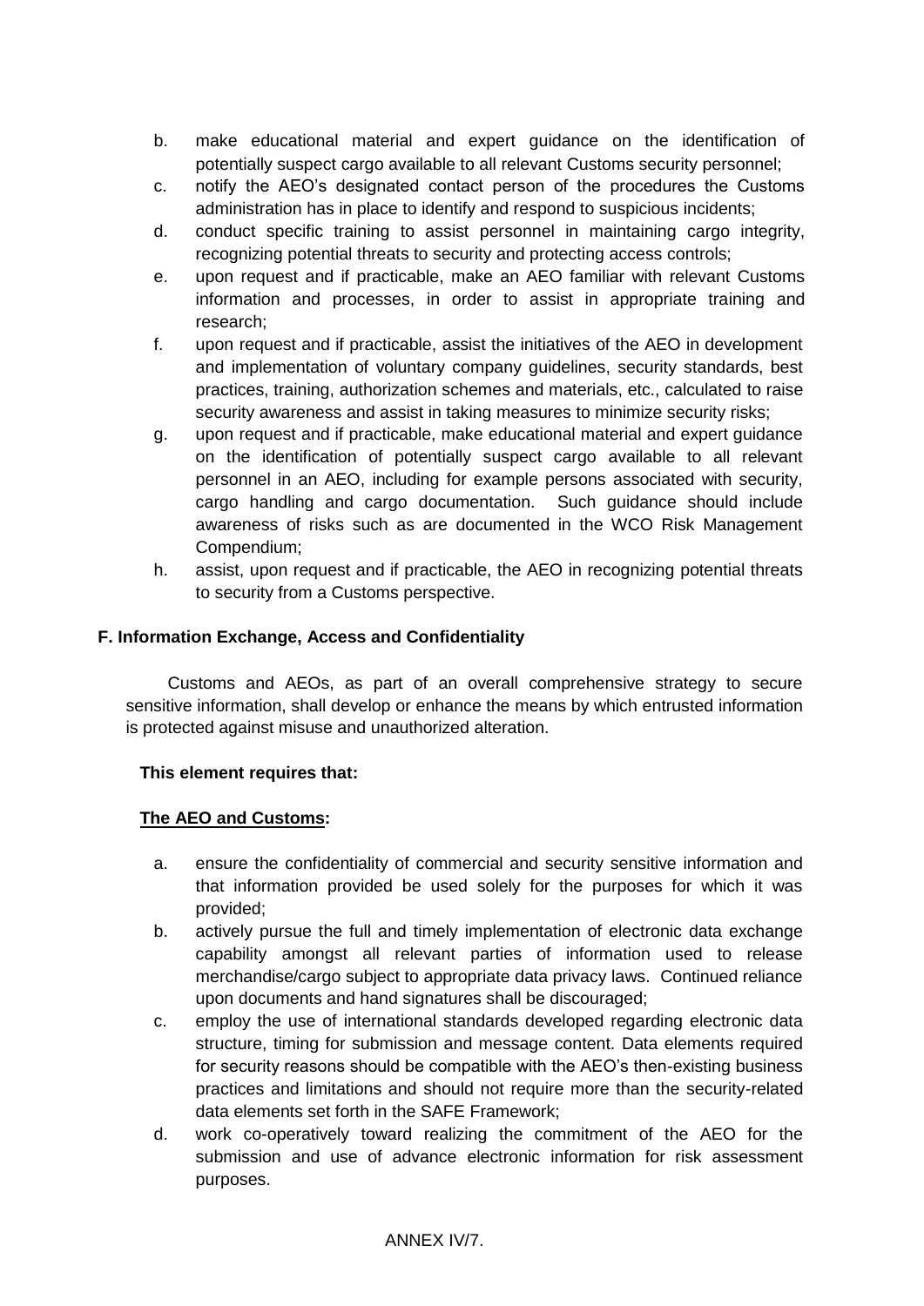b. make educational material and expert guidance on the identification of potentially suspect cargo available to all relevant Customs security personnel;
c. notify the AEO's designated contact person of the procedures the Customs administration has in place to identify and respond to suspicious incidents;
d. conduct specific training to assist personnel in maintaining cargo integrity, recognizing potential threats to security and protecting access controls;
e. upon request and if practicable, make an AEO familiar with relevant Customs information and processes, in order to assist in appropriate training and research;
f. upon request and if practicable, assist the initiatives of the AEO in development and implementation of voluntary company guidelines, security standards, best practices, training, authorization schemes and materials, etc., calculated to raise security awareness and assist in taking measures to minimize security risks;
g. upon request and if practicable, make educational material and expert guidance on the identification of potentially suspect cargo available to all relevant personnel in an AEO, including for example persons associated with security, cargo handling and cargo documentation. Such guidance should include awareness of risks such as are documented in the WCO Risk Management Compendium;
h. assist, upon request and if practicable, the AEO in recognizing potential threats to security from a Customs perspective.

**F. Information Exchange, Access and Confidentiality**

Customs and AEOs, as part of an overall comprehensive strategy to secure sensitive information, shall develop or enhance the means by which entrusted information is protected against misuse and unauthorized alteration.

**This element requires that:**

**The AEO and Customs:**

a. ensure the confidentiality of commercial and security sensitive information and that information provided be used solely for the purposes for which it was provided;
b. actively pursue the full and timely implementation of electronic data exchange capability amongst all relevant parties of information used to release merchandise/cargo subject to appropriate data privacy laws. Continued reliance upon documents and hand signatures shall be discouraged;
c. employ the use of international standards developed regarding electronic data structure, timing for submission and message content. Data elements required for security reasons should be compatible with the AEO's then-existing business practices and limitations and should not require more than the security-related data elements set forth in the SAFE Framework;
d. work co-operatively toward realizing the commitment of the AEO for the submission and use of advance electronic information for risk assessment purposes.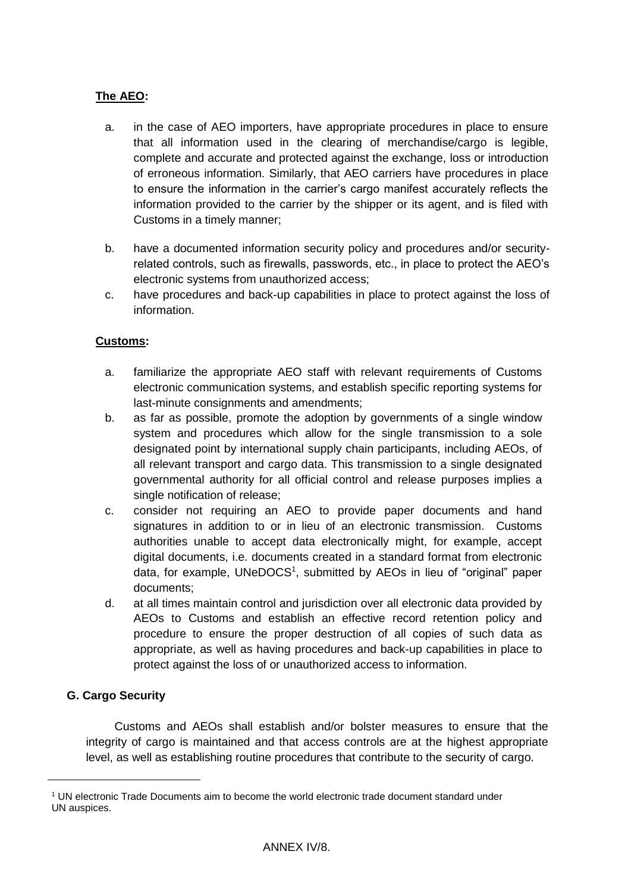**The AEO:**

a. in the case of AEO importers, have appropriate procedures in place to ensure that all information used in the clearing of merchandise/cargo is legible, complete and accurate and protected against the exchange, loss or introduction of erroneous information. Similarly, that AEO carriers have procedures in place to ensure the information in the carrier's cargo manifest accurately reflects the information provided to the carrier by the shipper or its agent, and is filed with Customs in a timely manner;

b. have a documented information security policy and procedures and/or security-related controls, such as firewalls, passwords, etc., in place to protect the AEO's electronic systems from unauthorized access;

c. have procedures and back-up capabilities in place to protect against the loss of information.

**Customs:**

a. familiarize the appropriate AEO staff with relevant requirements of Customs electronic communication systems, and establish specific reporting systems for last-minute consignments and amendments;

b. as far as possible, promote the adoption by governments of a single window system and procedures which allow for the single transmission to a sole designated point by international supply chain participants, including AEOs, of all relevant transport and cargo data. This transmission to a single designated governmental authority for all official control and release purposes implies a single notification of release;

c. consider not requiring an AEO to provide paper documents and hand signatures in addition to or in lieu of an electronic transmission. Customs authorities unable to accept data electronically might, for example, accept digital documents, i.e. documents created in a standard format from electronic data, for example, UNeDOCS[1], submitted by AEOs in lieu of "original" paper documents;

d. at all times maintain control and jurisdiction over all electronic data provided by AEOs to Customs and establish an effective record retention policy and procedure to ensure the proper destruction of all copies of such data as appropriate, as well as having procedures and back-up capabilities in place to protect against the loss of or unauthorized access to information.

### G. Cargo Security

Customs and AEOs shall establish and/or bolster measures to ensure that the integrity of cargo is maintained and that access controls are at the highest appropriate level, as well as establishing routine procedures that contribute to the security of cargo.

[1] UN electronic Trade Documents aim to become the world electronic trade document standard under UN auspices.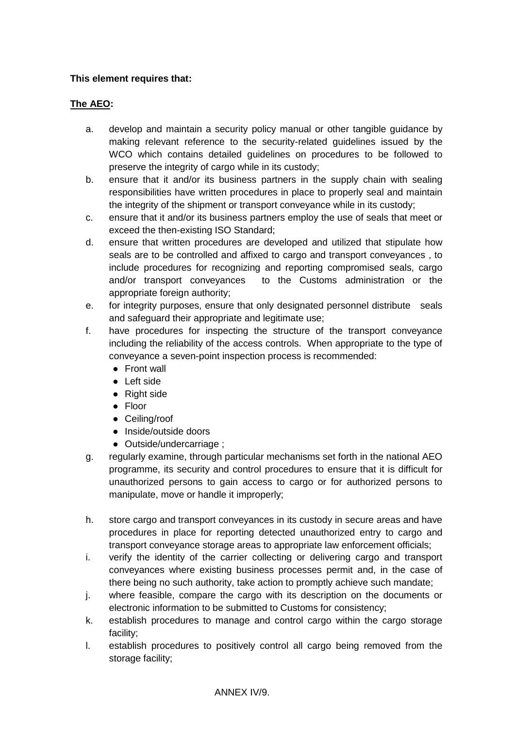**This element requires that:**

**The AEO:**

a. develop and maintain a security policy manual or other tangible guidance by making relevant reference to the security-related guidelines issued by the WCO which contains detailed guidelines on procedures to be followed to preserve the integrity of cargo while in its custody;
b. ensure that it and/or its business partners in the supply chain with sealing responsibilities have written procedures in place to properly seal and maintain the integrity of the shipment or transport conveyance while in its custody;
c. ensure that it and/or its business partners employ the use of seals that meet or exceed the then-existing ISO Standard;
d. ensure that written procedures are developed and utilized that stipulate how seals are to be controlled and affixed to cargo and transport conveyances , to include procedures for recognizing and reporting compromised seals, cargo and/or transport conveyances to the Customs administration or the appropriate foreign authority;
e. for integrity purposes, ensure that only designated personnel distribute seals and safeguard their appropriate and legitimate use;
f. have procedures for inspecting the structure of the transport conveyance including the reliability of the access controls. When appropriate to the type of conveyance a seven-point inspection process is recommended:
   - Front wall
   - Left side
   - Right side
   - Floor
   - Ceiling/roof
   - Inside/outside doors
   - Outside/undercarriage ;
g. regularly examine, through particular mechanisms set forth in the national AEO programme, its security and control procedures to ensure that it is difficult for unauthorized persons to gain access to cargo or for authorized persons to manipulate, move or handle it improperly;
h. store cargo and transport conveyances in its custody in secure areas and have procedures in place for reporting detected unauthorized entry to cargo and transport conveyance storage areas to appropriate law enforcement officials;
i. verify the identity of the carrier collecting or delivering cargo and transport conveyances where existing business processes permit and, in the case of there being no such authority, take action to promptly achieve such mandate;
j. where feasible, compare the cargo with its description on the documents or electronic information to be submitted to Customs for consistency;
k. establish procedures to manage and control cargo within the cargo storage facility;
l. establish procedures to positively control all cargo being removed from the storage facility;

ANNEX IV/9.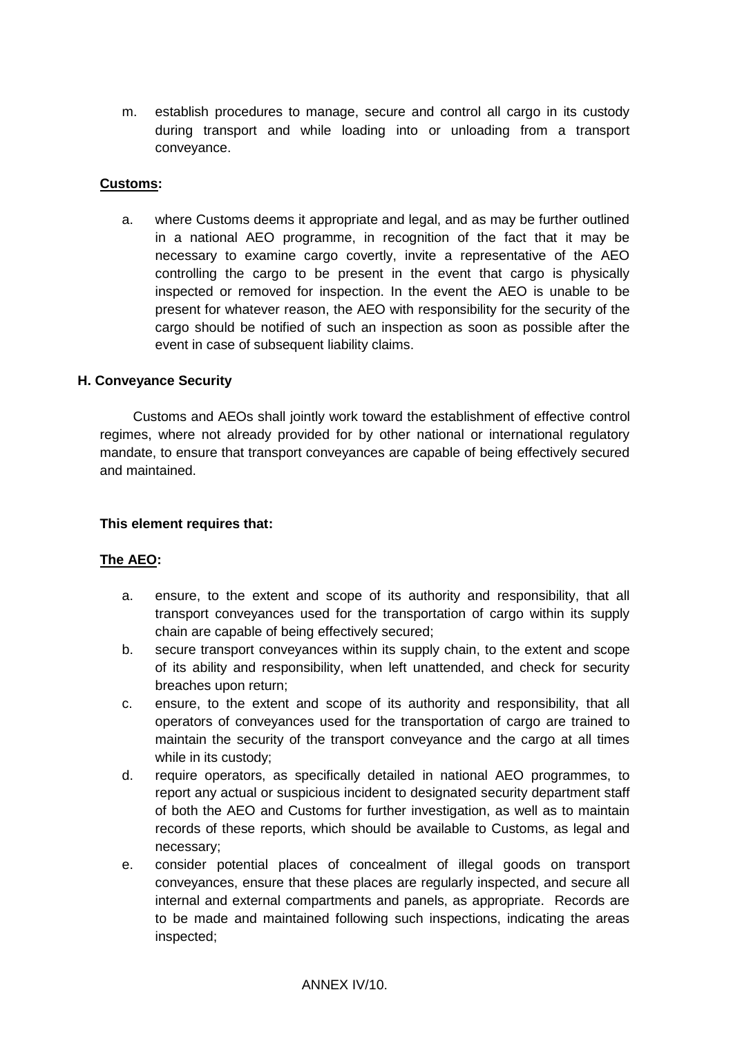m. establish procedures to manage, secure and control all cargo in its custody during transport and while loading into or unloading from a transport conveyance.

**Customs:**

a. where Customs deems it appropriate and legal, and as may be further outlined in a national AEO programme, in recognition of the fact that it may be necessary to examine cargo covertly, invite a representative of the AEO controlling the cargo to be present in the event that cargo is physically inspected or removed for inspection. In the event the AEO is unable to be present for whatever reason, the AEO with responsibility for the security of the cargo should be notified of such an inspection as soon as possible after the event in case of subsequent liability claims.

### H. Conveyance Security

Customs and AEOs shall jointly work toward the establishment of effective control regimes, where not already provided for by other national or international regulatory mandate, to ensure that transport conveyances are capable of being effectively secured and maintained.

**This element requires that:**

**The AEO:**

a. ensure, to the extent and scope of its authority and responsibility, that all transport conveyances used for the transportation of cargo within its supply chain are capable of being effectively secured;
b. secure transport conveyances within its supply chain, to the extent and scope of its ability and responsibility, when left unattended, and check for security breaches upon return;
c. ensure, to the extent and scope of its authority and responsibility, that all operators of conveyances used for the transportation of cargo are trained to maintain the security of the transport conveyance and the cargo at all times while in its custody;
d. require operators, as specifically detailed in national AEO programmes, to report any actual or suspicious incident to designated security department staff of both the AEO and Customs for further investigation, as well as to maintain records of these reports, which should be available to Customs, as legal and necessary;
e. consider potential places of concealment of illegal goods on transport conveyances, ensure that these places are regularly inspected, and secure all internal and external compartments and panels, as appropriate. Records are to be made and maintained following such inspections, indicating the areas inspected;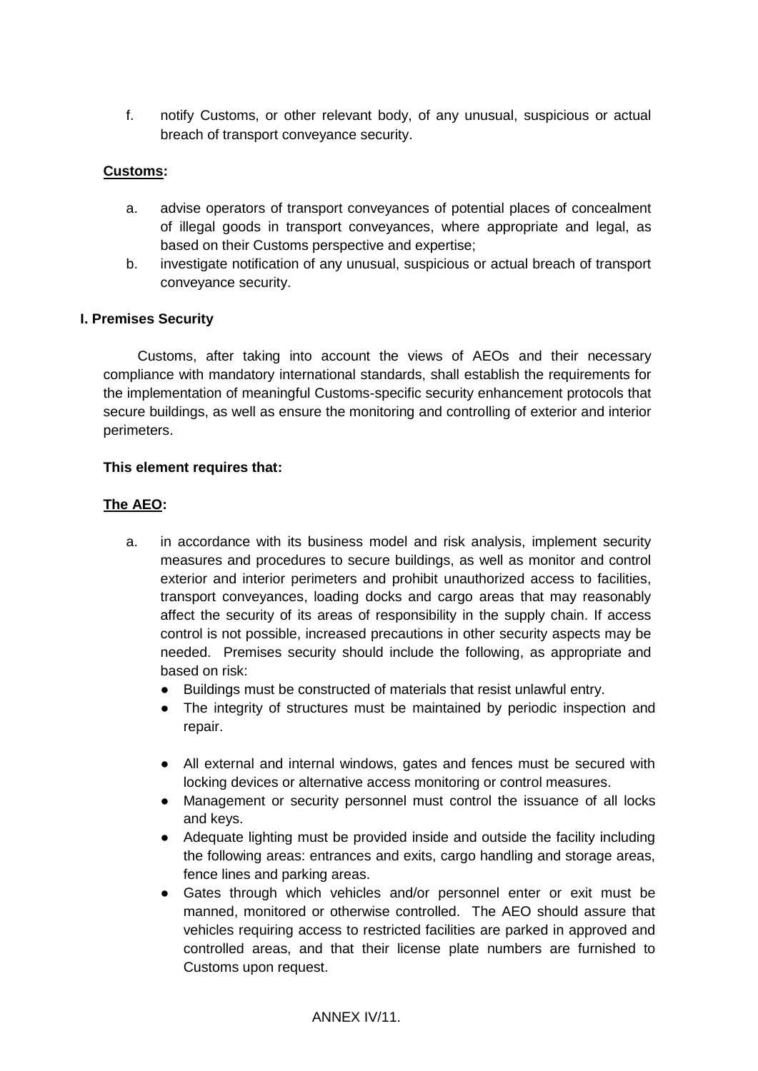f. notify Customs, or other relevant body, of any unusual, suspicious or actual breach of transport conveyance security.

**Customs:**

a. advise operators of transport conveyances of potential places of concealment of illegal goods in transport conveyances, where appropriate and legal, as based on their Customs perspective and expertise;
b. investigate notification of any unusual, suspicious or actual breach of transport conveyance security.

**I. Premises Security**

Customs, after taking into account the views of AEOs and their necessary compliance with mandatory international standards, shall establish the requirements for the implementation of meaningful Customs-specific security enhancement protocols that secure buildings, as well as ensure the monitoring and controlling of exterior and interior perimeters.

**This element requires that:**

**The AEO:**

a. in accordance with its business model and risk analysis, implement security measures and procedures to secure buildings, as well as monitor and control exterior and interior perimeters and prohibit unauthorized access to facilities, transport conveyances, loading docks and cargo areas that may reasonably affect the security of its areas of responsibility in the supply chain. If access control is not possible, increased precautions in other security aspects may be needed. Premises security should include the following, as appropriate and based on risk:
   - Buildings must be constructed of materials that resist unlawful entry.
   - The integrity of structures must be maintained by periodic inspection and repair.
   - All external and internal windows, gates and fences must be secured with locking devices or alternative access monitoring or control measures.
   - Management or security personnel must control the issuance of all locks and keys.
   - Adequate lighting must be provided inside and outside the facility including the following areas: entrances and exits, cargo handling and storage areas, fence lines and parking areas.
   - Gates through which vehicles and/or personnel enter or exit must be manned, monitored or otherwise controlled. The AEO should assure that vehicles requiring access to restricted facilities are parked in approved and controlled areas, and that their license plate numbers are furnished to Customs upon request.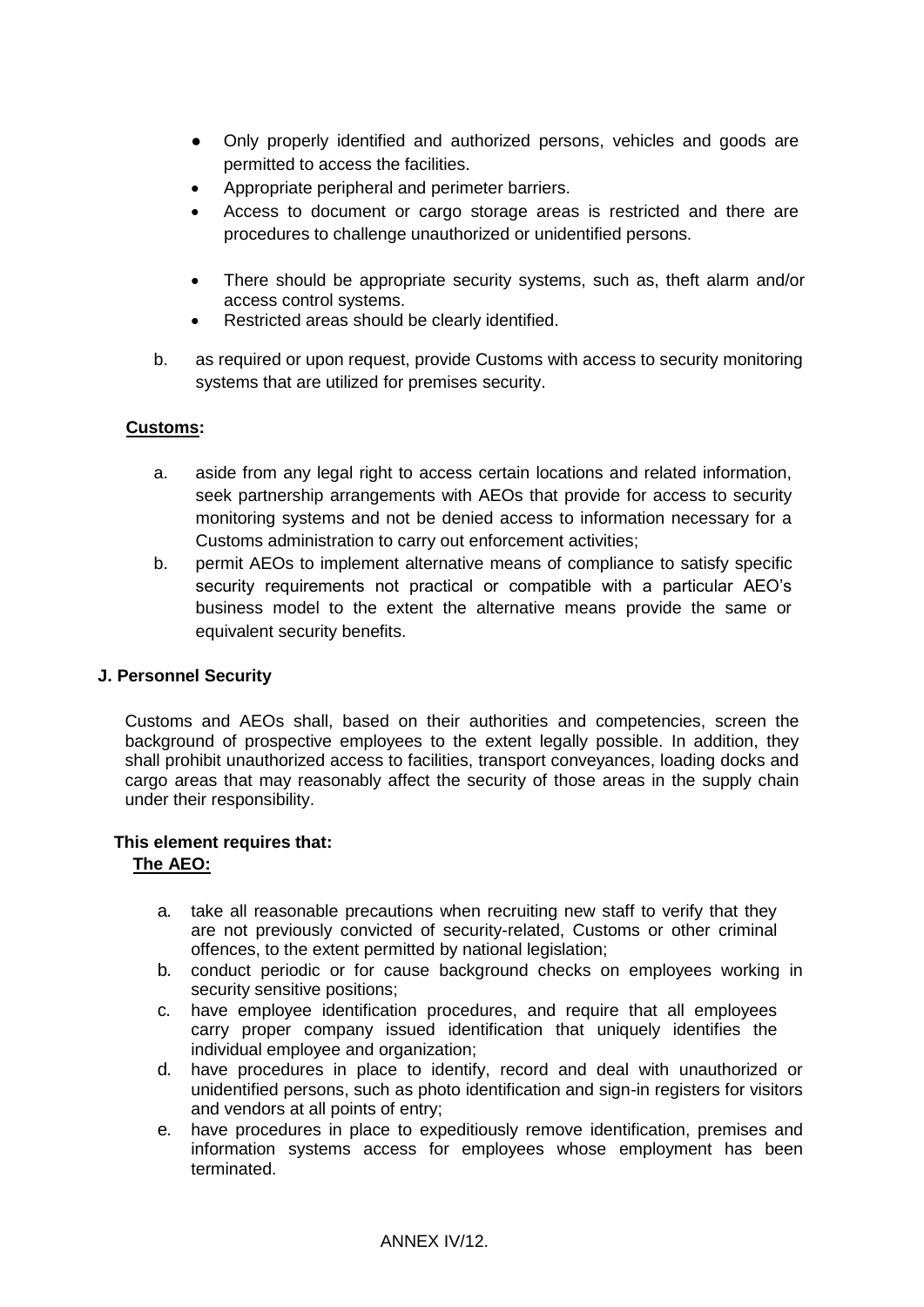- Only properly identified and authorized persons, vehicles and goods are permitted to access the facilities.
- Appropriate peripheral and perimeter barriers.
- Access to document or cargo storage areas is restricted and there are procedures to challenge unauthorized or unidentified persons.
- There should be appropriate security systems, such as, theft alarm and/or access control systems.
- Restricted areas should be clearly identified.

b. as required or upon request, provide Customs with access to security monitoring systems that are utilized for premises security.

**Customs:**

a. aside from any legal right to access certain locations and related information, seek partnership arrangements with AEOs that provide for access to security monitoring systems and not be denied access to information necessary for a Customs administration to carry out enforcement activities;

b. permit AEOs to implement alternative means of compliance to satisfy specific security requirements not practical or compatible with a particular AEO's business model to the extent the alternative means provide the same or equivalent security benefits.

**J. Personnel Security**

Customs and AEOs shall, based on their authorities and competencies, screen the background of prospective employees to the extent legally possible. In addition, they shall prohibit unauthorized access to facilities, transport conveyances, loading docks and cargo areas that may reasonably affect the security of those areas in the supply chain under their responsibility.

**This element requires that:**

**The AEO:**

a. take all reasonable precautions when recruiting new staff to verify that they are not previously convicted of security-related, Customs or other criminal offences, to the extent permitted by national legislation;

b. conduct periodic or for cause background checks on employees working in security sensitive positions;

c. have employee identification procedures, and require that all employees carry proper company issued identification that uniquely identifies the individual employee and organization;

d. have procedures in place to identify, record and deal with unauthorized or unidentified persons, such as photo identification and sign-in registers for visitors and vendors at all points of entry;

e. have procedures in place to expeditiously remove identification, premises and information systems access for employees whose employment has been terminated.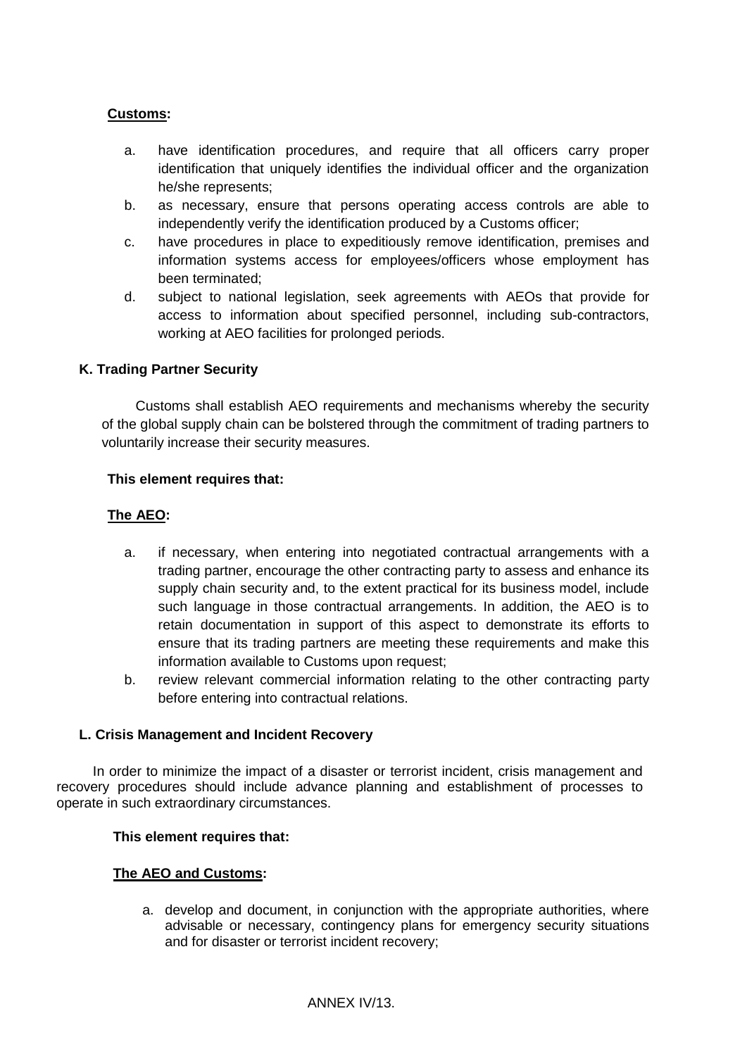**<u>Customs</u>:**

a. have identification procedures, and require that all officers carry proper identification that uniquely identifies the individual officer and the organization he/she represents;
b. as necessary, ensure that persons operating access controls are able to independently verify the identification produced by a Customs officer;
c. have procedures in place to expeditiously remove identification, premises and information systems access for employees/officers whose employment has been terminated;
d. subject to national legislation, seek agreements with AEOs that provide for access to information about specified personnel, including sub-contractors, working at AEO facilities for prolonged periods.

**K. Trading Partner Security**

Customs shall establish AEO requirements and mechanisms whereby the security of the global supply chain can be bolstered through the commitment of trading partners to voluntarily increase their security measures.

**This element requires that:**

**<u>The AEO</u>:**

a. if necessary, when entering into negotiated contractual arrangements with a trading partner, encourage the other contracting party to assess and enhance its supply chain security and, to the extent practical for its business model, include such language in those contractual arrangements. In addition, the AEO is to retain documentation in support of this aspect to demonstrate its efforts to ensure that its trading partners are meeting these requirements and make this information available to Customs upon request;
b. review relevant commercial information relating to the other contracting party before entering into contractual relations.

**L. Crisis Management and Incident Recovery**

In order to minimize the impact of a disaster or terrorist incident, crisis management and recovery procedures should include advance planning and establishment of processes to operate in such extraordinary circumstances.

**This element requires that:**

**<u>The AEO and Customs</u>:**

a. develop and document, in conjunction with the appropriate authorities, where advisable or necessary, contingency plans for emergency security situations and for disaster or terrorist incident recovery;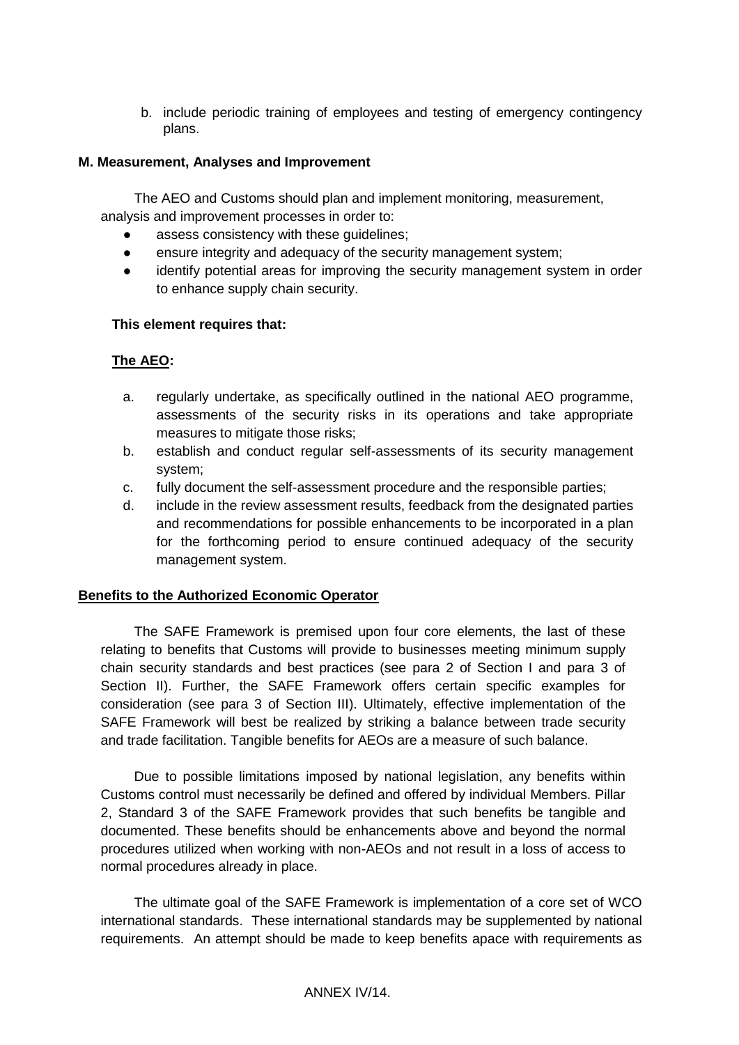b. include periodic training of employees and testing of emergency contingency plans.

**M. Measurement, Analyses and Improvement**

The AEO and Customs should plan and implement monitoring, measurement, analysis and improvement processes in order to:

- assess consistency with these guidelines;
- ensure integrity and adequacy of the security management system;
- identify potential areas for improving the security management system in order to enhance supply chain security.

**This element requires that:**

**The AEO:**

a. regularly undertake, as specifically outlined in the national AEO programme, assessments of the security risks in its operations and take appropriate measures to mitigate those risks;
b. establish and conduct regular self-assessments of its security management system;
c. fully document the self-assessment procedure and the responsible parties;
d. include in the review assessment results, feedback from the designated parties and recommendations for possible enhancements to be incorporated in a plan for the forthcoming period to ensure continued adequacy of the security management system.

**Benefits to the Authorized Economic Operator**

The SAFE Framework is premised upon four core elements, the last of these relating to benefits that Customs will provide to businesses meeting minimum supply chain security standards and best practices (see para 2 of Section I and para 3 of Section II). Further, the SAFE Framework offers certain specific examples for consideration (see para 3 of Section III). Ultimately, effective implementation of the SAFE Framework will best be realized by striking a balance between trade security and trade facilitation. Tangible benefits for AEOs are a measure of such balance.

Due to possible limitations imposed by national legislation, any benefits within Customs control must necessarily be defined and offered by individual Members. Pillar 2, Standard 3 of the SAFE Framework provides that such benefits be tangible and documented. These benefits should be enhancements above and beyond the normal procedures utilized when working with non-AEOs and not result in a loss of access to normal procedures already in place.

The ultimate goal of the SAFE Framework is implementation of a core set of WCO international standards. These international standards may be supplemented by national requirements. An attempt should be made to keep benefits apace with requirements as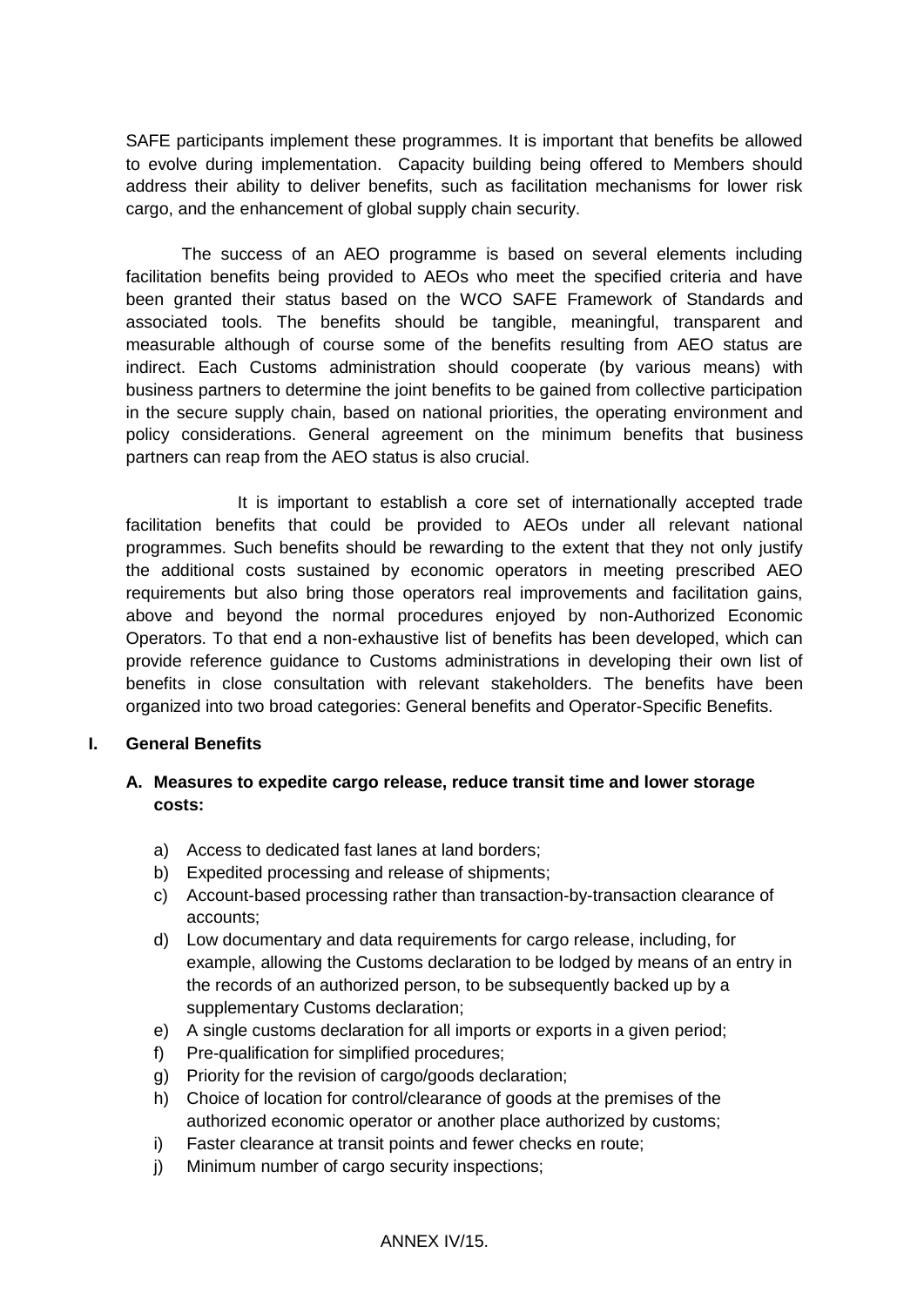SAFE participants implement these programmes. It is important that benefits be allowed to evolve during implementation. Capacity building being offered to Members should address their ability to deliver benefits, such as facilitation mechanisms for lower risk cargo, and the enhancement of global supply chain security.

The success of an AEO programme is based on several elements including facilitation benefits being provided to AEOs who meet the specified criteria and have been granted their status based on the WCO SAFE Framework of Standards and associated tools. The benefits should be tangible, meaningful, transparent and measurable although of course some of the benefits resulting from AEO status are indirect. Each Customs administration should cooperate (by various means) with business partners to determine the joint benefits to be gained from collective participation in the secure supply chain, based on national priorities, the operating environment and policy considerations. General agreement on the minimum benefits that business partners can reap from the AEO status is also crucial.

It is important to establish a core set of internationally accepted trade facilitation benefits that could be provided to AEOs under all relevant national programmes. Such benefits should be rewarding to the extent that they not only justify the additional costs sustained by economic operators in meeting prescribed AEO requirements but also bring those operators real improvements and facilitation gains, above and beyond the normal procedures enjoyed by non-Authorized Economic Operators. To that end a non-exhaustive list of benefits has been developed, which can provide reference guidance to Customs administrations in developing their own list of benefits in close consultation with relevant stakeholders. The benefits have been organized into two broad categories: General benefits and Operator-Specific Benefits.

## I. General Benefits

### A. Measures to expedite cargo release, reduce transit time and lower storage costs:

a) Access to dedicated fast lanes at land borders;
b) Expedited processing and release of shipments;
c) Account-based processing rather than transaction-by-transaction clearance of accounts;
d) Low documentary and data requirements for cargo release, including, for example, allowing the Customs declaration to be lodged by means of an entry in the records of an authorized person, to be subsequently backed up by a supplementary Customs declaration;
e) A single customs declaration for all imports or exports in a given period;
f) Pre-qualification for simplified procedures;
g) Priority for the revision of cargo/goods declaration;
h) Choice of location for control/clearance of goods at the premises of the authorized economic operator or another place authorized by customs;
i) Faster clearance at transit points and fewer checks en route;
j) Minimum number of cargo security inspections;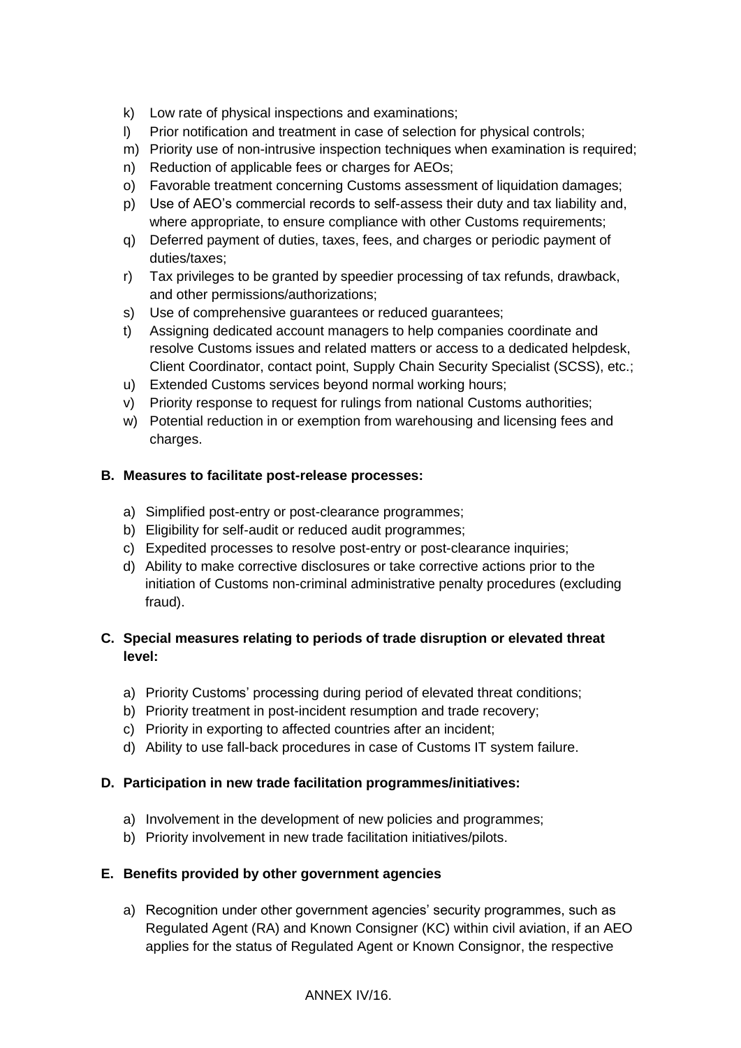k) Low rate of physical inspections and examinations;
l) Prior notification and treatment in case of selection for physical controls;
m) Priority use of non-intrusive inspection techniques when examination is required;
n) Reduction of applicable fees or charges for AEOs;
o) Favorable treatment concerning Customs assessment of liquidation damages;
p) Use of AEO's commercial records to self-assess their duty and tax liability and, where appropriate, to ensure compliance with other Customs requirements;
q) Deferred payment of duties, taxes, fees, and charges or periodic payment of duties/taxes;
r) Tax privileges to be granted by speedier processing of tax refunds, drawback, and other permissions/authorizations;
s) Use of comprehensive guarantees or reduced guarantees;
t) Assigning dedicated account managers to help companies coordinate and resolve Customs issues and related matters or access to a dedicated helpdesk, Client Coordinator, contact point, Supply Chain Security Specialist (SCSS), etc.;
u) Extended Customs services beyond normal working hours;
v) Priority response to request for rulings from national Customs authorities;
w) Potential reduction in or exemption from warehousing and licensing fees and charges.

**B. Measures to facilitate post-release processes:**

a) Simplified post-entry or post-clearance programmes;
b) Eligibility for self-audit or reduced audit programmes;
c) Expedited processes to resolve post-entry or post-clearance inquiries;
d) Ability to make corrective disclosures or take corrective actions prior to the initiation of Customs non-criminal administrative penalty procedures (excluding fraud).

**C. Special measures relating to periods of trade disruption or elevated threat level:**

a) Priority Customs' processing during period of elevated threat conditions;
b) Priority treatment in post-incident resumption and trade recovery;
c) Priority in exporting to affected countries after an incident;
d) Ability to use fall-back procedures in case of Customs IT system failure.

**D. Participation in new trade facilitation programmes/initiatives:**

a) Involvement in the development of new policies and programmes;
b) Priority involvement in new trade facilitation initiatives/pilots.

**E. Benefits provided by other government agencies**

a) Recognition under other government agencies' security programmes, such as Regulated Agent (RA) and Known Consigner (KC) within civil aviation, if an AEO applies for the status of Regulated Agent or Known Consignor, the respective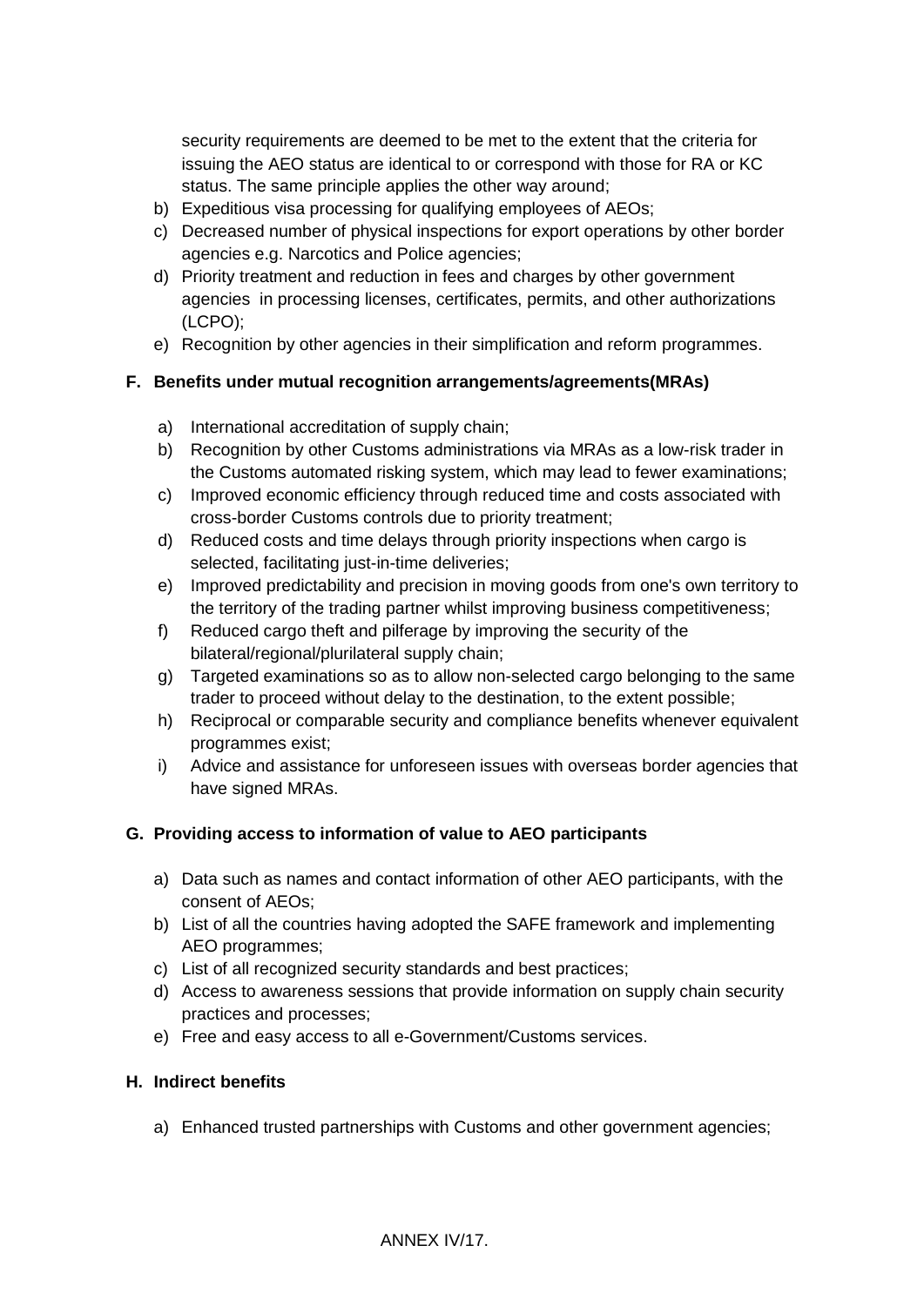security requirements are deemed to be met to the extent that the criteria for issuing the AEO status are identical to or correspond with those for RA or KC status. The same principle applies the other way around;

b) Expeditious visa processing for qualifying employees of AEOs;
c) Decreased number of physical inspections for export operations by other border agencies e.g. Narcotics and Police agencies;
d) Priority treatment and reduction in fees and charges by other government agencies in processing licenses, certificates, permits, and other authorizations (LCPO);
e) Recognition by other agencies in their simplification and reform programmes.

**F. Benefits under mutual recognition arrangements/agreements(MRAs)**

a) International accreditation of supply chain;
b) Recognition by other Customs administrations via MRAs as a low-risk trader in the Customs automated risking system, which may lead to fewer examinations;
c) Improved economic efficiency through reduced time and costs associated with cross-border Customs controls due to priority treatment;
d) Reduced costs and time delays through priority inspections when cargo is selected, facilitating just-in-time deliveries;
e) Improved predictability and precision in moving goods from one's own territory to the territory of the trading partner whilst improving business competitiveness;
f) Reduced cargo theft and pilferage by improving the security of the bilateral/regional/plurilateral supply chain;
g) Targeted examinations so as to allow non-selected cargo belonging to the same trader to proceed without delay to the destination, to the extent possible;
h) Reciprocal or comparable security and compliance benefits whenever equivalent programmes exist;
i) Advice and assistance for unforeseen issues with overseas border agencies that have signed MRAs.

**G. Providing access to information of value to AEO participants**

a) Data such as names and contact information of other AEO participants, with the consent of AEOs;
b) List of all the countries having adopted the SAFE framework and implementing AEO programmes;
c) List of all recognized security standards and best practices;
d) Access to awareness sessions that provide information on supply chain security practices and processes;
e) Free and easy access to all e-Government/Customs services.

**H. Indirect benefits**

a) Enhanced trusted partnerships with Customs and other government agencies;

ANNEX IV/17.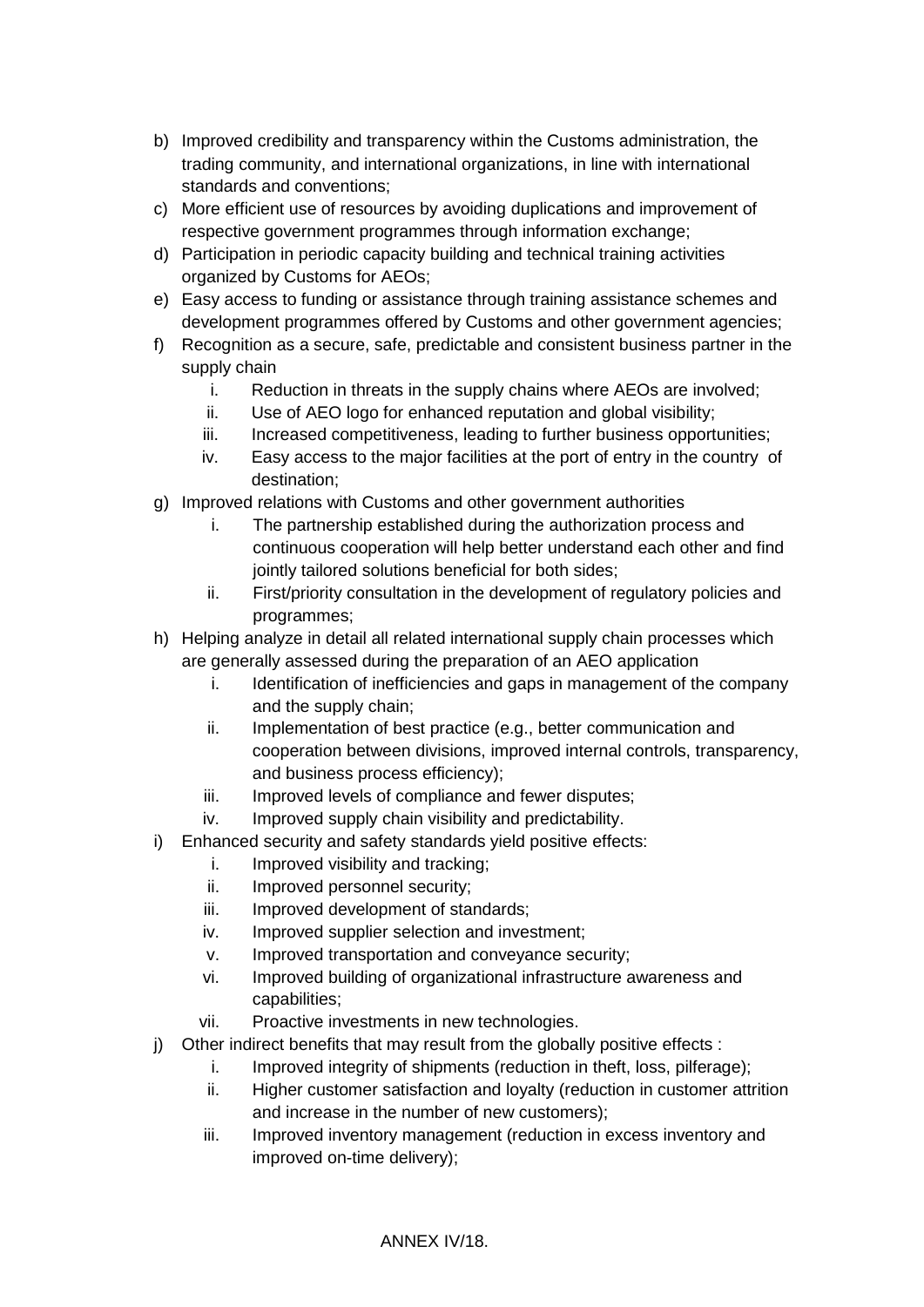b) Improved credibility and transparency within the Customs administration, the trading community, and international organizations, in line with international standards and conventions;
c) More efficient use of resources by avoiding duplications and improvement of respective government programmes through information exchange;
d) Participation in periodic capacity building and technical training activities organized by Customs for AEOs;
e) Easy access to funding or assistance through training assistance schemes and development programmes offered by Customs and other government agencies;
f) Recognition as a secure, safe, predictable and consistent business partner in the supply chain
   i. Reduction in threats in the supply chains where AEOs are involved;
   ii. Use of AEO logo for enhanced reputation and global visibility;
   iii. Increased competitiveness, leading to further business opportunities;
   iv. Easy access to the major facilities at the port of entry in the country of destination;
g) Improved relations with Customs and other government authorities
   i. The partnership established during the authorization process and continuous cooperation will help better understand each other and find jointly tailored solutions beneficial for both sides;
   ii. First/priority consultation in the development of regulatory policies and programmes;
h) Helping analyze in detail all related international supply chain processes which are generally assessed during the preparation of an AEO application
   i. Identification of inefficiencies and gaps in management of the company and the supply chain;
   ii. Implementation of best practice (e.g., better communication and cooperation between divisions, improved internal controls, transparency, and business process efficiency);
   iii. Improved levels of compliance and fewer disputes;
   iv. Improved supply chain visibility and predictability.
i) Enhanced security and safety standards yield positive effects:
   i. Improved visibility and tracking;
   ii. Improved personnel security;
   iii. Improved development of standards;
   iv. Improved supplier selection and investment;
   v. Improved transportation and conveyance security;
   vi. Improved building of organizational infrastructure awareness and capabilities;
   vii. Proactive investments in new technologies.
j) Other indirect benefits that may result from the globally positive effects :
   i. Improved integrity of shipments (reduction in theft, loss, pilferage);
   ii. Higher customer satisfaction and loyalty (reduction in customer attrition and increase in the number of new customers);
   iii. Improved inventory management (reduction in excess inventory and improved on-time delivery);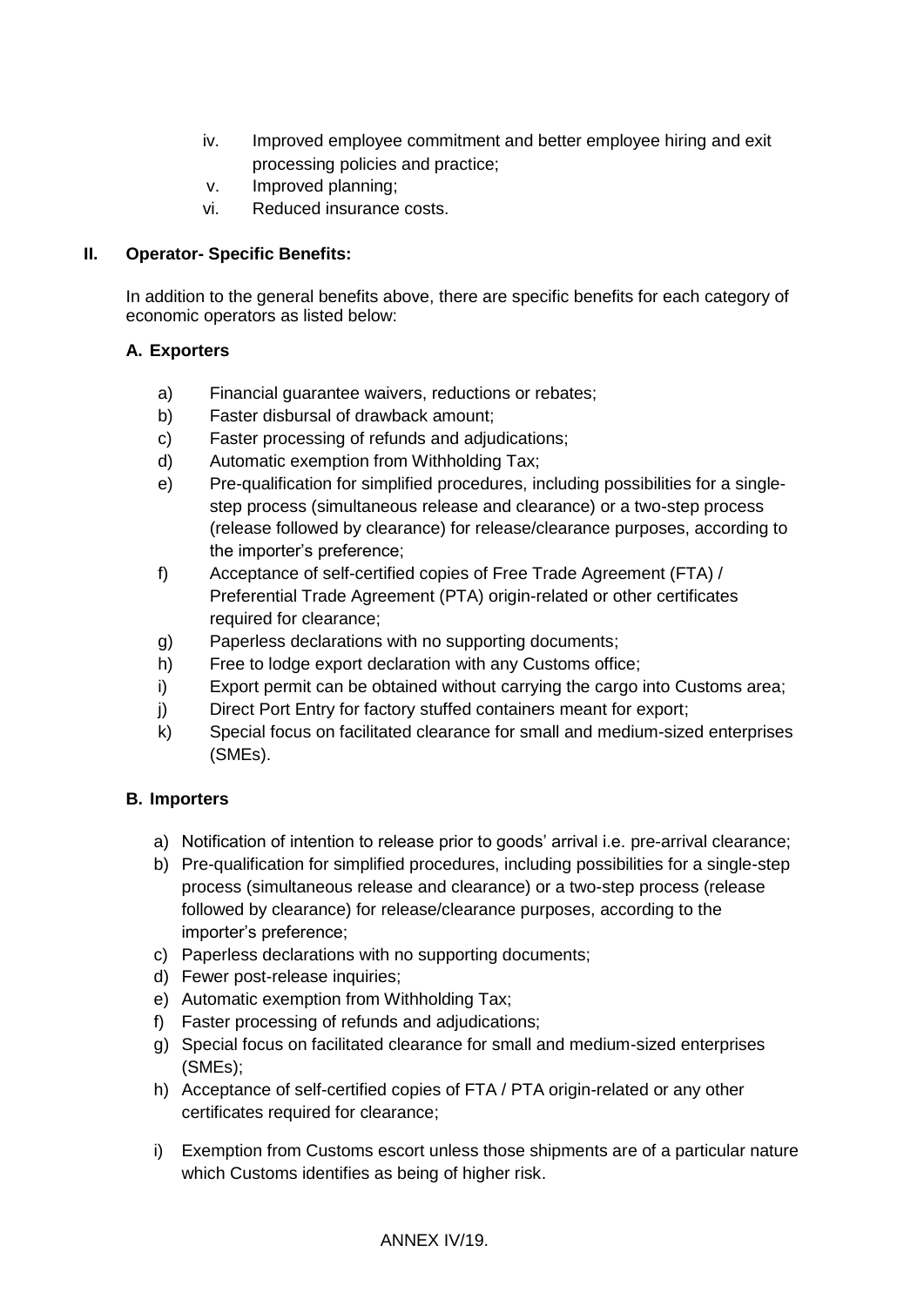iv. Improved employee commitment and better employee hiring and exit processing policies and practice;
v. Improved planning;
vi. Reduced insurance costs.

**II. Operator- Specific Benefits:**

In addition to the general benefits above, there are specific benefits for each category of economic operators as listed below:

**A. Exporters**

a) Financial guarantee waivers, reductions or rebates;
b) Faster disbursal of drawback amount;
c) Faster processing of refunds and adjudications;
d) Automatic exemption from Withholding Tax;
e) Pre-qualification for simplified procedures, including possibilities for a single-step process (simultaneous release and clearance) or a two-step process (release followed by clearance) for release/clearance purposes, according to the importer's preference;
f) Acceptance of self-certified copies of Free Trade Agreement (FTA) / Preferential Trade Agreement (PTA) origin-related or other certificates required for clearance;
g) Paperless declarations with no supporting documents;
h) Free to lodge export declaration with any Customs office;
i) Export permit can be obtained without carrying the cargo into Customs area;
j) Direct Port Entry for factory stuffed containers meant for export;
k) Special focus on facilitated clearance for small and medium-sized enterprises (SMEs).

**B. Importers**

a) Notification of intention to release prior to goods' arrival i.e. pre-arrival clearance;
b) Pre-qualification for simplified procedures, including possibilities for a single-step process (simultaneous release and clearance) or a two-step process (release followed by clearance) for release/clearance purposes, according to the importer's preference;
c) Paperless declarations with no supporting documents;
d) Fewer post-release inquiries;
e) Automatic exemption from Withholding Tax;
f) Faster processing of refunds and adjudications;
g) Special focus on facilitated clearance for small and medium-sized enterprises (SMEs);
h) Acceptance of self-certified copies of FTA / PTA origin-related or any other certificates required for clearance;
i) Exemption from Customs escort unless those shipments are of a particular nature which Customs identifies as being of higher risk.

ANNEX IV/19.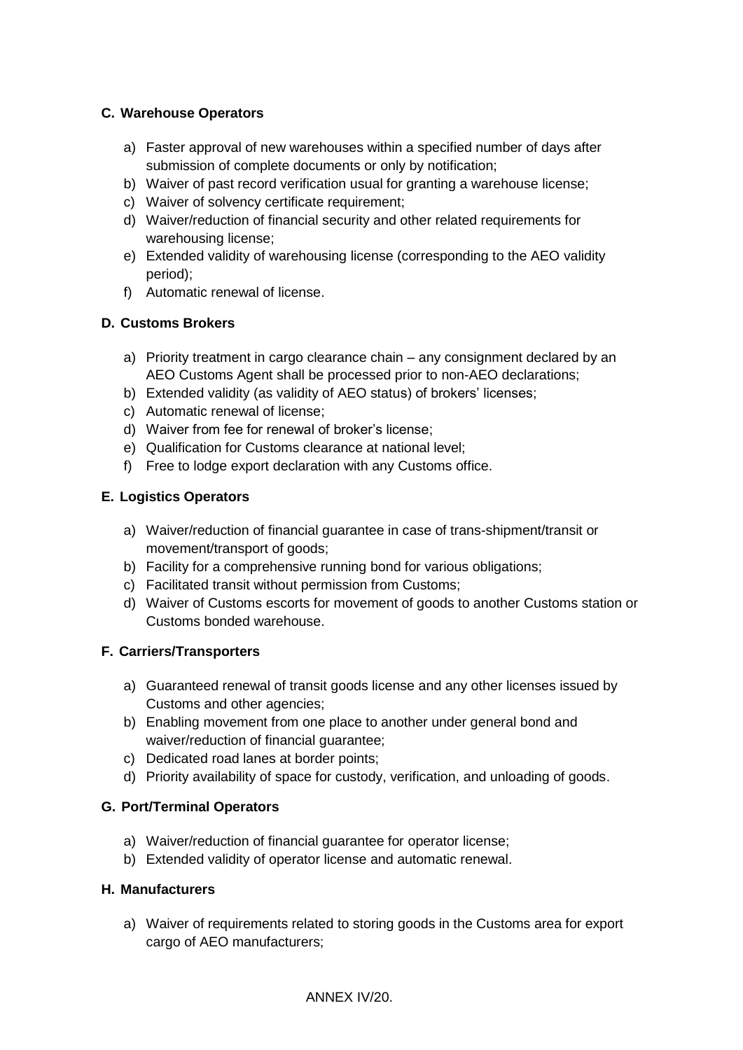### C. Warehouse Operators

a) Faster approval of new warehouses within a specified number of days after submission of complete documents or only by notification;
b) Waiver of past record verification usual for granting a warehouse license;
c) Waiver of solvency certificate requirement;
d) Waiver/reduction of financial security and other related requirements for warehousing license;
e) Extended validity of warehousing license (corresponding to the AEO validity period);
f) Automatic renewal of license.

### D. Customs Brokers

a) Priority treatment in cargo clearance chain – any consignment declared by an AEO Customs Agent shall be processed prior to non-AEO declarations;
b) Extended validity (as validity of AEO status) of brokers' licenses;
c) Automatic renewal of license;
d) Waiver from fee for renewal of broker's license;
e) Qualification for Customs clearance at national level;
f) Free to lodge export declaration with any Customs office.

### E. Logistics Operators

a) Waiver/reduction of financial guarantee in case of trans-shipment/transit or movement/transport of goods;
b) Facility for a comprehensive running bond for various obligations;
c) Facilitated transit without permission from Customs;
d) Waiver of Customs escorts for movement of goods to another Customs station or Customs bonded warehouse.

### F. Carriers/Transporters

a) Guaranteed renewal of transit goods license and any other licenses issued by Customs and other agencies;
b) Enabling movement from one place to another under general bond and waiver/reduction of financial guarantee;
c) Dedicated road lanes at border points;
d) Priority availability of space for custody, verification, and unloading of goods.

### G. Port/Terminal Operators

a) Waiver/reduction of financial guarantee for operator license;
b) Extended validity of operator license and automatic renewal.

### H. Manufacturers

a) Waiver of requirements related to storing goods in the Customs area for export cargo of AEO manufacturers;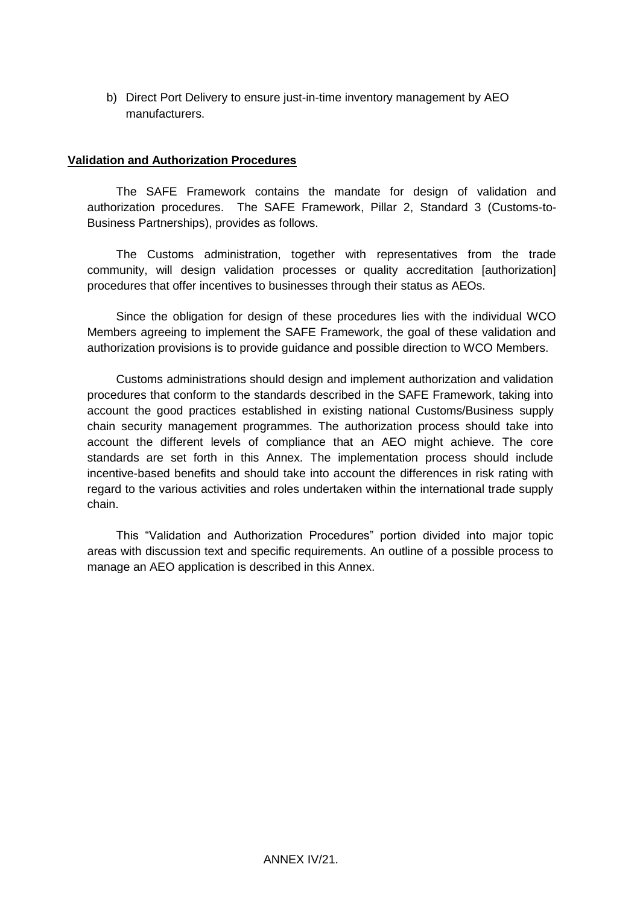b) Direct Port Delivery to ensure just-in-time inventory management by AEO manufacturers.

**Validation and Authorization Procedures**

The SAFE Framework contains the mandate for design of validation and authorization procedures. The SAFE Framework, Pillar 2, Standard 3 (Customs-to-Business Partnerships), provides as follows.

The Customs administration, together with representatives from the trade community, will design validation processes or quality accreditation [authorization] procedures that offer incentives to businesses through their status as AEOs.

Since the obligation for design of these procedures lies with the individual WCO Members agreeing to implement the SAFE Framework, the goal of these validation and authorization provisions is to provide guidance and possible direction to WCO Members.

Customs administrations should design and implement authorization and validation procedures that conform to the standards described in the SAFE Framework, taking into account the good practices established in existing national Customs/Business supply chain security management programmes. The authorization process should take into account the different levels of compliance that an AEO might achieve. The core standards are set forth in this Annex. The implementation process should include incentive-based benefits and should take into account the differences in risk rating with regard to the various activities and roles undertaken within the international trade supply chain.

This "Validation and Authorization Procedures" portion divided into major topic areas with discussion text and specific requirements. An outline of a possible process to manage an AEO application is described in this Annex.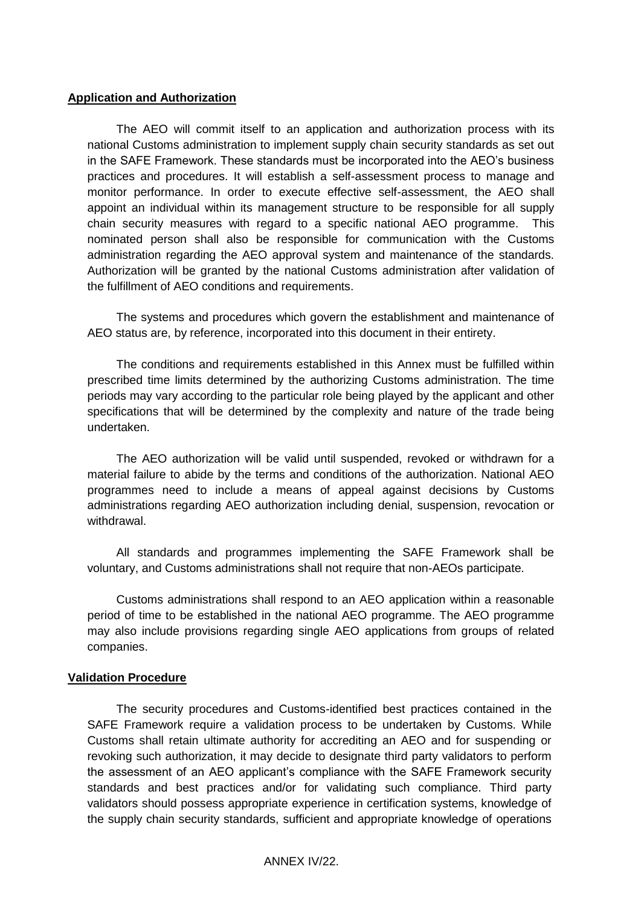**Application and Authorization**

The AEO will commit itself to an application and authorization process with its national Customs administration to implement supply chain security standards as set out in the SAFE Framework. These standards must be incorporated into the AEO's business practices and procedures. It will establish a self-assessment process to manage and monitor performance. In order to execute effective self-assessment, the AEO shall appoint an individual within its management structure to be responsible for all supply chain security measures with regard to a specific national AEO programme. This nominated person shall also be responsible for communication with the Customs administration regarding the AEO approval system and maintenance of the standards. Authorization will be granted by the national Customs administration after validation of the fulfillment of AEO conditions and requirements.

The systems and procedures which govern the establishment and maintenance of AEO status are, by reference, incorporated into this document in their entirety.

The conditions and requirements established in this Annex must be fulfilled within prescribed time limits determined by the authorizing Customs administration. The time periods may vary according to the particular role being played by the applicant and other specifications that will be determined by the complexity and nature of the trade being undertaken.

The AEO authorization will be valid until suspended, revoked or withdrawn for a material failure to abide by the terms and conditions of the authorization. National AEO programmes need to include a means of appeal against decisions by Customs administrations regarding AEO authorization including denial, suspension, revocation or withdrawal.

All standards and programmes implementing the SAFE Framework shall be voluntary, and Customs administrations shall not require that non-AEOs participate.

Customs administrations shall respond to an AEO application within a reasonable period of time to be established in the national AEO programme. The AEO programme may also include provisions regarding single AEO applications from groups of related companies.

**Validation Procedure**

The security procedures and Customs-identified best practices contained in the SAFE Framework require a validation process to be undertaken by Customs. While Customs shall retain ultimate authority for accrediting an AEO and for suspending or revoking such authorization, it may decide to designate third party validators to perform the assessment of an AEO applicant's compliance with the SAFE Framework security standards and best practices and/or for validating such compliance. Third party validators should possess appropriate experience in certification systems, knowledge of the supply chain security standards, sufficient and appropriate knowledge of operations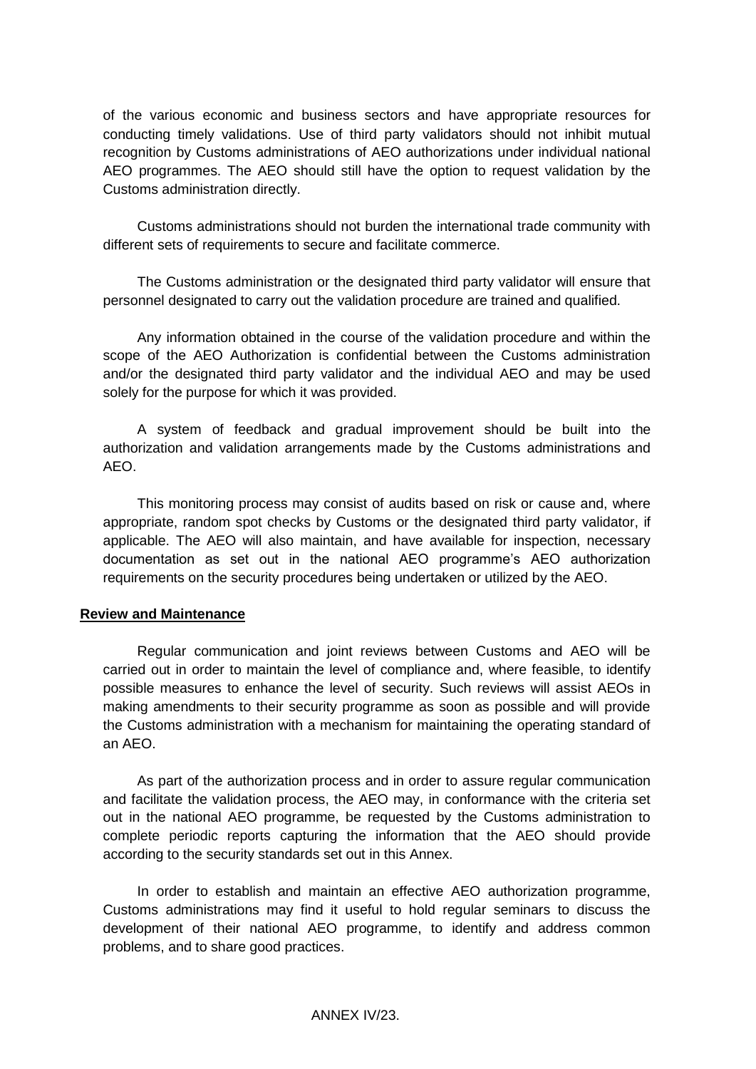of the various economic and business sectors and have appropriate resources for conducting timely validations. Use of third party validators should not inhibit mutual recognition by Customs administrations of AEO authorizations under individual national AEO programmes. The AEO should still have the option to request validation by the Customs administration directly.

Customs administrations should not burden the international trade community with different sets of requirements to secure and facilitate commerce.

The Customs administration or the designated third party validator will ensure that personnel designated to carry out the validation procedure are trained and qualified.

Any information obtained in the course of the validation procedure and within the scope of the AEO Authorization is confidential between the Customs administration and/or the designated third party validator and the individual AEO and may be used solely for the purpose for which it was provided.

A system of feedback and gradual improvement should be built into the authorization and validation arrangements made by the Customs administrations and AEO.

This monitoring process may consist of audits based on risk or cause and, where appropriate, random spot checks by Customs or the designated third party validator, if applicable. The AEO will also maintain, and have available for inspection, necessary documentation as set out in the national AEO programme's AEO authorization requirements on the security procedures being undertaken or utilized by the AEO.

**Review and Maintenance**

Regular communication and joint reviews between Customs and AEO will be carried out in order to maintain the level of compliance and, where feasible, to identify possible measures to enhance the level of security. Such reviews will assist AEOs in making amendments to their security programme as soon as possible and will provide the Customs administration with a mechanism for maintaining the operating standard of an AEO.

As part of the authorization process and in order to assure regular communication and facilitate the validation process, the AEO may, in conformance with the criteria set out in the national AEO programme, be requested by the Customs administration to complete periodic reports capturing the information that the AEO should provide according to the security standards set out in this Annex.

In order to establish and maintain an effective AEO authorization programme, Customs administrations may find it useful to hold regular seminars to discuss the development of their national AEO programme, to identify and address common problems, and to share good practices.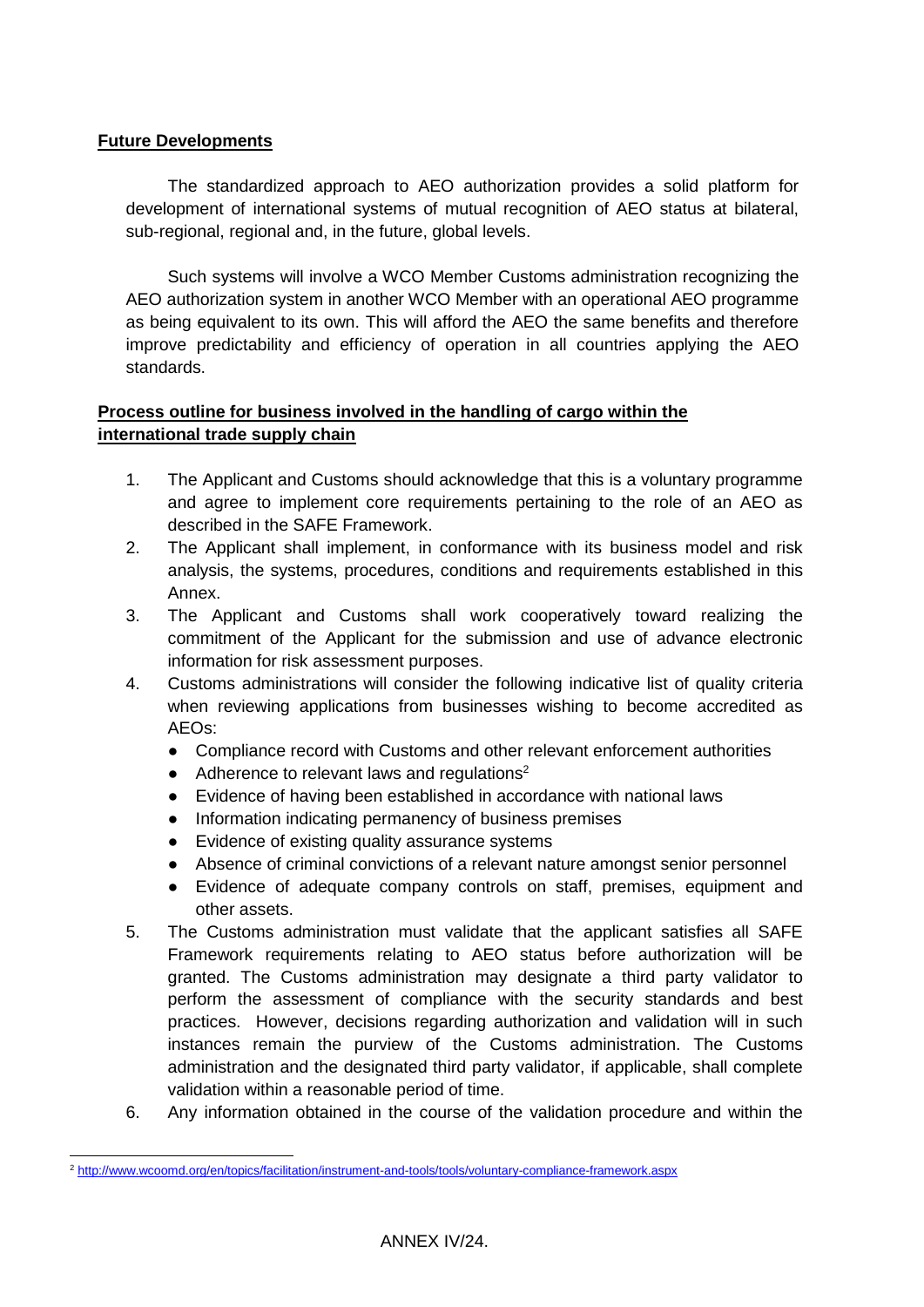**Future Developments**

The standardized approach to AEO authorization provides a solid platform for development of international systems of mutual recognition of AEO status at bilateral, sub-regional, regional and, in the future, global levels.

Such systems will involve a WCO Member Customs administration recognizing the AEO authorization system in another WCO Member with an operational AEO programme as being equivalent to its own. This will afford the AEO the same benefits and therefore improve predictability and efficiency of operation in all countries applying the AEO standards.

**Process outline for business involved in the handling of cargo within the international trade supply chain**

1. The Applicant and Customs should acknowledge that this is a voluntary programme and agree to implement core requirements pertaining to the role of an AEO as described in the SAFE Framework.
2. The Applicant shall implement, in conformance with its business model and risk analysis, the systems, procedures, conditions and requirements established in this Annex.
3. The Applicant and Customs shall work cooperatively toward realizing the commitment of the Applicant for the submission and use of advance electronic information for risk assessment purposes.
4. Customs administrations will consider the following indicative list of quality criteria when reviewing applications from businesses wishing to become accredited as AEOs:
   - Compliance record with Customs and other relevant enforcement authorities
   - Adherence to relevant laws and regulations[2]
   - Evidence of having been established in accordance with national laws
   - Information indicating permanency of business premises
   - Evidence of existing quality assurance systems
   - Absence of criminal convictions of a relevant nature amongst senior personnel
   - Evidence of adequate company controls on staff, premises, equipment and other assets.
5. The Customs administration must validate that the applicant satisfies all SAFE Framework requirements relating to AEO status before authorization will be granted. The Customs administration may designate a third party validator to perform the assessment of compliance with the security standards and best practices. However, decisions regarding authorization and validation will in such instances remain the purview of the Customs administration. The Customs administration and the designated third party validator, if applicable, shall complete validation within a reasonable period of time.
6. Any information obtained in the course of the validation procedure and within the

[2] http://www.wcoomd.org/en/topics/facilitation/instrument-and-tools/tools/voluntary-compliance-framework.aspx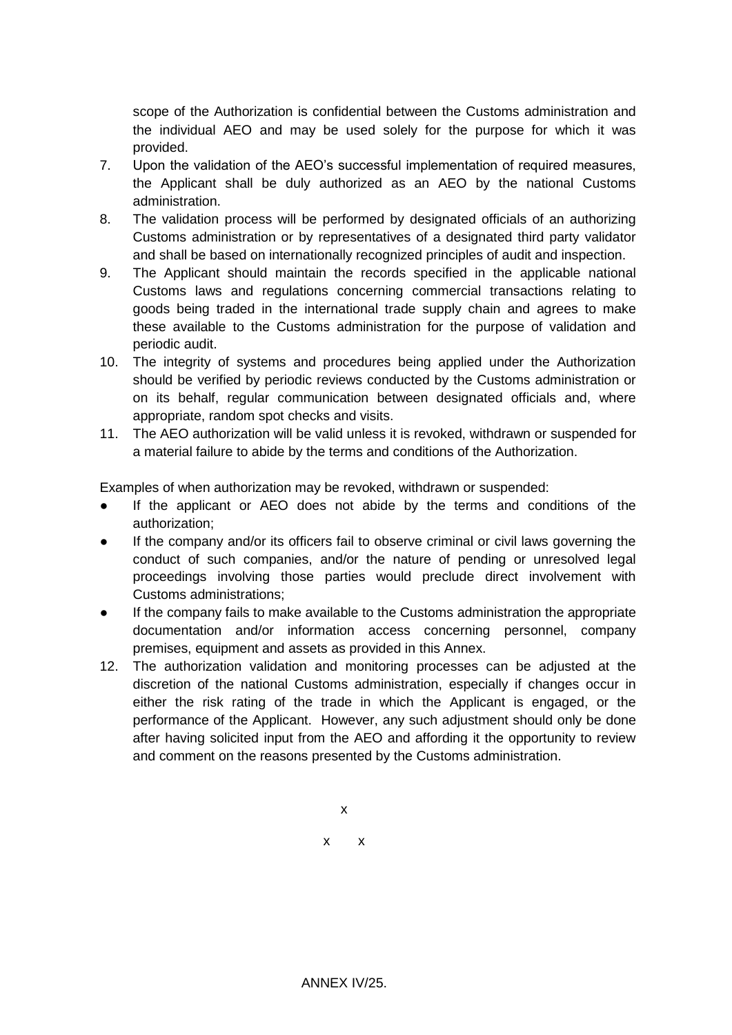scope of the Authorization is confidential between the Customs administration and the individual AEO and may be used solely for the purpose for which it was provided.

7. Upon the validation of the AEO's successful implementation of required measures, the Applicant shall be duly authorized as an AEO by the national Customs administration.
8. The validation process will be performed by designated officials of an authorizing Customs administration or by representatives of a designated third party validator and shall be based on internationally recognized principles of audit and inspection.
9. The Applicant should maintain the records specified in the applicable national Customs laws and regulations concerning commercial transactions relating to goods being traded in the international trade supply chain and agrees to make these available to the Customs administration for the purpose of validation and periodic audit.
10. The integrity of systems and procedures being applied under the Authorization should be verified by periodic reviews conducted by the Customs administration or on its behalf, regular communication between designated officials and, where appropriate, random spot checks and visits.
11. The AEO authorization will be valid unless it is revoked, withdrawn or suspended for a material failure to abide by the terms and conditions of the Authorization.

Examples of when authorization may be revoked, withdrawn or suspended:

- If the applicant or AEO does not abide by the terms and conditions of the authorization;
- If the company and/or its officers fail to observe criminal or civil laws governing the conduct of such companies, and/or the nature of pending or unresolved legal proceedings involving those parties would preclude direct involvement with Customs administrations;
- If the company fails to make available to the Customs administration the appropriate documentation and/or information access concerning personnel, company premises, equipment and assets as provided in this Annex.

12. The authorization validation and monitoring processes can be adjusted at the discretion of the national Customs administration, especially if changes occur in either the risk rating of the trade in which the Applicant is engaged, or the performance of the Applicant. However, any such adjustment should only be done after having solicited input from the AEO and affording it the opportunity to review and comment on the reasons presented by the Customs administration.

x

x x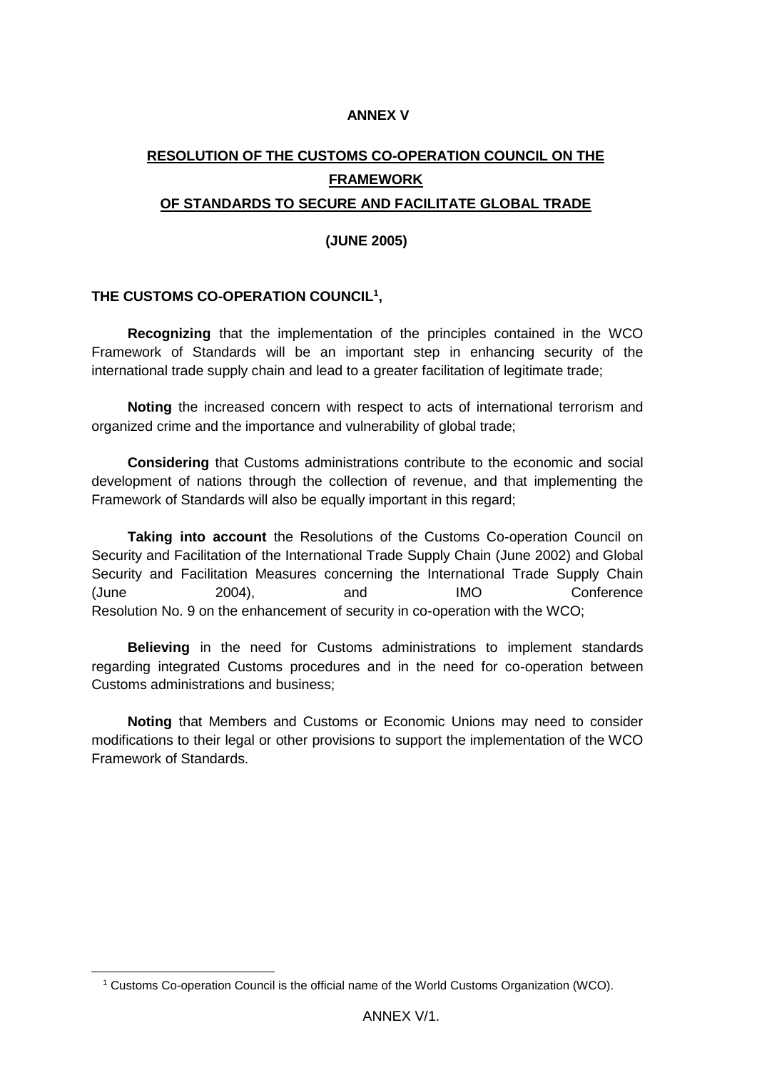**ANNEX V**

## RESOLUTION OF THE CUSTOMS CO-OPERATION COUNCIL ON THE FRAMEWORK OF STANDARDS TO SECURE AND FACILITATE GLOBAL TRADE

**(JUNE 2005)**

**THE CUSTOMS CO-OPERATION COUNCIL[1],**

**Recognizing** that the implementation of the principles contained in the WCO Framework of Standards will be an important step in enhancing security of the international trade supply chain and lead to a greater facilitation of legitimate trade;

**Noting** the increased concern with respect to acts of international terrorism and organized crime and the importance and vulnerability of global trade;

**Considering** that Customs administrations contribute to the economic and social development of nations through the collection of revenue, and that implementing the Framework of Standards will also be equally important in this regard;

**Taking into account** the Resolutions of the Customs Co-operation Council on Security and Facilitation of the International Trade Supply Chain (June 2002) and Global Security and Facilitation Measures concerning the International Trade Supply Chain (June 2004), and IMO Conference Resolution No. 9 on the enhancement of security in co-operation with the WCO;

**Believing** in the need for Customs administrations to implement standards regarding integrated Customs procedures and in the need for co-operation between Customs administrations and business;

**Noting** that Members and Customs or Economic Unions may need to consider modifications to their legal or other provisions to support the implementation of the WCO Framework of Standards.

[1] Customs Co-operation Council is the official name of the World Customs Organization (WCO).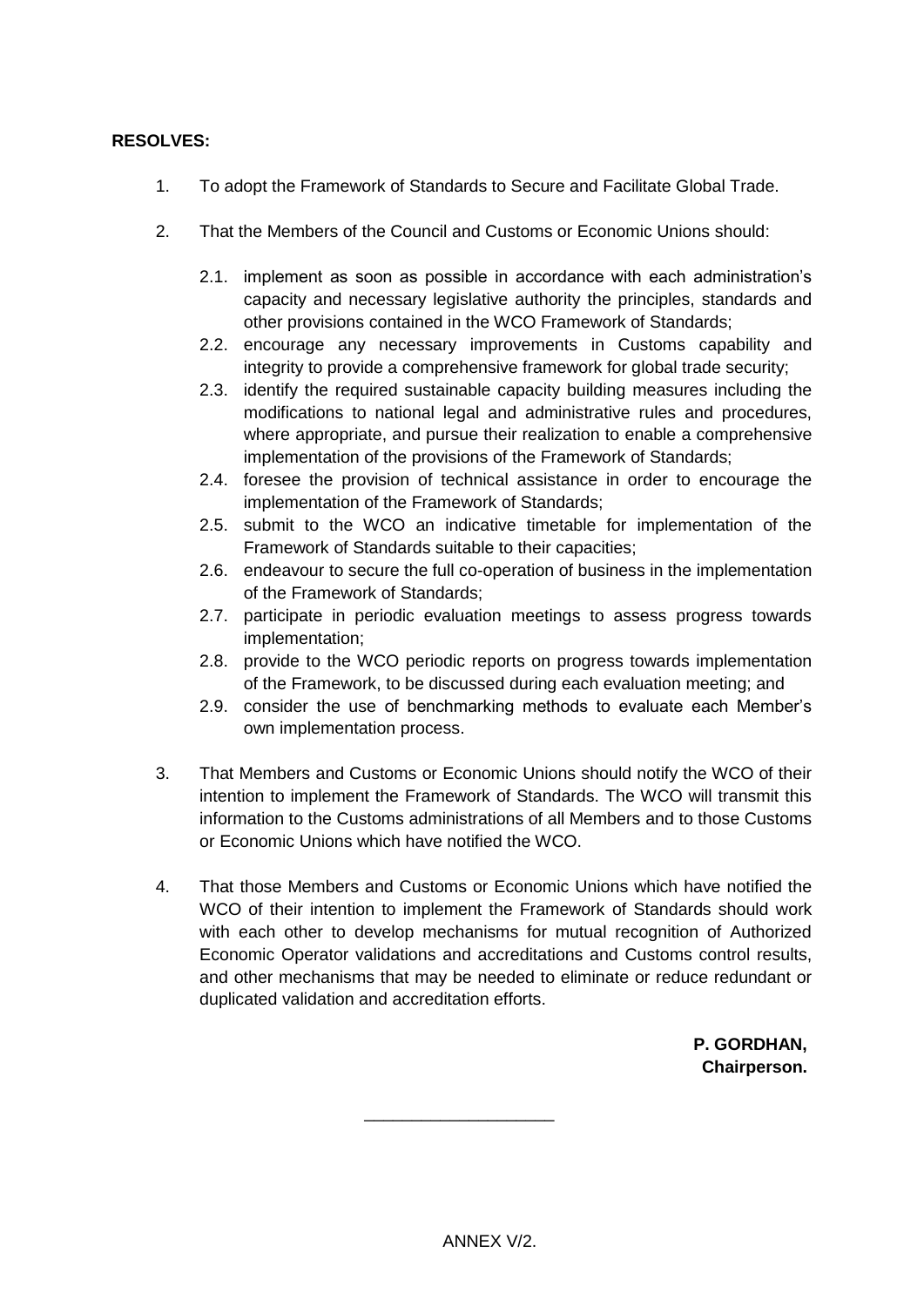**RESOLVES:**

1. To adopt the Framework of Standards to Secure and Facilitate Global Trade.

2. That the Members of the Council and Customs or Economic Unions should:

   2.1. implement as soon as possible in accordance with each administration's capacity and necessary legislative authority the principles, standards and other provisions contained in the WCO Framework of Standards;

   2.2. encourage any necessary improvements in Customs capability and integrity to provide a comprehensive framework for global trade security;

   2.3. identify the required sustainable capacity building measures including the modifications to national legal and administrative rules and procedures, where appropriate, and pursue their realization to enable a comprehensive implementation of the provisions of the Framework of Standards;

   2.4. foresee the provision of technical assistance in order to encourage the implementation of the Framework of Standards;

   2.5. submit to the WCO an indicative timetable for implementation of the Framework of Standards suitable to their capacities;

   2.6. endeavour to secure the full co-operation of business in the implementation of the Framework of Standards;

   2.7. participate in periodic evaluation meetings to assess progress towards implementation;

   2.8. provide to the WCO periodic reports on progress towards implementation of the Framework, to be discussed during each evaluation meeting; and

   2.9. consider the use of benchmarking methods to evaluate each Member's own implementation process.

3. That Members and Customs or Economic Unions should notify the WCO of their intention to implement the Framework of Standards. The WCO will transmit this information to the Customs administrations of all Members and to those Customs or Economic Unions which have notified the WCO.

4. That those Members and Customs or Economic Unions which have notified the WCO of their intention to implement the Framework of Standards should work with each other to develop mechanisms for mutual recognition of Authorized Economic Operator validations and accreditations and Customs control results, and other mechanisms that may be needed to eliminate or reduce redundant or duplicated validation and accreditation efforts.

**P. GORDHAN,**
**Chairperson.**

---

ANNEX V/2.